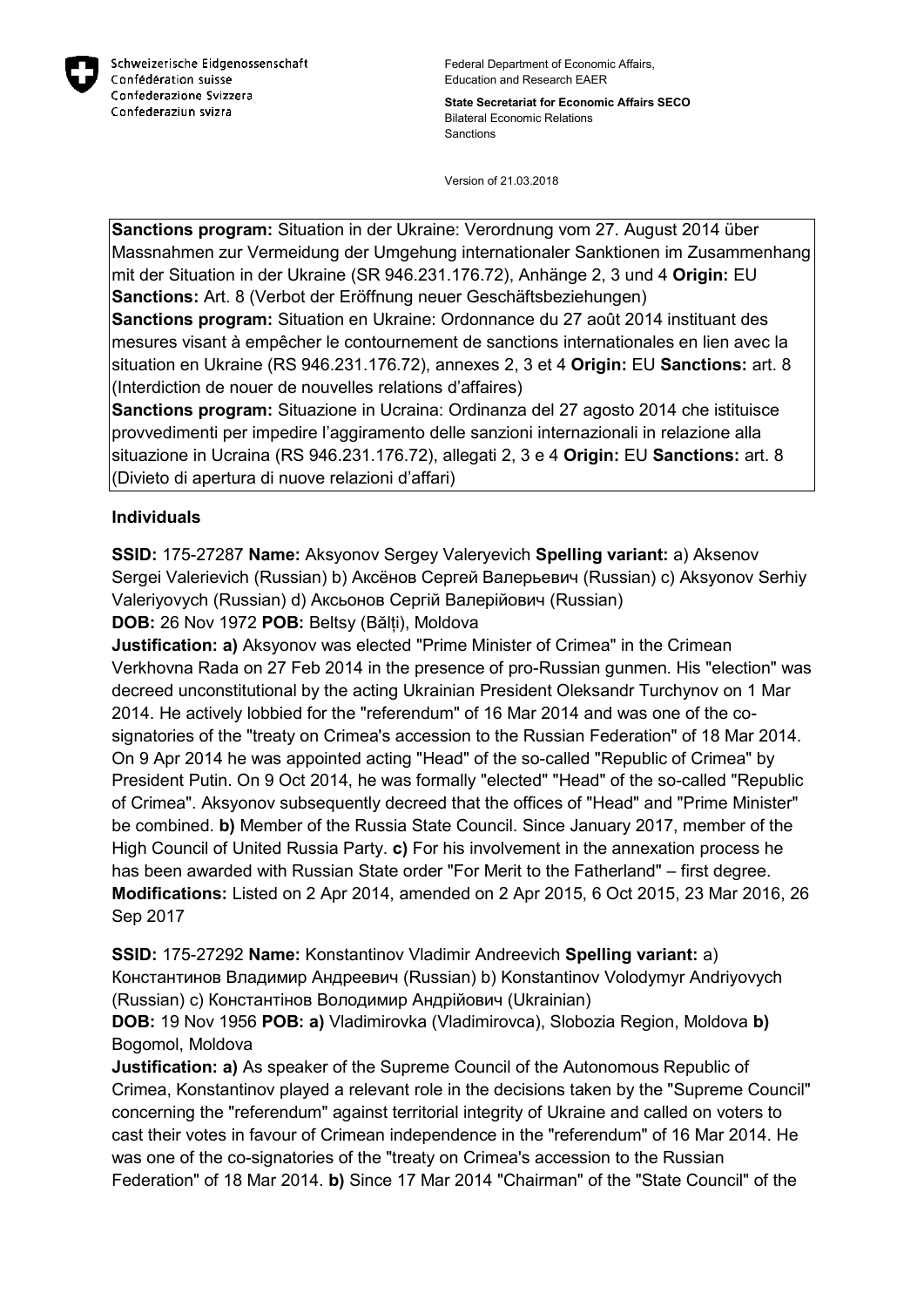Schweizerische Eidgenossenschaft
Confédération suisse
Confederazione Svizzera
Confederaziun svizra

Federal Department of Economic Affairs, Education and Research EAER

**State Secretariat for Economic Affairs SECO**
Bilateral Economic Relations
Sanctions

Version of 21.03.2018

**Sanctions program:** Situation in der Ukraine: Verordnung vom 27. August 2014 über Massnahmen zur Vermeidung der Umgehung internationaler Sanktionen im Zusammenhang mit der Situation in der Ukraine (SR 946.231.176.72), Anhänge 2, 3 und 4 **Origin:** EU **Sanctions:** Art. 8 (Verbot der Eröffnung neuer Geschäftsbeziehungen)
**Sanctions program:** Situation en Ukraine: Ordonnance du 27 août 2014 instituant des mesures visant à empêcher le contournement de sanctions internationales en lien avec la situation en Ukraine (RS 946.231.176.72), annexes 2, 3 et 4 **Origin:** EU **Sanctions:** art. 8 (Interdiction de nouer de nouvelles relations d'affaires)
**Sanctions program:** Situazione in Ucraina: Ordinanza del 27 agosto 2014 che istituisce provvedimenti per impedire l'aggiramento delle sanzioni internazionali in relazione alla situazione in Ucraina (RS 946.231.176.72), allegati 2, 3 e 4 **Origin:** EU **Sanctions:** art. 8 (Divieto di apertura di nuove relazioni d'affari)

## Individuals

**SSID:** 175-27287 **Name:** Aksyonov Sergey Valeryevich **Spelling variant:** a) Aksenov Sergei Valerievich (Russian) b) Аксёнов Сергей Валерьевич (Russian) c) Aksyonov Serhiy Valeriyovych (Russian) d) Аксьонов Сергій Валерійович (Russian)
**DOB:** 26 Nov 1972 **POB:** Beltsy (Bălți), Moldova
**Justification: a)** Aksyonov was elected "Prime Minister of Crimea" in the Crimean Verkhovna Rada on 27 Feb 2014 in the presence of pro-Russian gunmen. His "election" was decreed unconstitutional by the acting Ukrainian President Oleksandr Turchynov on 1 Mar 2014. He actively lobbied for the "referendum" of 16 Mar 2014 and was one of the co-signatories of the "treaty on Crimea's accession to the Russian Federation" of 18 Mar 2014. On 9 Apr 2014 he was appointed acting "Head" of the so-called "Republic of Crimea" by President Putin. On 9 Oct 2014, he was formally "elected" "Head" of the so-called "Republic of Crimea". Aksyonov subsequently decreed that the offices of "Head" and "Prime Minister" be combined. **b)** Member of the Russia State Council. Since January 2017, member of the High Council of United Russia Party. **c)** For his involvement in the annexation process he has been awarded with Russian State order "For Merit to the Fatherland" – first degree.
**Modifications:** Listed on 2 Apr 2014, amended on 2 Apr 2015, 6 Oct 2015, 23 Mar 2016, 26 Sep 2017

**SSID:** 175-27292 **Name:** Konstantinov Vladimir Andreevich **Spelling variant:** a) Константинов Владимир Андреевич (Russian) b) Konstantinov Volodymyr Andriyovych (Russian) c) Константінов Володимир Андрійович (Ukrainian)
**DOB:** 19 Nov 1956 **POB: a)** Vladimirovka (Vladimirovca), Slobozia Region, Moldova **b)** Bogomol, Moldova
**Justification: a)** As speaker of the Supreme Council of the Autonomous Republic of Crimea, Konstantinov played a relevant role in the decisions taken by the "Supreme Council" concerning the "referendum" against territorial integrity of Ukraine and called on voters to cast their votes in favour of Crimean independence in the "referendum" of 16 Mar 2014. He was one of the co-signatories of the "treaty on Crimea's accession to the Russian Federation" of 18 Mar 2014. **b)** Since 17 Mar 2014 "Chairman" of the "State Council" of the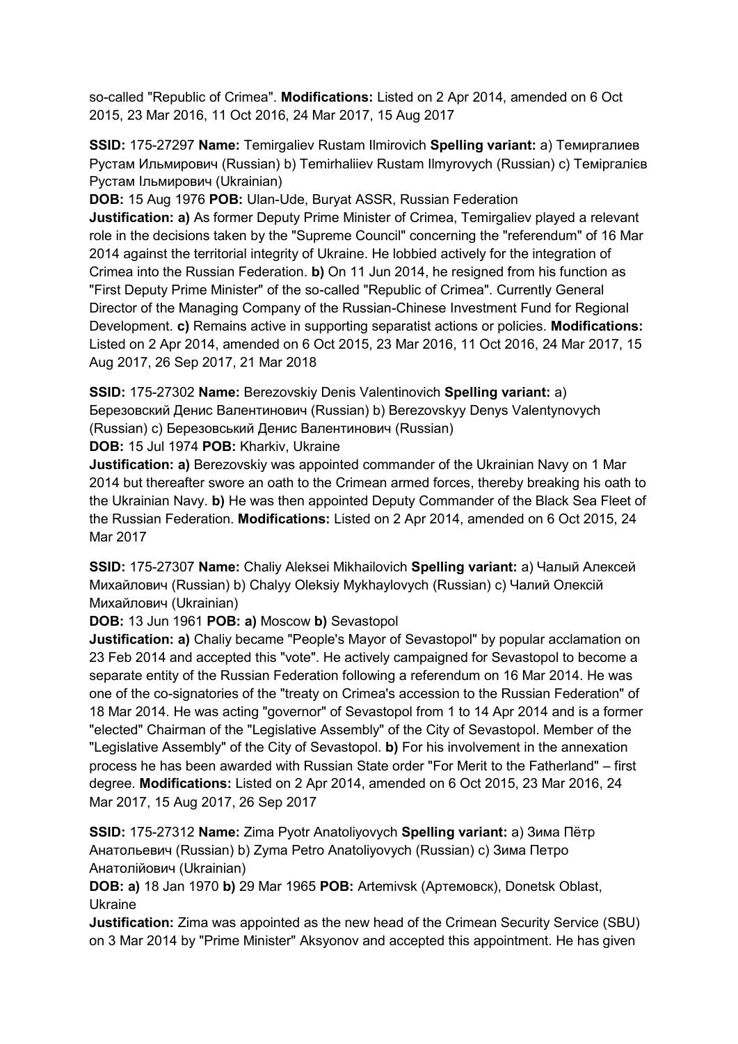so-called "Republic of Crimea". **Modifications:** Listed on 2 Apr 2014, amended on 6 Oct 2015, 23 Mar 2016, 11 Oct 2016, 24 Mar 2017, 15 Aug 2017

**SSID:** 175-27297 **Name:** Temirgaliev Rustam Ilmirovich **Spelling variant:** a) Темиргалиев Рустам Ильмирович (Russian) b) Temirhaliiev Rustam Ilmyrovych (Russian) c) Теміргалієв Рустам Ільмирович (Ukrainian)
**DOB:** 15 Aug 1976 **POB:** Ulan-Ude, Buryat ASSR, Russian Federation
**Justification: a)** As former Deputy Prime Minister of Crimea, Temirgaliev played a relevant role in the decisions taken by the "Supreme Council" concerning the "referendum" of 16 Mar 2014 against the territorial integrity of Ukraine. He lobbied actively for the integration of Crimea into the Russian Federation. **b)** On 11 Jun 2014, he resigned from his function as "First Deputy Prime Minister" of the so-called "Republic of Crimea". Currently General Director of the Managing Company of the Russian-Chinese Investment Fund for Regional Development. **c)** Remains active in supporting separatist actions or policies. **Modifications:** Listed on 2 Apr 2014, amended on 6 Oct 2015, 23 Mar 2016, 11 Oct 2016, 24 Mar 2017, 15 Aug 2017, 26 Sep 2017, 21 Mar 2018

**SSID:** 175-27302 **Name:** Berezovskiy Denis Valentinovich **Spelling variant:** a) Березовский Денис Валентинович (Russian) b) Berezovskyy Denys Valentynovych (Russian) c) Березовський Денис Валентинович (Russian)
**DOB:** 15 Jul 1974 **POB:** Kharkiv, Ukraine
**Justification: a)** Berezovskiy was appointed commander of the Ukrainian Navy on 1 Mar 2014 but thereafter swore an oath to the Crimean armed forces, thereby breaking his oath to the Ukrainian Navy. **b)** He was then appointed Deputy Commander of the Black Sea Fleet of the Russian Federation. **Modifications:** Listed on 2 Apr 2014, amended on 6 Oct 2015, 24 Mar 2017

**SSID:** 175-27307 **Name:** Chaliy Aleksei Mikhailovich **Spelling variant:** a) Чалый Алексей Михайлович (Russian) b) Chalyy Oleksiy Mykhaylovych (Russian) c) Чалий Олексій Михайлович (Ukrainian)
**DOB:** 13 Jun 1961 **POB: a)** Moscow **b)** Sevastopol
**Justification: a)** Chaliy became "People's Mayor of Sevastopol" by popular acclamation on 23 Feb 2014 and accepted this "vote". He actively campaigned for Sevastopol to become a separate entity of the Russian Federation following a referendum on 16 Mar 2014. He was one of the co-signatories of the "treaty on Crimea's accession to the Russian Federation" of 18 Mar 2014. He was acting "governor" of Sevastopol from 1 to 14 Apr 2014 and is a former "elected" Chairman of the "Legislative Assembly" of the City of Sevastopol. Member of the "Legislative Assembly" of the City of Sevastopol. **b)** For his involvement in the annexation process he has been awarded with Russian State order "For Merit to the Fatherland" – first degree. **Modifications:** Listed on 2 Apr 2014, amended on 6 Oct 2015, 23 Mar 2016, 24 Mar 2017, 15 Aug 2017, 26 Sep 2017

**SSID:** 175-27312 **Name:** Zima Pyotr Anatoliyovych **Spelling variant:** a) Зима Пётр Анатольевич (Russian) b) Zyma Petro Anatoliyovych (Russian) c) Зима Петро Анатолійович (Ukrainian)
**DOB: a)** 18 Jan 1970 **b)** 29 Mar 1965 **POB:** Artemivsk (Артемовск), Donetsk Oblast, Ukraine
**Justification:** Zima was appointed as the new head of the Crimean Security Service (SBU) on 3 Mar 2014 by "Prime Minister" Aksyonov and accepted this appointment. He has given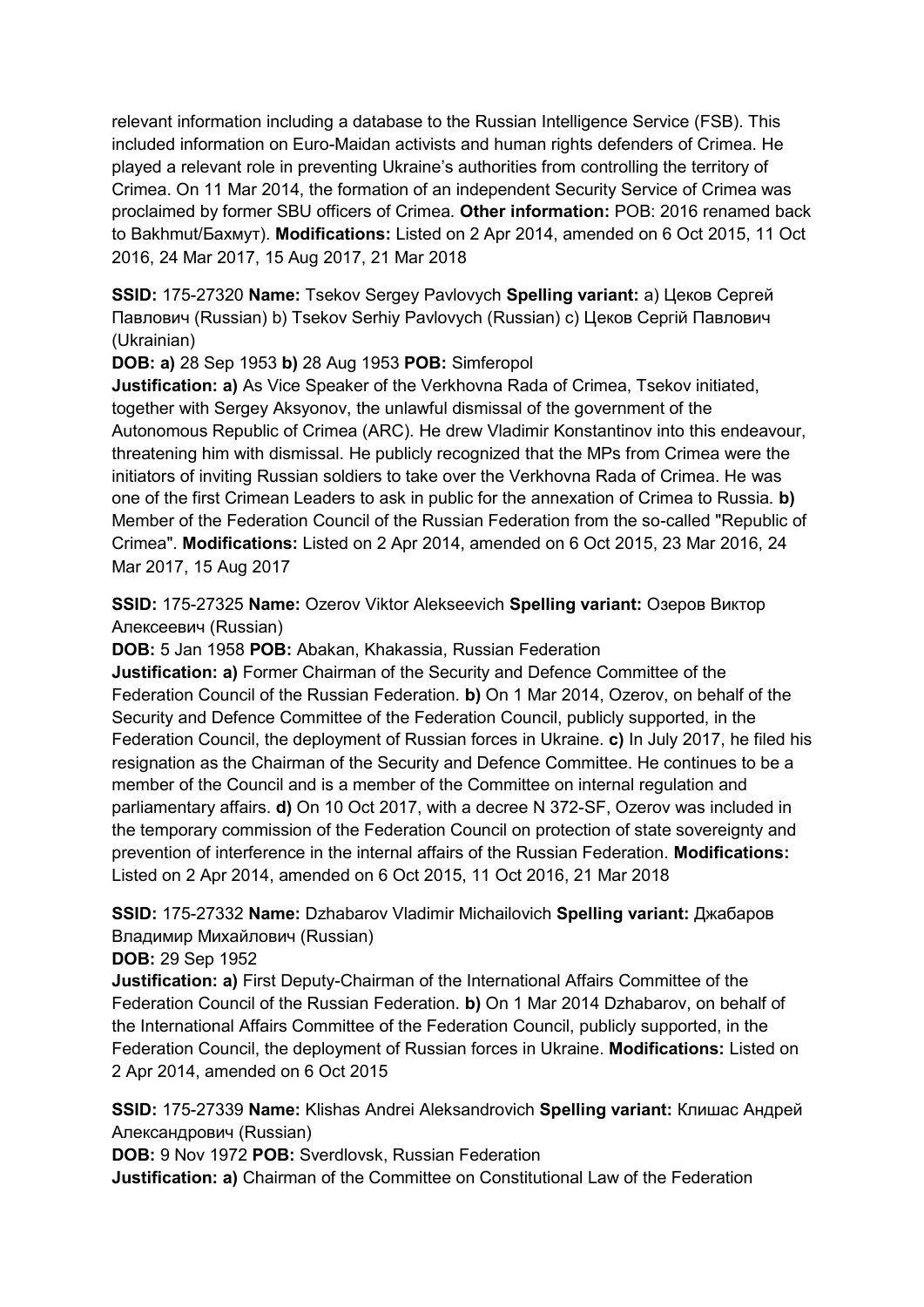relevant information including a database to the Russian Intelligence Service (FSB). This included information on Euro-Maidan activists and human rights defenders of Crimea. He played a relevant role in preventing Ukraine's authorities from controlling the territory of Crimea. On 11 Mar 2014, the formation of an independent Security Service of Crimea was proclaimed by former SBU officers of Crimea. **Other information:** POB: 2016 renamed back to Bakhmut/Бахмут). **Modifications:** Listed on 2 Apr 2014, amended on 6 Oct 2015, 11 Oct 2016, 24 Mar 2017, 15 Aug 2017, 21 Mar 2018

**SSID:** 175-27320 **Name:** Tsekov Sergey Pavlovych **Spelling variant:** a) Цеков Сергей Павлович (Russian) b) Tsekov Serhiy Pavlovych (Russian) c) Цеков Сергій Павлович (Ukrainian)

**DOB: a)** 28 Sep 1953 **b)** 28 Aug 1953 **POB:** Simferopol

**Justification: a)** As Vice Speaker of the Verkhovna Rada of Crimea, Tsekov initiated, together with Sergey Aksyonov, the unlawful dismissal of the government of the Autonomous Republic of Crimea (ARC). He drew Vladimir Konstantinov into this endeavour, threatening him with dismissal. He publicly recognized that the MPs from Crimea were the initiators of inviting Russian soldiers to take over the Verkhovna Rada of Crimea. He was one of the first Crimean Leaders to ask in public for the annexation of Crimea to Russia. **b)** Member of the Federation Council of the Russian Federation from the so-called "Republic of Crimea". **Modifications:** Listed on 2 Apr 2014, amended on 6 Oct 2015, 23 Mar 2016, 24 Mar 2017, 15 Aug 2017

**SSID:** 175-27325 **Name:** Ozerov Viktor Alekseevich **Spelling variant:** Озеров Виктор Алексеевич (Russian)

**DOB:** 5 Jan 1958 **POB:** Abakan, Khakassia, Russian Federation

**Justification: a)** Former Chairman of the Security and Defence Committee of the Federation Council of the Russian Federation. **b)** On 1 Mar 2014, Ozerov, on behalf of the Security and Defence Committee of the Federation Council, publicly supported, in the Federation Council, the deployment of Russian forces in Ukraine. **c)** In July 2017, he filed his resignation as the Chairman of the Security and Defence Committee. He continues to be a member of the Council and is a member of the Committee on internal regulation and parliamentary affairs. **d)** On 10 Oct 2017, with a decree N 372-SF, Ozerov was included in the temporary commission of the Federation Council on protection of state sovereignty and prevention of interference in the internal affairs of the Russian Federation. **Modifications:** Listed on 2 Apr 2014, amended on 6 Oct 2015, 11 Oct 2016, 21 Mar 2018

**SSID:** 175-27332 **Name:** Dzhabarov Vladimir Michailovich **Spelling variant:** Джабаров Владимир Михайлович (Russian)

**DOB:** 29 Sep 1952

**Justification: a)** First Deputy-Chairman of the International Affairs Committee of the Federation Council of the Russian Federation. **b)** On 1 Mar 2014 Dzhabarov, on behalf of the International Affairs Committee of the Federation Council, publicly supported, in the Federation Council, the deployment of Russian forces in Ukraine. **Modifications:** Listed on 2 Apr 2014, amended on 6 Oct 2015

**SSID:** 175-27339 **Name:** Klishas Andrei Aleksandrovich **Spelling variant:** Клишас Андрей Александрович (Russian)

**DOB:** 9 Nov 1972 **POB:** Sverdlovsk, Russian Federation

**Justification: a)** Chairman of the Committee on Constitutional Law of the Federation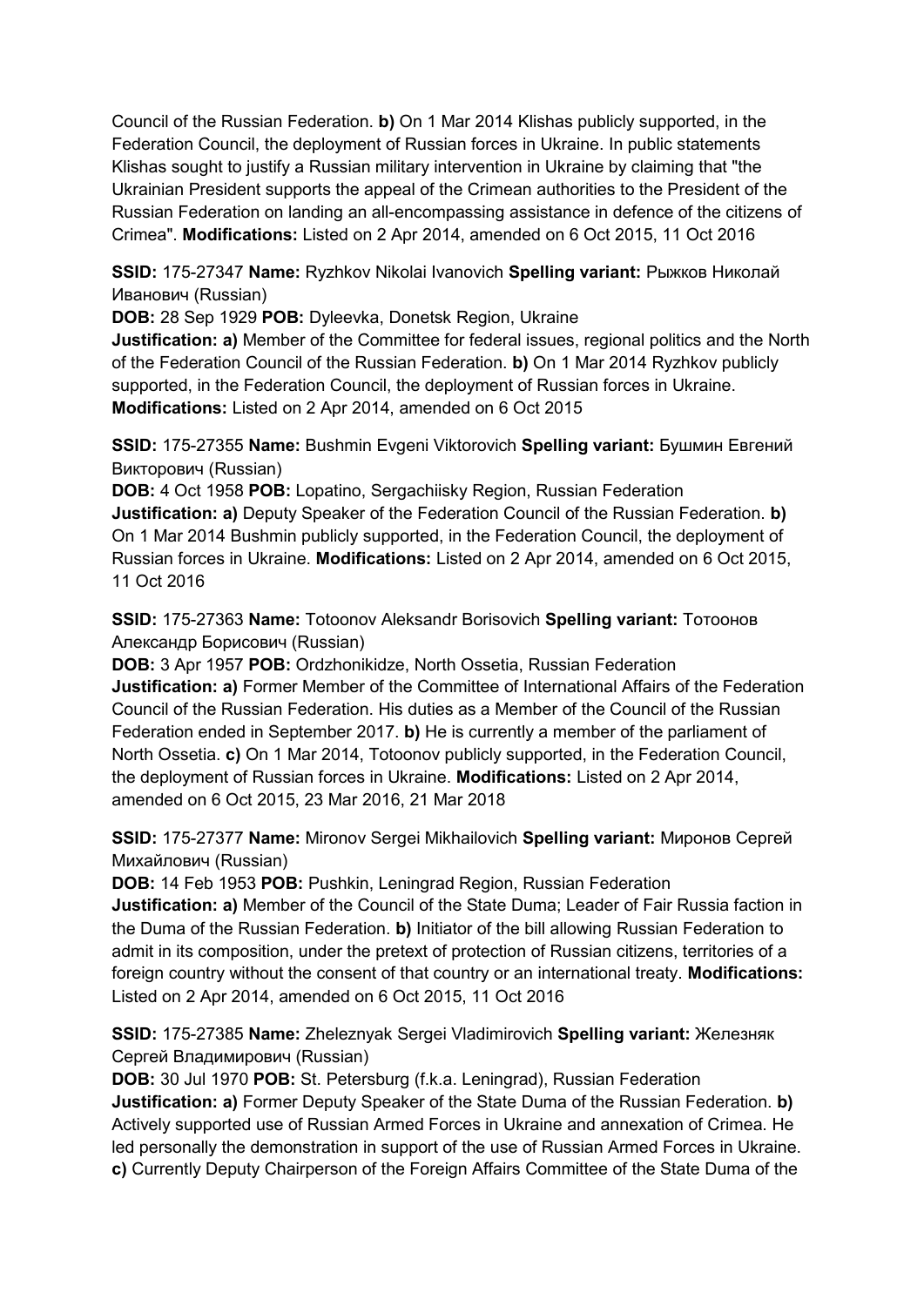Council of the Russian Federation. **b)** On 1 Mar 2014 Klishas publicly supported, in the Federation Council, the deployment of Russian forces in Ukraine. In public statements Klishas sought to justify a Russian military intervention in Ukraine by claiming that "the Ukrainian President supports the appeal of the Crimean authorities to the President of the Russian Federation on landing an all-encompassing assistance in defence of the citizens of Crimea". **Modifications:** Listed on 2 Apr 2014, amended on 6 Oct 2015, 11 Oct 2016

**SSID:** 175-27347 **Name:** Ryzhkov Nikolai Ivanovich **Spelling variant:** Рыжков Николай Иванович (Russian)
**DOB:** 28 Sep 1929 **POB:** Dyleevka, Donetsk Region, Ukraine
**Justification: a)** Member of the Committee for federal issues, regional politics and the North of the Federation Council of the Russian Federation. **b)** On 1 Mar 2014 Ryzhkov publicly supported, in the Federation Council, the deployment of Russian forces in Ukraine. **Modifications:** Listed on 2 Apr 2014, amended on 6 Oct 2015

**SSID:** 175-27355 **Name:** Bushmin Evgeni Viktorovich **Spelling variant:** Бушмин Евгений Викторович (Russian)
**DOB:** 4 Oct 1958 **POB:** Lopatino, Sergachiisky Region, Russian Federation
**Justification: a)** Deputy Speaker of the Federation Council of the Russian Federation. **b)** On 1 Mar 2014 Bushmin publicly supported, in the Federation Council, the deployment of Russian forces in Ukraine. **Modifications:** Listed on 2 Apr 2014, amended on 6 Oct 2015, 11 Oct 2016

**SSID:** 175-27363 **Name:** Totoonov Aleksandr Borisovich **Spelling variant:** Тотоонов Александр Борисович (Russian)
**DOB:** 3 Apr 1957 **POB:** Ordzhonikidze, North Ossetia, Russian Federation
**Justification: a)** Former Member of the Committee of International Affairs of the Federation Council of the Russian Federation. His duties as a Member of the Council of the Russian Federation ended in September 2017. **b)** He is currently a member of the parliament of North Ossetia. **c)** On 1 Mar 2014, Totoonov publicly supported, in the Federation Council, the deployment of Russian forces in Ukraine. **Modifications:** Listed on 2 Apr 2014, amended on 6 Oct 2015, 23 Mar 2016, 21 Mar 2018

**SSID:** 175-27377 **Name:** Mironov Sergei Mikhailovich **Spelling variant:** Миронов Сергей Михайлович (Russian)
**DOB:** 14 Feb 1953 **POB:** Pushkin, Leningrad Region, Russian Federation
**Justification: a)** Member of the Council of the State Duma; Leader of Fair Russia faction in the Duma of the Russian Federation. **b)** Initiator of the bill allowing Russian Federation to admit in its composition, under the pretext of protection of Russian citizens, territories of a foreign country without the consent of that country or an international treaty. **Modifications:** Listed on 2 Apr 2014, amended on 6 Oct 2015, 11 Oct 2016

**SSID:** 175-27385 **Name:** Zheleznyak Sergei Vladimirovich **Spelling variant:** Железняк Сергей Владимирович (Russian)
**DOB:** 30 Jul 1970 **POB:** St. Petersburg (f.k.a. Leningrad), Russian Federation
**Justification: a)** Former Deputy Speaker of the State Duma of the Russian Federation. **b)** Actively supported use of Russian Armed Forces in Ukraine and annexation of Crimea. He led personally the demonstration in support of the use of Russian Armed Forces in Ukraine. **c)** Currently Deputy Chairperson of the Foreign Affairs Committee of the State Duma of the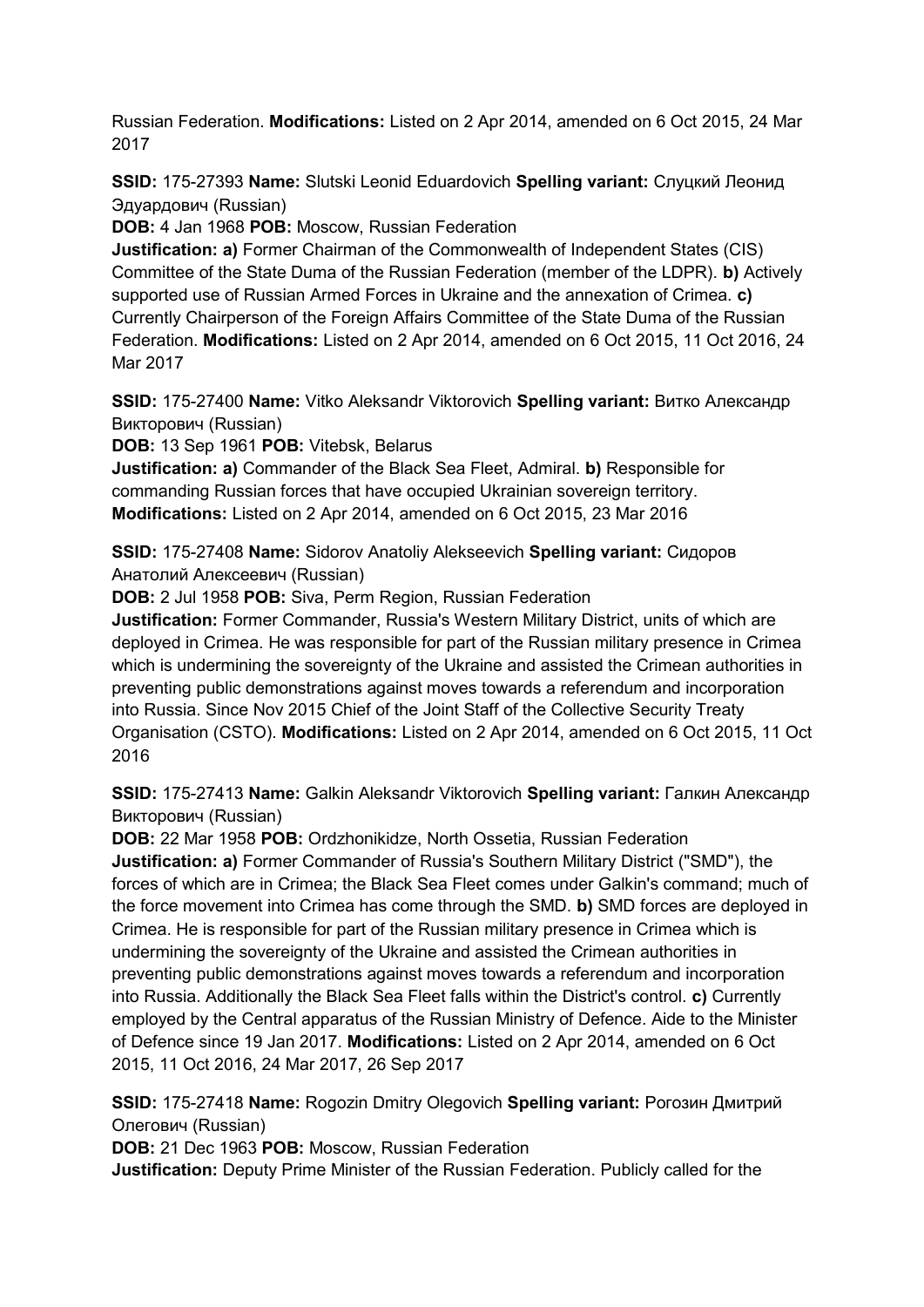Russian Federation. **Modifications:** Listed on 2 Apr 2014, amended on 6 Oct 2015, 24 Mar 2017

**SSID:** 175-27393 **Name:** Slutski Leonid Eduardovich **Spelling variant:** Слуцкий Леонид Эдуардович (Russian)
**DOB:** 4 Jan 1968 **POB:** Moscow, Russian Federation
**Justification: a)** Former Chairman of the Commonwealth of Independent States (CIS) Committee of the State Duma of the Russian Federation (member of the LDPR). **b)** Actively supported use of Russian Armed Forces in Ukraine and the annexation of Crimea. **c)** Currently Chairperson of the Foreign Affairs Committee of the State Duma of the Russian Federation. **Modifications:** Listed on 2 Apr 2014, amended on 6 Oct 2015, 11 Oct 2016, 24 Mar 2017

**SSID:** 175-27400 **Name:** Vitko Aleksandr Viktorovich **Spelling variant:** Витко Александр Викторович (Russian)
**DOB:** 13 Sep 1961 **POB:** Vitebsk, Belarus
**Justification: a)** Commander of the Black Sea Fleet, Admiral. **b)** Responsible for commanding Russian forces that have occupied Ukrainian sovereign territory. **Modifications:** Listed on 2 Apr 2014, amended on 6 Oct 2015, 23 Mar 2016

**SSID:** 175-27408 **Name:** Sidorov Anatoliy Alekseevich **Spelling variant:** Сидоров Анатолий Алексеевич (Russian)
**DOB:** 2 Jul 1958 **POB:** Siva, Perm Region, Russian Federation
**Justification:** Former Commander, Russia's Western Military District, units of which are deployed in Crimea. He was responsible for part of the Russian military presence in Crimea which is undermining the sovereignty of the Ukraine and assisted the Crimean authorities in preventing public demonstrations against moves towards a referendum and incorporation into Russia. Since Nov 2015 Chief of the Joint Staff of the Collective Security Treaty Organisation (CSTO). **Modifications:** Listed on 2 Apr 2014, amended on 6 Oct 2015, 11 Oct 2016

**SSID:** 175-27413 **Name:** Galkin Aleksandr Viktorovich **Spelling variant:** Галкин Александр Викторович (Russian)
**DOB:** 22 Mar 1958 **POB:** Ordzhonikidze, North Ossetia, Russian Federation
**Justification: a)** Former Commander of Russia's Southern Military District ("SMD"), the forces of which are in Crimea; the Black Sea Fleet comes under Galkin's command; much of the force movement into Crimea has come through the SMD. **b)** SMD forces are deployed in Crimea. He is responsible for part of the Russian military presence in Crimea which is undermining the sovereignty of the Ukraine and assisted the Crimean authorities in preventing public demonstrations against moves towards a referendum and incorporation into Russia. Additionally the Black Sea Fleet falls within the District's control. **c)** Currently employed by the Central apparatus of the Russian Ministry of Defence. Aide to the Minister of Defence since 19 Jan 2017. **Modifications:** Listed on 2 Apr 2014, amended on 6 Oct 2015, 11 Oct 2016, 24 Mar 2017, 26 Sep 2017

**SSID:** 175-27418 **Name:** Rogozin Dmitry Olegovich **Spelling variant:** Рогозин Дмитрий Олегович (Russian)
**DOB:** 21 Dec 1963 **POB:** Moscow, Russian Federation
**Justification:** Deputy Prime Minister of the Russian Federation. Publicly called for the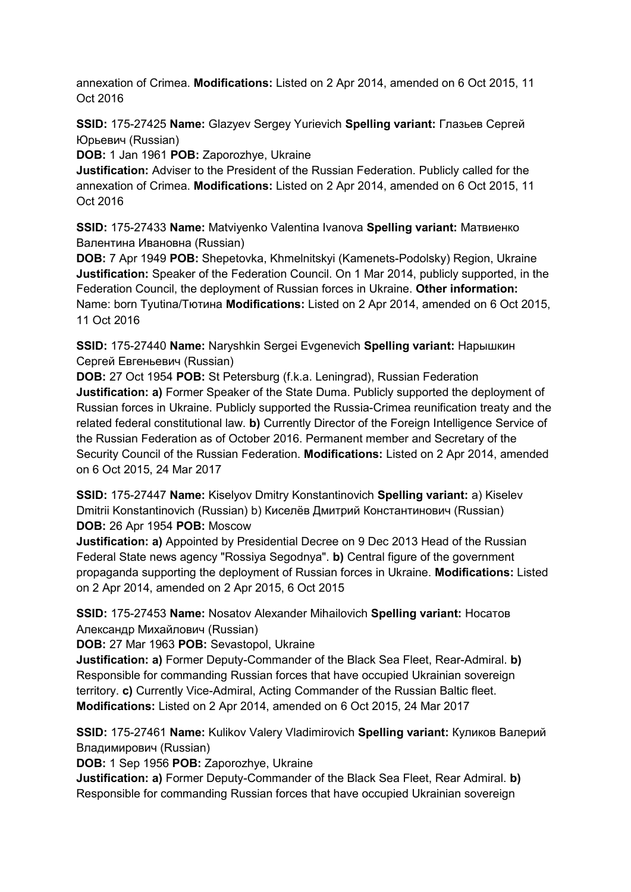annexation of Crimea. **Modifications:** Listed on 2 Apr 2014, amended on 6 Oct 2015, 11 Oct 2016

**SSID:** 175-27425 **Name:** Glazyev Sergey Yurievich **Spelling variant:** Глазьев Сергей Юрьевич (Russian)
**DOB:** 1 Jan 1961 **POB:** Zaporozhye, Ukraine
**Justification:** Adviser to the President of the Russian Federation. Publicly called for the annexation of Crimea. **Modifications:** Listed on 2 Apr 2014, amended on 6 Oct 2015, 11 Oct 2016

**SSID:** 175-27433 **Name:** Matviyenko Valentina Ivanova **Spelling variant:** Матвиенко Валентина Ивановна (Russian)
**DOB:** 7 Apr 1949 **POB:** Shepetovka, Khmelnitskyi (Kamenets-Podolsky) Region, Ukraine
**Justification:** Speaker of the Federation Council. On 1 Mar 2014, publicly supported, in the Federation Council, the deployment of Russian forces in Ukraine. **Other information:** Name: born Tyutina/Тютина **Modifications:** Listed on 2 Apr 2014, amended on 6 Oct 2015, 11 Oct 2016

**SSID:** 175-27440 **Name:** Naryshkin Sergei Evgenevich **Spelling variant:** Нарышкин Сергей Евгеньевич (Russian)
**DOB:** 27 Oct 1954 **POB:** St Petersburg (f.k.a. Leningrad), Russian Federation
**Justification: a)** Former Speaker of the State Duma. Publicly supported the deployment of Russian forces in Ukraine. Publicly supported the Russia-Crimea reunification treaty and the related federal constitutional law. **b)** Currently Director of the Foreign Intelligence Service of the Russian Federation as of October 2016. Permanent member and Secretary of the Security Council of the Russian Federation. **Modifications:** Listed on 2 Apr 2014, amended on 6 Oct 2015, 24 Mar 2017

**SSID:** 175-27447 **Name:** Kiselyov Dmitry Konstantinovich **Spelling variant:** a) Kiselev Dmitrii Konstantinovich (Russian) b) Киселёв Дмитрий Константинович (Russian)
**DOB:** 26 Apr 1954 **POB:** Moscow
**Justification: a)** Appointed by Presidential Decree on 9 Dec 2013 Head of the Russian Federal State news agency "Rossiya Segodnya". **b)** Central figure of the government propaganda supporting the deployment of Russian forces in Ukraine. **Modifications:** Listed on 2 Apr 2014, amended on 2 Apr 2015, 6 Oct 2015

**SSID:** 175-27453 **Name:** Nosatov Alexander Mihailovich **Spelling variant:** Носатов Александр Михайлович (Russian)
**DOB:** 27 Mar 1963 **POB:** Sevastopol, Ukraine
**Justification: a)** Former Deputy-Commander of the Black Sea Fleet, Rear-Admiral. **b)** Responsible for commanding Russian forces that have occupied Ukrainian sovereign territory. **c)** Currently Vice-Admiral, Acting Commander of the Russian Baltic fleet. **Modifications:** Listed on 2 Apr 2014, amended on 6 Oct 2015, 24 Mar 2017

**SSID:** 175-27461 **Name:** Kulikov Valery Vladimirovich **Spelling variant:** Куликов Валерий Владимирович (Russian)
**DOB:** 1 Sep 1956 **POB:** Zaporozhye, Ukraine
**Justification: a)** Former Deputy-Commander of the Black Sea Fleet, Rear Admiral. **b)** Responsible for commanding Russian forces that have occupied Ukrainian sovereign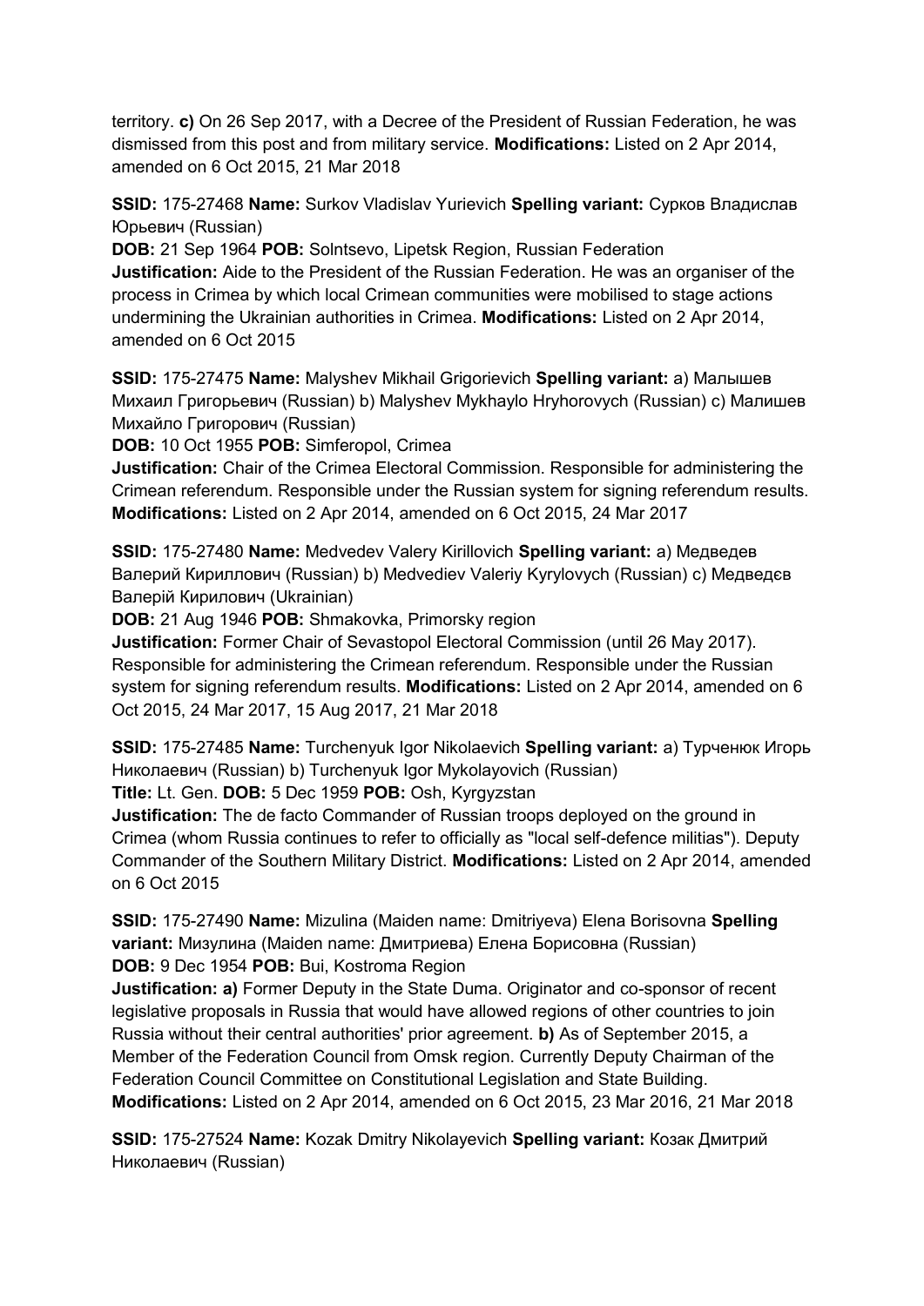territory. **c)** On 26 Sep 2017, with a Decree of the President of Russian Federation, he was dismissed from this post and from military service. **Modifications:** Listed on 2 Apr 2014, amended on 6 Oct 2015, 21 Mar 2018

**SSID:** 175-27468 **Name:** Surkov Vladislav Yurievich **Spelling variant:** Сурков Владислав Юрьевич (Russian)
**DOB:** 21 Sep 1964 **POB:** Solntsevo, Lipetsk Region, Russian Federation
**Justification:** Aide to the President of the Russian Federation. He was an organiser of the process in Crimea by which local Crimean communities were mobilised to stage actions undermining the Ukrainian authorities in Crimea. **Modifications:** Listed on 2 Apr 2014, amended on 6 Oct 2015

**SSID:** 175-27475 **Name:** Malyshev Mikhail Grigorievich **Spelling variant:** a) Малышев Михаил Григорьевич (Russian) b) Malyshev Mykhaylo Hryhorovych (Russian) c) Малишев Михайло Григорович (Russian)
**DOB:** 10 Oct 1955 **POB:** Simferopol, Crimea
**Justification:** Chair of the Crimea Electoral Commission. Responsible for administering the Crimean referendum. Responsible under the Russian system for signing referendum results. **Modifications:** Listed on 2 Apr 2014, amended on 6 Oct 2015, 24 Mar 2017

**SSID:** 175-27480 **Name:** Medvedev Valery Kirillovich **Spelling variant:** a) Медведев Валерий Кириллович (Russian) b) Medvediev Valeriy Kyrylovych (Russian) c) Медведєв Валерій Кирилович (Ukrainian)
**DOB:** 21 Aug 1946 **POB:** Shmakovka, Primorsky region
**Justification:** Former Chair of Sevastopol Electoral Commission (until 26 May 2017). Responsible for administering the Crimean referendum. Responsible under the Russian system for signing referendum results. **Modifications:** Listed on 2 Apr 2014, amended on 6 Oct 2015, 24 Mar 2017, 15 Aug 2017, 21 Mar 2018

**SSID:** 175-27485 **Name:** Turchenyuk Igor Nikolaevich **Spelling variant:** a) Турченюк Игорь Николаевич (Russian) b) Turchenyuk Igor Mykolayovich (Russian)
**Title:** Lt. Gen. **DOB:** 5 Dec 1959 **POB:** Osh, Kyrgyzstan
**Justification:** The de facto Commander of Russian troops deployed on the ground in Crimea (whom Russia continues to refer to officially as "local self-defence militias"). Deputy Commander of the Southern Military District. **Modifications:** Listed on 2 Apr 2014, amended on 6 Oct 2015

**SSID:** 175-27490 **Name:** Mizulina (Maiden name: Dmitriyeva) Elena Borisovna **Spelling variant:** Мизулина (Maiden name: Дмитриева) Елена Борисовна (Russian)
**DOB:** 9 Dec 1954 **POB:** Bui, Kostroma Region
**Justification: a)** Former Deputy in the State Duma. Originator and co-sponsor of recent legislative proposals in Russia that would have allowed regions of other countries to join Russia without their central authorities' prior agreement. **b)** As of September 2015, a Member of the Federation Council from Omsk region. Currently Deputy Chairman of the Federation Council Committee on Constitutional Legislation and State Building.
**Modifications:** Listed on 2 Apr 2014, amended on 6 Oct 2015, 23 Mar 2016, 21 Mar 2018

**SSID:** 175-27524 **Name:** Kozak Dmitry Nikolayevich **Spelling variant:** Козак Дмитрий Николаевич (Russian)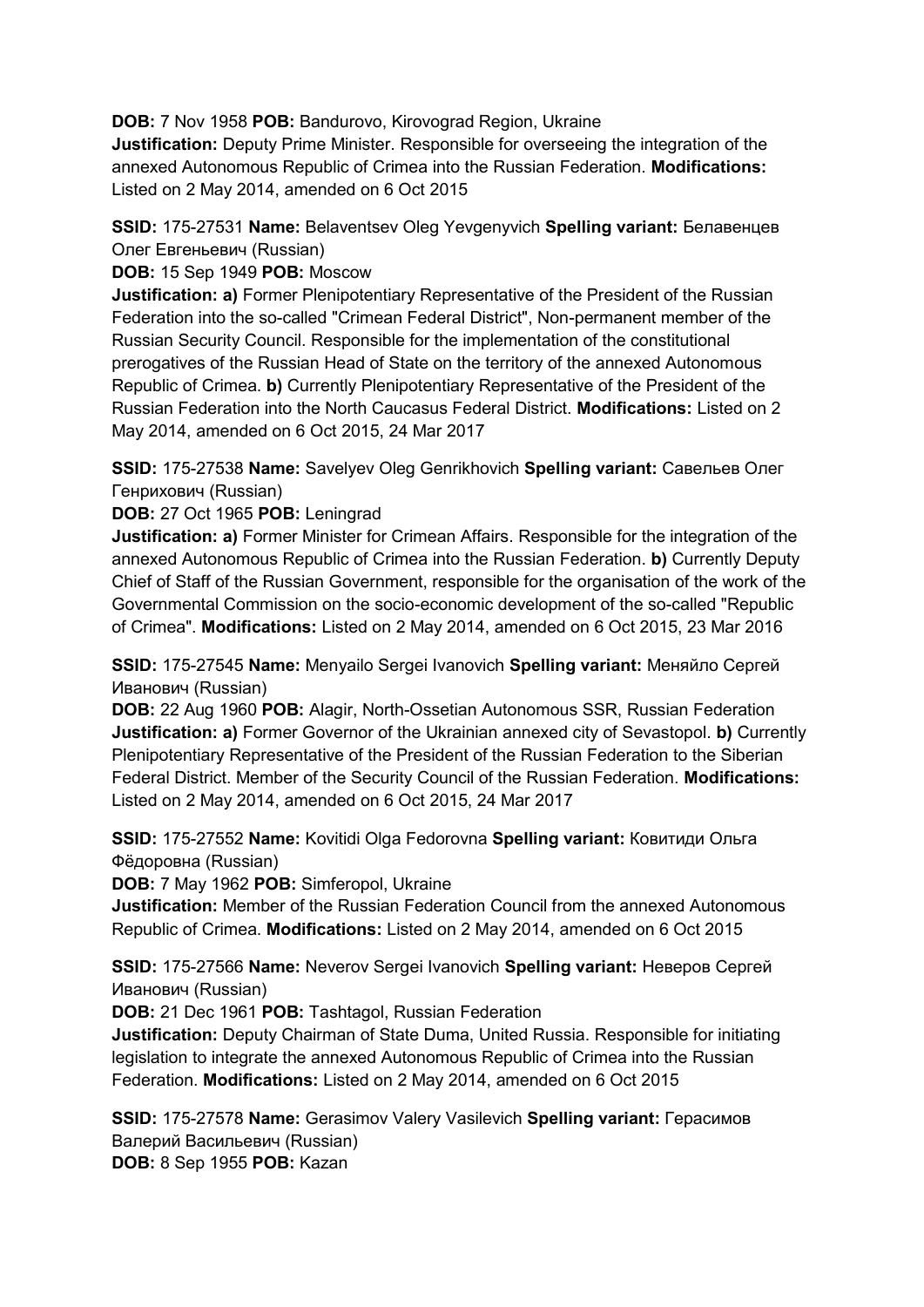**DOB:** 7 Nov 1958 **POB:** Bandurovo, Kirovograd Region, Ukraine
**Justification:** Deputy Prime Minister. Responsible for overseeing the integration of the annexed Autonomous Republic of Crimea into the Russian Federation. **Modifications:** Listed on 2 May 2014, amended on 6 Oct 2015

**SSID:** 175-27531 **Name:** Belaventsev Oleg Yevgenyvich **Spelling variant:** Белавенцев Олег Евгеньевич (Russian)
**DOB:** 15 Sep 1949 **POB:** Moscow
**Justification:** **a)** Former Plenipotentiary Representative of the President of the Russian Federation into the so-called "Crimean Federal District", Non-permanent member of the Russian Security Council. Responsible for the implementation of the constitutional prerogatives of the Russian Head of State on the territory of the annexed Autonomous Republic of Crimea. **b)** Currently Plenipotentiary Representative of the President of the Russian Federation into the North Caucasus Federal District. **Modifications:** Listed on 2 May 2014, amended on 6 Oct 2015, 24 Mar 2017

**SSID:** 175-27538 **Name:** Savelyev Oleg Genrikhovich **Spelling variant:** Савельев Олег Генрихович (Russian)
**DOB:** 27 Oct 1965 **POB:** Leningrad
**Justification:** **a)** Former Minister for Crimean Affairs. Responsible for the integration of the annexed Autonomous Republic of Crimea into the Russian Federation. **b)** Currently Deputy Chief of Staff of the Russian Government, responsible for the organisation of the work of the Governmental Commission on the socio-economic development of the so-called "Republic of Crimea". **Modifications:** Listed on 2 May 2014, amended on 6 Oct 2015, 23 Mar 2016

**SSID:** 175-27545 **Name:** Menyailo Sergei Ivanovich **Spelling variant:** Меняйло Сергей Иванович (Russian)
**DOB:** 22 Aug 1960 **POB:** Alagir, North-Ossetian Autonomous SSR, Russian Federation
**Justification:** **a)** Former Governor of the Ukrainian annexed city of Sevastopol. **b)** Currently Plenipotentiary Representative of the President of the Russian Federation to the Siberian Federal District. Member of the Security Council of the Russian Federation. **Modifications:** Listed on 2 May 2014, amended on 6 Oct 2015, 24 Mar 2017

**SSID:** 175-27552 **Name:** Kovitidi Olga Fedorovna **Spelling variant:** Ковитиди Ольга Фёдоровна (Russian)
**DOB:** 7 May 1962 **POB:** Simferopol, Ukraine
**Justification:** Member of the Russian Federation Council from the annexed Autonomous Republic of Crimea. **Modifications:** Listed on 2 May 2014, amended on 6 Oct 2015

**SSID:** 175-27566 **Name:** Neverov Sergei Ivanovich **Spelling variant:** Неверов Сергей Иванович (Russian)
**DOB:** 21 Dec 1961 **POB:** Tashtagol, Russian Federation
**Justification:** Deputy Chairman of State Duma, United Russia. Responsible for initiating legislation to integrate the annexed Autonomous Republic of Crimea into the Russian Federation. **Modifications:** Listed on 2 May 2014, amended on 6 Oct 2015

**SSID:** 175-27578 **Name:** Gerasimov Valery Vasilevich **Spelling variant:** Герасимов Валерий Васильевич (Russian)
**DOB:** 8 Sep 1955 **POB:** Kazan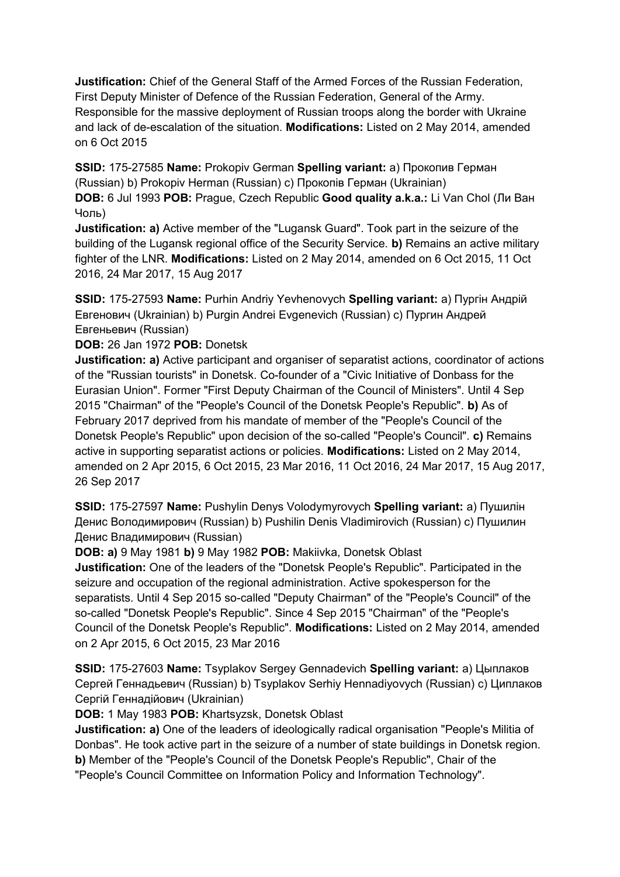**Justification:** Chief of the General Staff of the Armed Forces of the Russian Federation, First Deputy Minister of Defence of the Russian Federation, General of the Army. Responsible for the massive deployment of Russian troops along the border with Ukraine and lack of de-escalation of the situation. **Modifications:** Listed on 2 May 2014, amended on 6 Oct 2015

**SSID:** 175-27585 **Name:** Prokopiv German **Spelling variant:** a) Прокопив Герман (Russian) b) Prokopiv Herman (Russian) c) Прокопів Герман (Ukrainian)
**DOB:** 6 Jul 1993 **POB:** Prague, Czech Republic **Good quality a.k.a.:** Li Van Chol (Ли Ван Чоль)
**Justification: a)** Active member of the "Lugansk Guard". Took part in the seizure of the building of the Lugansk regional office of the Security Service. **b)** Remains an active military fighter of the LNR. **Modifications:** Listed on 2 May 2014, amended on 6 Oct 2015, 11 Oct 2016, 24 Mar 2017, 15 Aug 2017

**SSID:** 175-27593 **Name:** Purhin Andriy Yevhenovych **Spelling variant:** a) Пургін Андрій Евгенович (Ukrainian) b) Purgin Andrei Evgenevich (Russian) c) Пургин Андрей Евгеньевич (Russian)
**DOB:** 26 Jan 1972 **POB:** Donetsk
**Justification: a)** Active participant and organiser of separatist actions, coordinator of actions of the "Russian tourists" in Donetsk. Co-founder of a "Civic Initiative of Donbass for the Eurasian Union". Former "First Deputy Chairman of the Council of Ministers". Until 4 Sep 2015 "Chairman" of the "People's Council of the Donetsk People's Republic". **b)** As of February 2017 deprived from his mandate of member of the "People's Council of the Donetsk People's Republic" upon decision of the so-called "People's Council". **c)** Remains active in supporting separatist actions or policies. **Modifications:** Listed on 2 May 2014, amended on 2 Apr 2015, 6 Oct 2015, 23 Mar 2016, 11 Oct 2016, 24 Mar 2017, 15 Aug 2017, 26 Sep 2017

**SSID:** 175-27597 **Name:** Pushylin Denys Volodymyrovych **Spelling variant:** a) Пушилін Денис Володимирович (Russian) b) Pushilin Denis Vladimirovich (Russian) c) Пушилин Денис Владимирович (Russian)
**DOB: a)** 9 May 1981 **b)** 9 May 1982 **POB:** Makiivka, Donetsk Oblast
**Justification:** One of the leaders of the "Donetsk People's Republic". Participated in the seizure and occupation of the regional administration. Active spokesperson for the separatists. Until 4 Sep 2015 so-called "Deputy Chairman" of the "People's Council" of the so-called "Donetsk People's Republic". Since 4 Sep 2015 "Chairman" of the "People's Council of the Donetsk People's Republic". **Modifications:** Listed on 2 May 2014, amended on 2 Apr 2015, 6 Oct 2015, 23 Mar 2016

**SSID:** 175-27603 **Name:** Tsyplakov Sergey Gennadevich **Spelling variant:** a) Цыплаков Сергей Геннадьевич (Russian) b) Tsyplakov Serhiy Hennadiyovych (Russian) c) Циплаков Сергій Геннадійович (Ukrainian)
**DOB:** 1 May 1983 **POB:** Khartsyzsk, Donetsk Oblast
**Justification: a)** One of the leaders of ideologically radical organisation "People's Militia of Donbas". He took active part in the seizure of a number of state buildings in Donetsk region. **b)** Member of the "People's Council of the Donetsk People's Republic", Chair of the "People's Council Committee on Information Policy and Information Technology".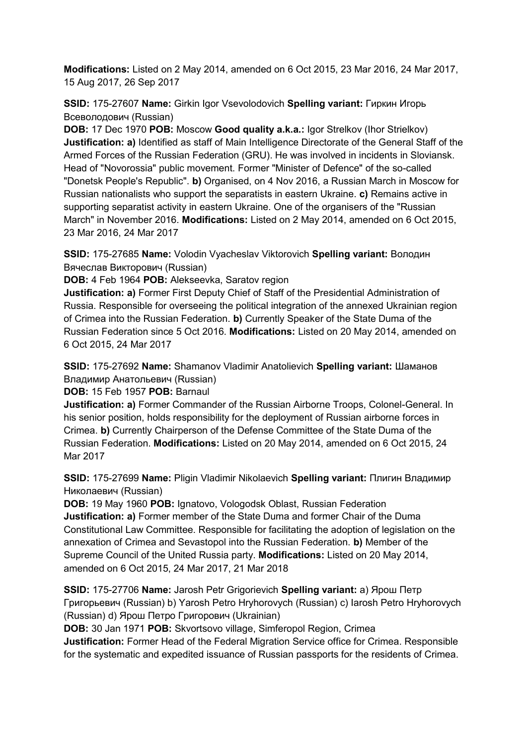**Modifications:** Listed on 2 May 2014, amended on 6 Oct 2015, 23 Mar 2016, 24 Mar 2017, 15 Aug 2017, 26 Sep 2017

**SSID:** 175-27607 **Name:** Girkin Igor Vsevolodovich **Spelling variant:** Гиркин Игорь Всеволодович (Russian)
**DOB:** 17 Dec 1970 **POB:** Moscow **Good quality a.k.a.:** Igor Strelkov (Ihor Strielkov)
**Justification: a)** Identified as staff of Main Intelligence Directorate of the General Staff of the Armed Forces of the Russian Federation (GRU). He was involved in incidents in Sloviansk. Head of "Novorossia" public movement. Former "Minister of Defence" of the so-called "Donetsk People's Republic". **b)** Organised, on 4 Nov 2016, a Russian March in Moscow for Russian nationalists who support the separatists in eastern Ukraine. **c)** Remains active in supporting separatist activity in eastern Ukraine. One of the organisers of the "Russian March" in November 2016. **Modifications:** Listed on 2 May 2014, amended on 6 Oct 2015, 23 Mar 2016, 24 Mar 2017

**SSID:** 175-27685 **Name:** Volodin Vyacheslav Viktorovich **Spelling variant:** Володин Вячеслав Викторович (Russian)
**DOB:** 4 Feb 1964 **POB:** Alekseevka, Saratov region
**Justification: a)** Former First Deputy Chief of Staff of the Presidential Administration of Russia. Responsible for overseeing the political integration of the annexed Ukrainian region of Crimea into the Russian Federation. **b)** Currently Speaker of the State Duma of the Russian Federation since 5 Oct 2016. **Modifications:** Listed on 20 May 2014, amended on 6 Oct 2015, 24 Mar 2017

**SSID:** 175-27692 **Name:** Shamanov Vladimir Anatolievich **Spelling variant:** Шаманов Владимир Анатольевич (Russian)
**DOB:** 15 Feb 1957 **POB:** Barnaul
**Justification: a)** Former Commander of the Russian Airborne Troops, Colonel-General. In his senior position, holds responsibility for the deployment of Russian airborne forces in Crimea. **b)** Currently Chairperson of the Defense Committee of the State Duma of the Russian Federation. **Modifications:** Listed on 20 May 2014, amended on 6 Oct 2015, 24 Mar 2017

**SSID:** 175-27699 **Name:** Pligin Vladimir Nikolaevich **Spelling variant:** Плигин Владимир Николаевич (Russian)
**DOB:** 19 May 1960 **POB:** Ignatovo, Vologodsk Oblast, Russian Federation
**Justification: a)** Former member of the State Duma and former Chair of the Duma Constitutional Law Committee. Responsible for facilitating the adoption of legislation on the annexation of Crimea and Sevastopol into the Russian Federation. **b)** Member of the Supreme Council of the United Russia party. **Modifications:** Listed on 20 May 2014, amended on 6 Oct 2015, 24 Mar 2017, 21 Mar 2018

**SSID:** 175-27706 **Name:** Jarosh Petr Grigorievich **Spelling variant:** a) Ярош Петр Григорьевич (Russian) b) Yarosh Petro Hryhorovych (Russian) c) Iarosh Petro Hryhorovych (Russian) d) Ярош Петро Григорович (Ukrainian)
**DOB:** 30 Jan 1971 **POB:** Skvortsovo village, Simferopol Region, Crimea
**Justification:** Former Head of the Federal Migration Service office for Crimea. Responsible for the systematic and expedited issuance of Russian passports for the residents of Crimea.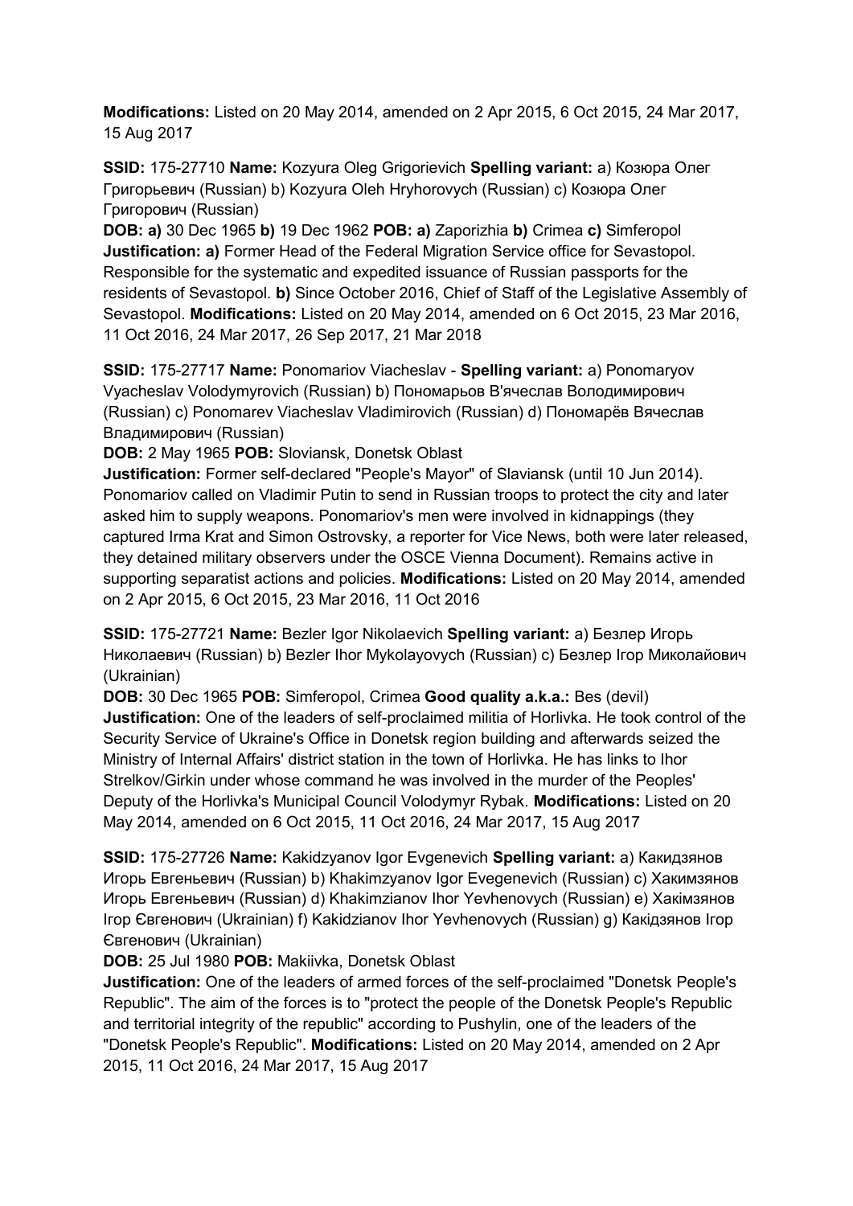**Modifications:** Listed on 20 May 2014, amended on 2 Apr 2015, 6 Oct 2015, 24 Mar 2017, 15 Aug 2017

**SSID:** 175-27710 **Name:** Kozyura Oleg Grigorievich **Spelling variant:** a) Козюра Олег Григорьевич (Russian) b) Kozyura Oleh Hryhorovych (Russian) c) Козюра Олег Григорович (Russian)

**DOB: a)** 30 Dec 1965 **b)** 19 Dec 1962 **POB: a)** Zaporizhia **b)** Crimea **c)** Simferopol **Justification: a)** Former Head of the Federal Migration Service office for Sevastopol. Responsible for the systematic and expedited issuance of Russian passports for the residents of Sevastopol. **b)** Since October 2016, Chief of Staff of the Legislative Assembly of Sevastopol. **Modifications:** Listed on 20 May 2014, amended on 6 Oct 2015, 23 Mar 2016, 11 Oct 2016, 24 Mar 2017, 26 Sep 2017, 21 Mar 2018

**SSID:** 175-27717 **Name:** Ponomariov Viacheslav - **Spelling variant:** a) Ponomaryov Vyacheslav Volodymyrovich (Russian) b) Пономарьов В'ячеслав Володимирович (Russian) c) Ponomarev Viacheslav Vladimirovich (Russian) d) Пономарёв Вячеслав Владимирович (Russian)

**DOB:** 2 May 1965 **POB:** Sloviansk, Donetsk Oblast

**Justification:** Former self-declared "People's Mayor" of Slaviansk (until 10 Jun 2014). Ponomariov called on Vladimir Putin to send in Russian troops to protect the city and later asked him to supply weapons. Ponomariov's men were involved in kidnappings (they captured Irma Krat and Simon Ostrovsky, a reporter for Vice News, both were later released, they detained military observers under the OSCE Vienna Document). Remains active in supporting separatist actions and policies. **Modifications:** Listed on 20 May 2014, amended on 2 Apr 2015, 6 Oct 2015, 23 Mar 2016, 11 Oct 2016

**SSID:** 175-27721 **Name:** Bezler Igor Nikolaevich **Spelling variant:** a) Безлер Игорь Николаевич (Russian) b) Bezler Ihor Mykolayovych (Russian) c) Безлер Ігор Миколайович (Ukrainian)

**DOB:** 30 Dec 1965 **POB:** Simferopol, Crimea **Good quality a.k.a.:** Bes (devil)
**Justification:** One of the leaders of self-proclaimed militia of Horlivka. He took control of the Security Service of Ukraine's Office in Donetsk region building and afterwards seized the Ministry of Internal Affairs' district station in the town of Horlivka. He has links to Ihor Strelkov/Girkin under whose command he was involved in the murder of the Peoples' Deputy of the Horlivka's Municipal Council Volodymyr Rybak. **Modifications:** Listed on 20 May 2014, amended on 6 Oct 2015, 11 Oct 2016, 24 Mar 2017, 15 Aug 2017

**SSID:** 175-27726 **Name:** Kakidzyanov Igor Evgenevich **Spelling variant:** a) Какидзянов Игорь Евгеньевич (Russian) b) Khakimzyanov Igor Evegenevich (Russian) c) Хакимзянов Игорь Евгеньевич (Russian) d) Khakimzianov Ihor Yevhenovych (Russian) e) Хакімзянов Ігор Євгенович (Ukrainian) f) Kakidzianov Ihor Yevhenovych (Russian) g) Какідзянов Ігор Євгенович (Ukrainian)

**DOB:** 25 Jul 1980 **POB:** Makiivka, Donetsk Oblast

**Justification:** One of the leaders of armed forces of the self-proclaimed "Donetsk People's Republic". The aim of the forces is to "protect the people of the Donetsk People's Republic and territorial integrity of the republic" according to Pushylin, one of the leaders of the "Donetsk People's Republic". **Modifications:** Listed on 20 May 2014, amended on 2 Apr 2015, 11 Oct 2016, 24 Mar 2017, 15 Aug 2017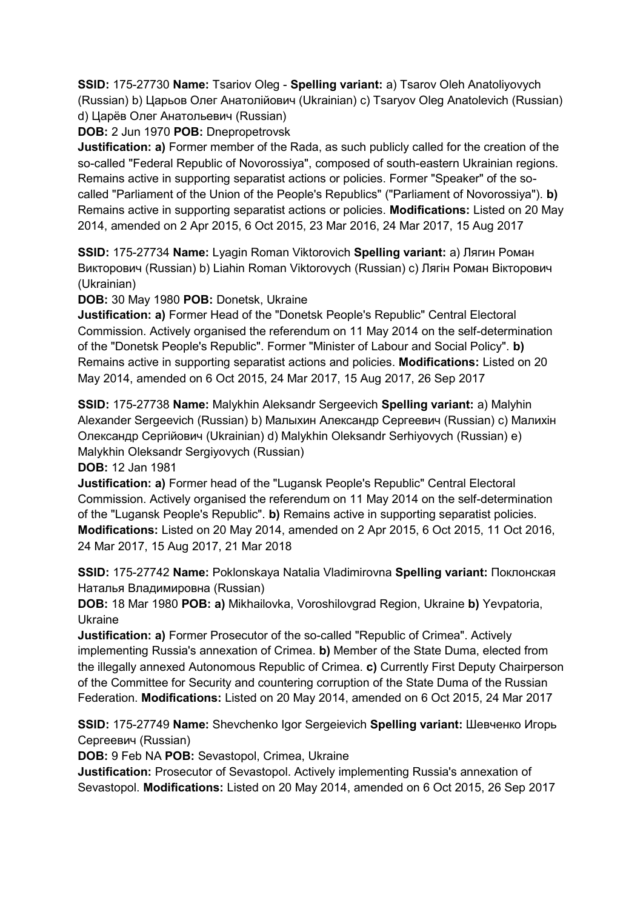**SSID:** 175-27730 **Name:** Tsariov Oleg - **Spelling variant:** a) Tsarov Oleh Anatoliyovych (Russian) b) Царьов Олег Анатолійович (Ukrainian) c) Tsaryov Oleg Anatolevich (Russian) d) Царёв Олег Анатольевич (Russian)

**DOB:** 2 Jun 1970 **POB:** Dnepropetrovsk

**Justification:** **a)** Former member of the Rada, as such publicly called for the creation of the so-called "Federal Republic of Novorossiya", composed of south-eastern Ukrainian regions. Remains active in supporting separatist actions or policies. Former "Speaker" of the so-called "Parliament of the Union of the People's Republics" ("Parliament of Novorossiya"). **b)** Remains active in supporting separatist actions or policies. **Modifications:** Listed on 20 May 2014, amended on 2 Apr 2015, 6 Oct 2015, 23 Mar 2016, 24 Mar 2017, 15 Aug 2017

**SSID:** 175-27734 **Name:** Lyagin Roman Viktorovich **Spelling variant:** a) Лягин Роман Викторович (Russian) b) Liahin Roman Viktorovych (Russian) c) Лягін Роман Вікторович (Ukrainian)

**DOB:** 30 May 1980 **POB:** Donetsk, Ukraine

**Justification:** **a)** Former Head of the "Donetsk People's Republic" Central Electoral Commission. Actively organised the referendum on 11 May 2014 on the self-determination of the "Donetsk People's Republic". Former "Minister of Labour and Social Policy". **b)** Remains active in supporting separatist actions and policies. **Modifications:** Listed on 20 May 2014, amended on 6 Oct 2015, 24 Mar 2017, 15 Aug 2017, 26 Sep 2017

**SSID:** 175-27738 **Name:** Malykhin Aleksandr Sergeevich **Spelling variant:** a) Malyhin Alexander Sergeevich (Russian) b) Малыхин Александр Сергеевич (Russian) c) Малихін Олександр Сергійович (Ukrainian) d) Malykhin Oleksandr Serhiyovych (Russian) e) Malykhin Oleksandr Sergiyovych (Russian)

**DOB:** 12 Jan 1981

**Justification:** **a)** Former head of the "Lugansk People's Republic" Central Electoral Commission. Actively organised the referendum on 11 May 2014 on the self-determination of the "Lugansk People's Republic". **b)** Remains active in supporting separatist policies. **Modifications:** Listed on 20 May 2014, amended on 2 Apr 2015, 6 Oct 2015, 11 Oct 2016, 24 Mar 2017, 15 Aug 2017, 21 Mar 2018

**SSID:** 175-27742 **Name:** Poklonskaya Natalia Vladimirovna **Spelling variant:** Поклонская Наталья Владимировна (Russian)

**DOB:** 18 Mar 1980 **POB:** **a)** Mikhailovka, Voroshilovgrad Region, Ukraine **b)** Yevpatoria, Ukraine

**Justification:** **a)** Former Prosecutor of the so-called "Republic of Crimea". Actively implementing Russia's annexation of Crimea. **b)** Member of the State Duma, elected from the illegally annexed Autonomous Republic of Crimea. **c)** Currently First Deputy Chairperson of the Committee for Security and countering corruption of the State Duma of the Russian Federation. **Modifications:** Listed on 20 May 2014, amended on 6 Oct 2015, 24 Mar 2017

**SSID:** 175-27749 **Name:** Shevchenko Igor Sergeievich **Spelling variant:** Шевченко Игорь Сергеевич (Russian)

**DOB:** 9 Feb NA **POB:** Sevastopol, Crimea, Ukraine

**Justification:** Prosecutor of Sevastopol. Actively implementing Russia's annexation of Sevastopol. **Modifications:** Listed on 20 May 2014, amended on 6 Oct 2015, 26 Sep 2017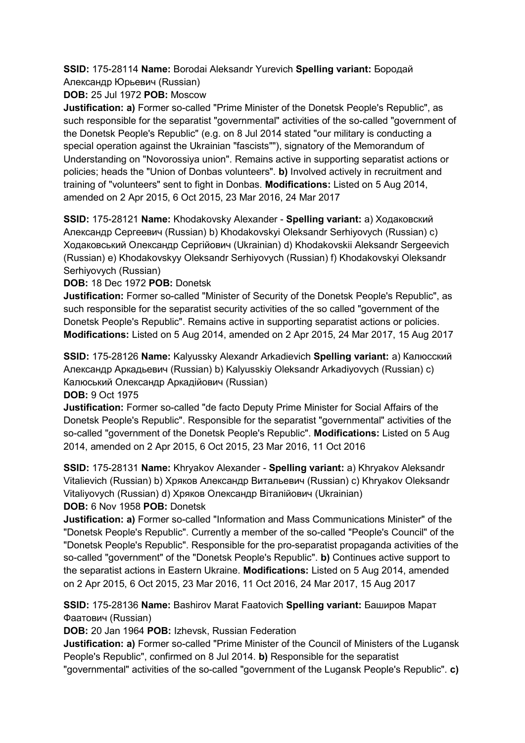**SSID:** 175-28114 **Name:** Borodai Aleksandr Yurevich **Spelling variant:** Бородай Александр Юрьевич (Russian)

**DOB:** 25 Jul 1972 **POB:** Moscow

**Justification: a)** Former so-called "Prime Minister of the Donetsk People's Republic", as such responsible for the separatist "governmental" activities of the so-called "government of the Donetsk People's Republic" (e.g. on 8 Jul 2014 stated "our military is conducting a special operation against the Ukrainian "fascists""), signatory of the Memorandum of Understanding on "Novorossiya union". Remains active in supporting separatist actions or policies; heads the "Union of Donbas volunteers". **b)** Involved actively in recruitment and training of "volunteers" sent to fight in Donbas. **Modifications:** Listed on 5 Aug 2014, amended on 2 Apr 2015, 6 Oct 2015, 23 Mar 2016, 24 Mar 2017

**SSID:** 175-28121 **Name:** Khodakovsky Alexander - **Spelling variant:** a) Ходаковский Александр Сергеевич (Russian) b) Khodakovskyi Oleksandr Serhiyovych (Russian) c) Ходаковський Олександр Сергійович (Ukrainian) d) Khodakovskii Aleksandr Sergeevich (Russian) e) Khodakovskyy Oleksandr Serhiyovych (Russian) f) Khodakovskyi Oleksandr Serhiyovych (Russian)

**DOB:** 18 Dec 1972 **POB:** Donetsk

**Justification:** Former so-called "Minister of Security of the Donetsk People's Republic", as such responsible for the separatist security activities of the so called "government of the Donetsk People's Republic". Remains active in supporting separatist actions or policies. **Modifications:** Listed on 5 Aug 2014, amended on 2 Apr 2015, 24 Mar 2017, 15 Aug 2017

**SSID:** 175-28126 **Name:** Kalyussky Alexandr Arkadievich **Spelling variant:** a) Калюсский Александр Аркадьевич (Russian) b) Kalyusskiy Oleksandr Arkadiyovych (Russian) c) Калюський Олександр Аркадійович (Russian)

**DOB:** 9 Oct 1975

**Justification:** Former so-called "de facto Deputy Prime Minister for Social Affairs of the Donetsk People's Republic". Responsible for the separatist "governmental" activities of the so-called "government of the Donetsk People's Republic". **Modifications:** Listed on 5 Aug 2014, amended on 2 Apr 2015, 6 Oct 2015, 23 Mar 2016, 11 Oct 2016

**SSID:** 175-28131 **Name:** Khryakov Alexander - **Spelling variant:** a) Khryakov Aleksandr Vitalievich (Russian) b) Хряков Александр Витальевич (Russian) c) Khryakov Oleksandr Vitaliyovych (Russian) d) Хряков Олександр Віталійович (Ukrainian)

**DOB:** 6 Nov 1958 **POB:** Donetsk

**Justification: a)** Former so-called "Information and Mass Communications Minister" of the "Donetsk People's Republic". Currently a member of the so-called "People's Council" of the "Donetsk People's Republic". Responsible for the pro-separatist propaganda activities of the so-called "government" of the "Donetsk People's Republic". **b)** Continues active support to the separatist actions in Eastern Ukraine. **Modifications:** Listed on 5 Aug 2014, amended on 2 Apr 2015, 6 Oct 2015, 23 Mar 2016, 11 Oct 2016, 24 Mar 2017, 15 Aug 2017

**SSID:** 175-28136 **Name:** Bashirov Marat Faatovich **Spelling variant:** Баширов Марат Фаатович (Russian)

**DOB:** 20 Jan 1964 **POB:** Izhevsk, Russian Federation

**Justification: a)** Former so-called "Prime Minister of the Council of Ministers of the Lugansk People's Republic", confirmed on 8 Jul 2014. **b)** Responsible for the separatist "governmental" activities of the so-called "government of the Lugansk People's Republic". **c)**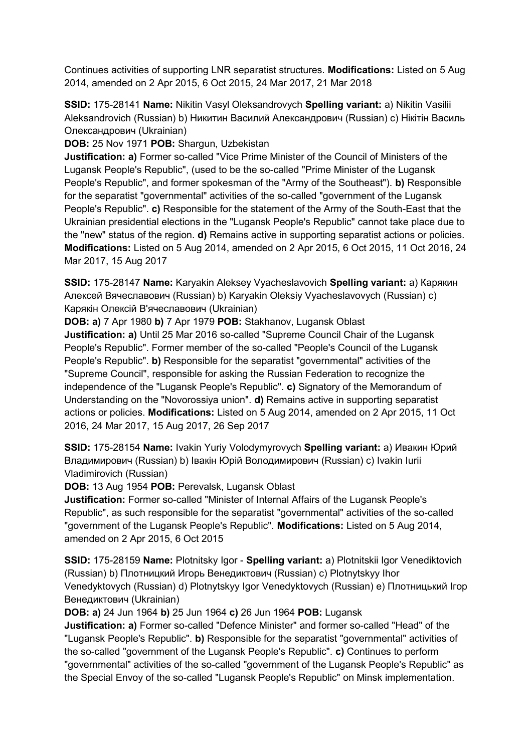Continues activities of supporting LNR separatist structures. **Modifications:** Listed on 5 Aug 2014, amended on 2 Apr 2015, 6 Oct 2015, 24 Mar 2017, 21 Mar 2018

**SSID:** 175-28141 **Name:** Nikitin Vasyl Oleksandrovych **Spelling variant:** a) Nikitin Vasilii Aleksandrovich (Russian) b) Никитин Василий Александрович (Russian) c) Нікітін Василь Олександрович (Ukrainian)

**DOB:** 25 Nov 1971 **POB:** Shargun, Uzbekistan

**Justification: a)** Former so-called "Vice Prime Minister of the Council of Ministers of the Lugansk People's Republic", (used to be the so-called "Prime Minister of the Lugansk People's Republic", and former spokesman of the "Army of the Southeast"). **b)** Responsible for the separatist "governmental" activities of the so-called "government of the Lugansk People's Republic". **c)** Responsible for the statement of the Army of the South-East that the Ukrainian presidential elections in the "Lugansk People's Republic" cannot take place due to the "new" status of the region. **d)** Remains active in supporting separatist actions or policies. **Modifications:** Listed on 5 Aug 2014, amended on 2 Apr 2015, 6 Oct 2015, 11 Oct 2016, 24 Mar 2017, 15 Aug 2017

**SSID:** 175-28147 **Name:** Karyakin Aleksey Vyacheslavovich **Spelling variant:** a) Карякин Алексей Вячеславович (Russian) b) Karyakin Oleksiy Vyacheslavovych (Russian) c) Карякін Олексій В'ячеславович (Ukrainian)

**DOB: a)** 7 Apr 1980 **b)** 7 Apr 1979 **POB:** Stakhanov, Lugansk Oblast

**Justification: a)** Until 25 Mar 2016 so-called "Supreme Council Chair of the Lugansk People's Republic". Former member of the so-called "People's Council of the Lugansk People's Republic". **b)** Responsible for the separatist "governmental" activities of the "Supreme Council", responsible for asking the Russian Federation to recognize the independence of the "Lugansk People's Republic". **c)** Signatory of the Memorandum of Understanding on the "Novorossiya union". **d)** Remains active in supporting separatist actions or policies. **Modifications:** Listed on 5 Aug 2014, amended on 2 Apr 2015, 11 Oct 2016, 24 Mar 2017, 15 Aug 2017, 26 Sep 2017

**SSID:** 175-28154 **Name:** Ivakin Yuriy Volodymyrovych **Spelling variant:** a) Ивакин Юрий Владимирович (Russian) b) Івакін Юрій Володимирович (Russian) c) Ivakin Iurii Vladimirovich (Russian)

**DOB:** 13 Aug 1954 **POB:** Perevalsk, Lugansk Oblast

**Justification:** Former so-called "Minister of Internal Affairs of the Lugansk People's Republic", as such responsible for the separatist "governmental" activities of the so-called "government of the Lugansk People's Republic". **Modifications:** Listed on 5 Aug 2014, amended on 2 Apr 2015, 6 Oct 2015

**SSID:** 175-28159 **Name:** Plotnitsky Igor - **Spelling variant:** a) Plotnitskii Igor Venediktovich (Russian) b) Плотницкий Игорь Венедиктович (Russian) c) Plotnytskyy Ihor Venedyktovych (Russian) d) Plotnytskyy Igor Venedyktovych (Russian) e) Плотницький Ігор Венедиктович (Ukrainian)

**DOB: a)** 24 Jun 1964 **b)** 25 Jun 1964 **c)** 26 Jun 1964 **POB:** Lugansk

**Justification: a)** Former so-called "Defence Minister" and former so-called "Head" of the "Lugansk People's Republic". **b)** Responsible for the separatist "governmental" activities of the so-called "government of the Lugansk People's Republic". **c)** Continues to perform "governmental" activities of the so-called "government of the Lugansk People's Republic" as the Special Envoy of the so-called "Lugansk People's Republic" on Minsk implementation.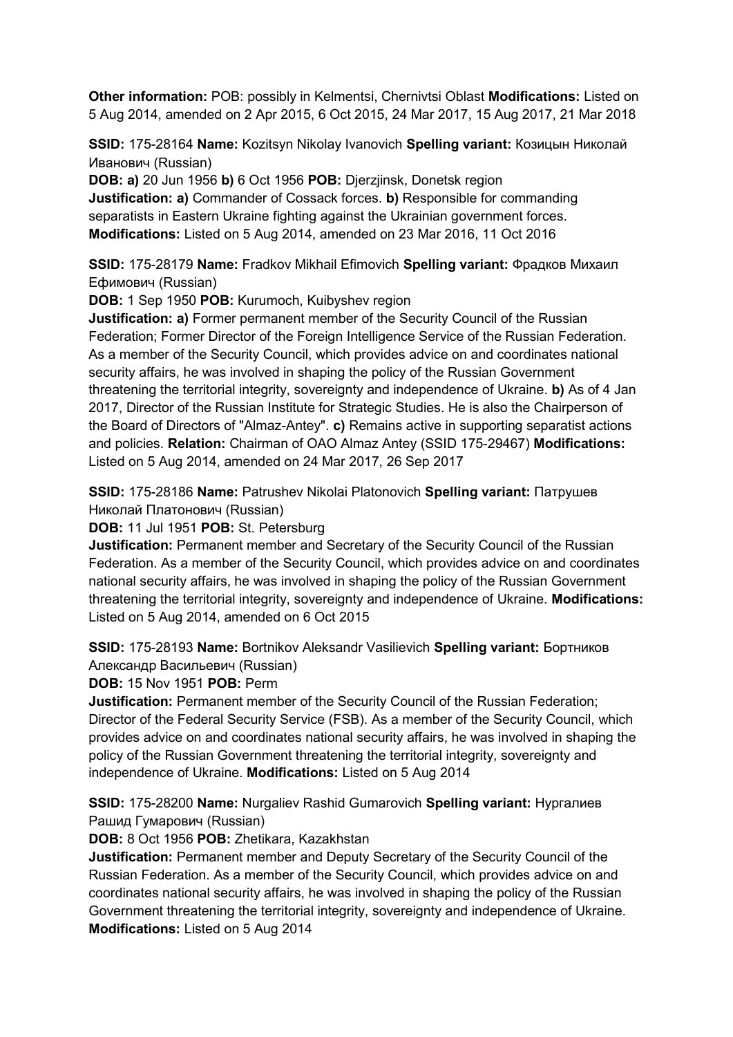**Other information:** POB: possibly in Kelmentsi, Chernivtsi Oblast **Modifications:** Listed on 5 Aug 2014, amended on 2 Apr 2015, 6 Oct 2015, 24 Mar 2017, 15 Aug 2017, 21 Mar 2018

**SSID:** 175-28164 **Name:** Kozitsyn Nikolay Ivanovich **Spelling variant:** Козицын Николай Иванович (Russian)
**DOB:** **a)** 20 Jun 1956 **b)** 6 Oct 1956 **POB:** Djerzjinsk, Donetsk region
**Justification:** **a)** Commander of Cossack forces. **b)** Responsible for commanding separatists in Eastern Ukraine fighting against the Ukrainian government forces.
**Modifications:** Listed on 5 Aug 2014, amended on 23 Mar 2016, 11 Oct 2016

**SSID:** 175-28179 **Name:** Fradkov Mikhail Efimovich **Spelling variant:** Фрадков Михаил Ефимович (Russian)
**DOB:** 1 Sep 1950 **POB:** Kurumoch, Kuibyshev region
**Justification:** **a)** Former permanent member of the Security Council of the Russian Federation; Former Director of the Foreign Intelligence Service of the Russian Federation. As a member of the Security Council, which provides advice on and coordinates national security affairs, he was involved in shaping the policy of the Russian Government threatening the territorial integrity, sovereignty and independence of Ukraine. **b)** As of 4 Jan 2017, Director of the Russian Institute for Strategic Studies. He is also the Chairperson of the Board of Directors of "Almaz-Antey". **c)** Remains active in supporting separatist actions and policies. **Relation:** Chairman of OAO Almaz Antey (SSID 175-29467) **Modifications:** Listed on 5 Aug 2014, amended on 24 Mar 2017, 26 Sep 2017

**SSID:** 175-28186 **Name:** Patrushev Nikolai Platonovich **Spelling variant:** Патрушев Николай Платонович (Russian)
**DOB:** 11 Jul 1951 **POB:** St. Petersburg
**Justification:** Permanent member and Secretary of the Security Council of the Russian Federation. As a member of the Security Council, which provides advice on and coordinates national security affairs, he was involved in shaping the policy of the Russian Government threatening the territorial integrity, sovereignty and independence of Ukraine. **Modifications:** Listed on 5 Aug 2014, amended on 6 Oct 2015

**SSID:** 175-28193 **Name:** Bortnikov Aleksandr Vasilievich **Spelling variant:** Бортников Александр Васильевич (Russian)
**DOB:** 15 Nov 1951 **POB:** Perm
**Justification:** Permanent member of the Security Council of the Russian Federation; Director of the Federal Security Service (FSB). As a member of the Security Council, which provides advice on and coordinates national security affairs, he was involved in shaping the policy of the Russian Government threatening the territorial integrity, sovereignty and independence of Ukraine. **Modifications:** Listed on 5 Aug 2014

**SSID:** 175-28200 **Name:** Nurgaliev Rashid Gumarovich **Spelling variant:** Нургалиев Рашид Гумарович (Russian)
**DOB:** 8 Oct 1956 **POB:** Zhetikara, Kazakhstan
**Justification:** Permanent member and Deputy Secretary of the Security Council of the Russian Federation. As a member of the Security Council, which provides advice on and coordinates national security affairs, he was involved in shaping the policy of the Russian Government threatening the territorial integrity, sovereignty and independence of Ukraine.
**Modifications:** Listed on 5 Aug 2014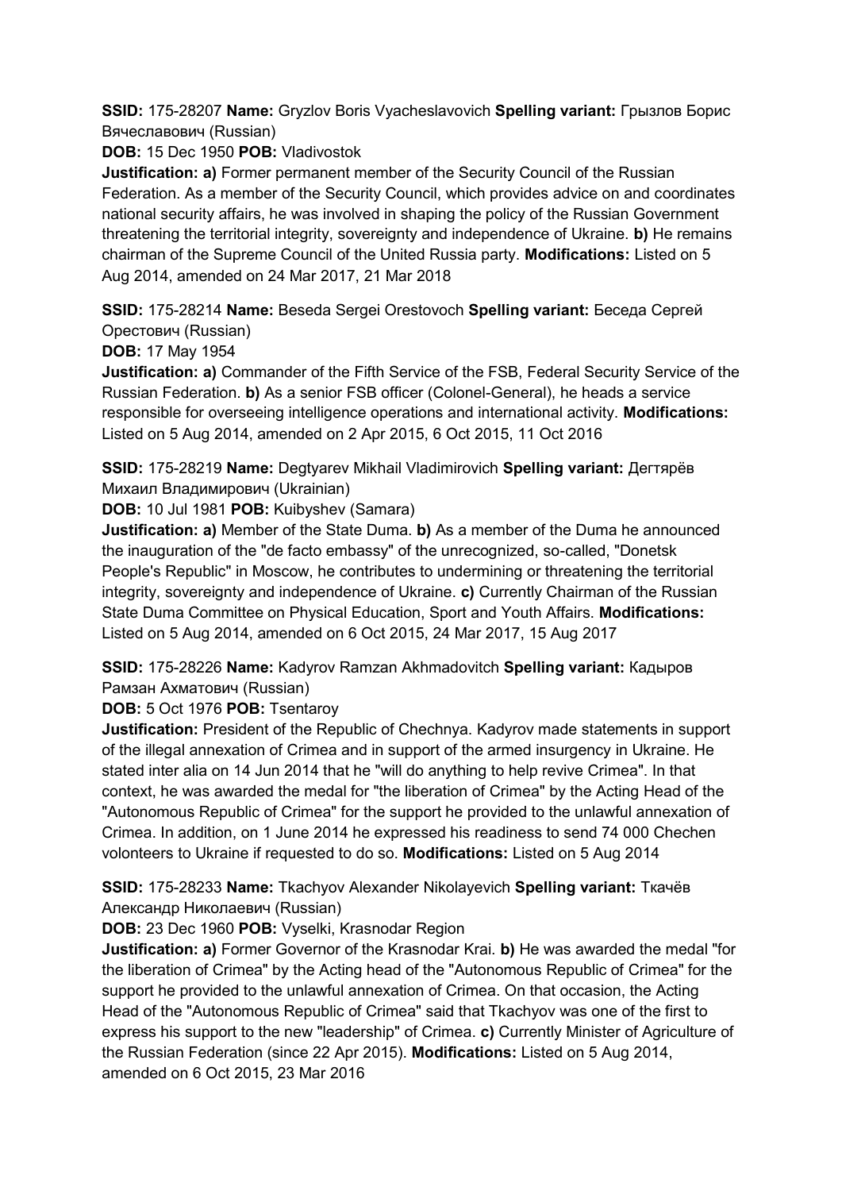**SSID:** 175-28207 **Name:** Gryzlov Boris Vyacheslavovich **Spelling variant:** Грызлов Борис Вячеславович (Russian)

**DOB:** 15 Dec 1950 **POB:** Vladivostok

**Justification: a)** Former permanent member of the Security Council of the Russian Federation. As a member of the Security Council, which provides advice on and coordinates national security affairs, he was involved in shaping the policy of the Russian Government threatening the territorial integrity, sovereignty and independence of Ukraine. **b)** He remains chairman of the Supreme Council of the United Russia party. **Modifications:** Listed on 5 Aug 2014, amended on 24 Mar 2017, 21 Mar 2018

**SSID:** 175-28214 **Name:** Beseda Sergei Orestovoch **Spelling variant:** Беседа Сергей Орестович (Russian)

**DOB:** 17 May 1954

**Justification: a)** Commander of the Fifth Service of the FSB, Federal Security Service of the Russian Federation. **b)** As a senior FSB officer (Colonel-General), he heads a service responsible for overseeing intelligence operations and international activity. **Modifications:** Listed on 5 Aug 2014, amended on 2 Apr 2015, 6 Oct 2015, 11 Oct 2016

**SSID:** 175-28219 **Name:** Degtyarev Mikhail Vladimirovich **Spelling variant:** Дегтярёв Михаил Владимирович (Ukrainian)

**DOB:** 10 Jul 1981 **POB:** Kuibyshev (Samara)

**Justification: a)** Member of the State Duma. **b)** As a member of the Duma he announced the inauguration of the "de facto embassy" of the unrecognized, so-called, "Donetsk People's Republic" in Moscow, he contributes to undermining or threatening the territorial integrity, sovereignty and independence of Ukraine. **c)** Currently Chairman of the Russian State Duma Committee on Physical Education, Sport and Youth Affairs. **Modifications:** Listed on 5 Aug 2014, amended on 6 Oct 2015, 24 Mar 2017, 15 Aug 2017

**SSID:** 175-28226 **Name:** Kadyrov Ramzan Akhmadovitch **Spelling variant:** Кадыров Рамзан Ахматович (Russian)

**DOB:** 5 Oct 1976 **POB:** Tsentaroy

**Justification:** President of the Republic of Chechnya. Kadyrov made statements in support of the illegal annexation of Crimea and in support of the armed insurgency in Ukraine. He stated inter alia on 14 Jun 2014 that he "will do anything to help revive Crimea". In that context, he was awarded the medal for "the liberation of Crimea" by the Acting Head of the "Autonomous Republic of Crimea" for the support he provided to the unlawful annexation of Crimea. In addition, on 1 June 2014 he expressed his readiness to send 74 000 Chechen volonteers to Ukraine if requested to do so. **Modifications:** Listed on 5 Aug 2014

**SSID:** 175-28233 **Name:** Tkachyov Alexander Nikolayevich **Spelling variant:** Ткачёв Александр Николаевич (Russian)

**DOB:** 23 Dec 1960 **POB:** Vyselki, Krasnodar Region

**Justification: a)** Former Governor of the Krasnodar Krai. **b)** He was awarded the medal "for the liberation of Crimea" by the Acting head of the "Autonomous Republic of Crimea" for the support he provided to the unlawful annexation of Crimea. On that occasion, the Acting Head of the "Autonomous Republic of Crimea" said that Tkachyov was one of the first to express his support to the new "leadership" of Crimea. **c)** Currently Minister of Agriculture of the Russian Federation (since 22 Apr 2015). **Modifications:** Listed on 5 Aug 2014, amended on 6 Oct 2015, 23 Mar 2016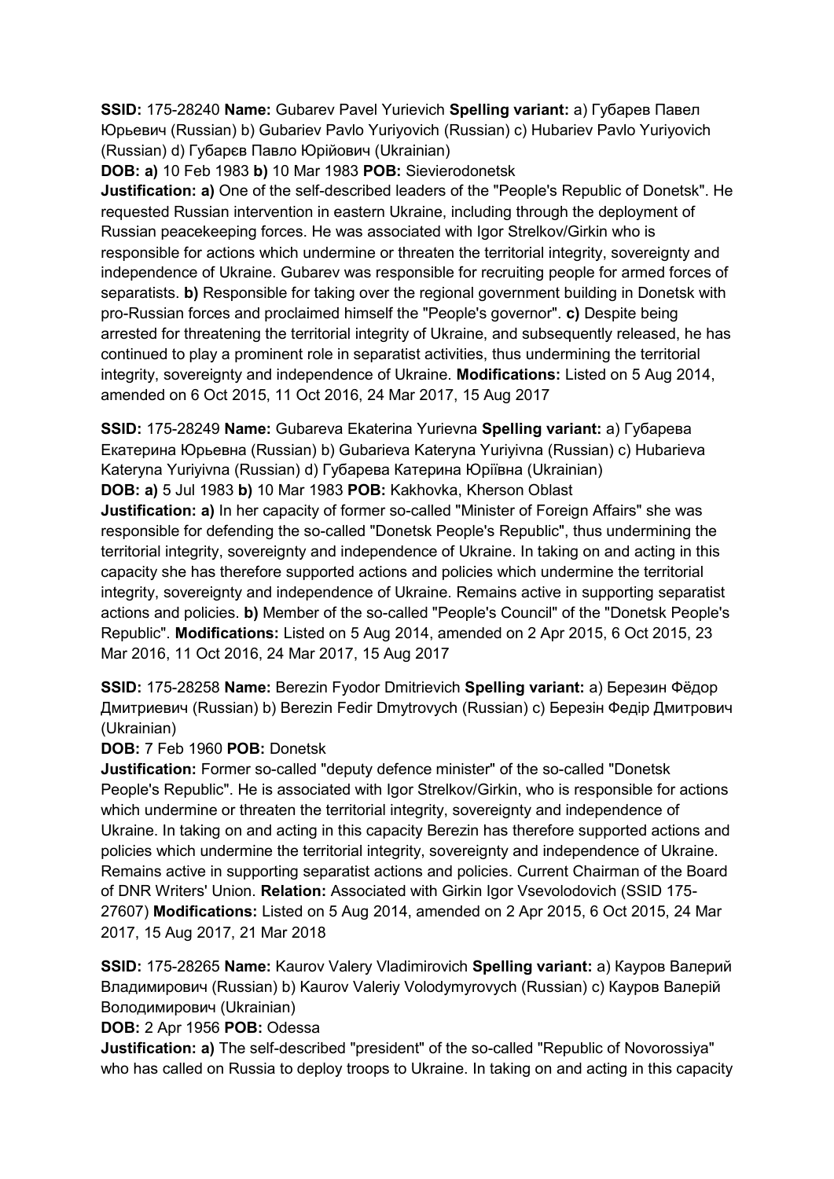**SSID:** 175-28240 **Name:** Gubarev Pavel Yurievich **Spelling variant:** a) Губарев Павел Юрьевич (Russian) b) Gubariev Pavlo Yuriyovich (Russian) c) Hubariev Pavlo Yuriyovich (Russian) d) Губарєв Павло Юрійович (Ukrainian)

**DOB: a)** 10 Feb 1983 **b)** 10 Mar 1983 **POB:** Sievierodonetsk

**Justification: a)** One of the self-described leaders of the "People's Republic of Donetsk". He requested Russian intervention in eastern Ukraine, including through the deployment of Russian peacekeeping forces. He was associated with Igor Strelkov/Girkin who is responsible for actions which undermine or threaten the territorial integrity, sovereignty and independence of Ukraine. Gubarev was responsible for recruiting people for armed forces of separatists. **b)** Responsible for taking over the regional government building in Donetsk with pro-Russian forces and proclaimed himself the "People's governor". **c)** Despite being arrested for threatening the territorial integrity of Ukraine, and subsequently released, he has continued to play a prominent role in separatist activities, thus undermining the territorial integrity, sovereignty and independence of Ukraine. **Modifications:** Listed on 5 Aug 2014, amended on 6 Oct 2015, 11 Oct 2016, 24 Mar 2017, 15 Aug 2017

**SSID:** 175-28249 **Name:** Gubareva Ekaterina Yurievna **Spelling variant:** a) Губарева Екатерина Юрьевна (Russian) b) Gubarieva Kateryna Yuriyivna (Russian) c) Hubarieva Kateryna Yuriyivna (Russian) d) Губарева Катерина Юріївна (Ukrainian)

**DOB: a)** 5 Jul 1983 **b)** 10 Mar 1983 **POB:** Kakhovka, Kherson Oblast

**Justification: a)** In her capacity of former so-called "Minister of Foreign Affairs" she was responsible for defending the so-called "Donetsk People's Republic", thus undermining the territorial integrity, sovereignty and independence of Ukraine. In taking on and acting in this capacity she has therefore supported actions and policies which undermine the territorial integrity, sovereignty and independence of Ukraine. Remains active in supporting separatist actions and policies. **b)** Member of the so-called "People's Council" of the "Donetsk People's Republic". **Modifications:** Listed on 5 Aug 2014, amended on 2 Apr 2015, 6 Oct 2015, 23 Mar 2016, 11 Oct 2016, 24 Mar 2017, 15 Aug 2017

**SSID:** 175-28258 **Name:** Berezin Fyodor Dmitrievich **Spelling variant:** a) Березин Фёдор Дмитриевич (Russian) b) Berezin Fedir Dmytrovych (Russian) c) Березін Федір Дмитрович (Ukrainian)

**DOB:** 7 Feb 1960 **POB:** Donetsk

**Justification:** Former so-called "deputy defence minister" of the so-called "Donetsk People's Republic". He is associated with Igor Strelkov/Girkin, who is responsible for actions which undermine or threaten the territorial integrity, sovereignty and independence of Ukraine. In taking on and acting in this capacity Berezin has therefore supported actions and policies which undermine the territorial integrity, sovereignty and independence of Ukraine. Remains active in supporting separatist actions and policies. Current Chairman of the Board of DNR Writers' Union. **Relation:** Associated with Girkin Igor Vsevolodovich (SSID 175-27607) **Modifications:** Listed on 5 Aug 2014, amended on 2 Apr 2015, 6 Oct 2015, 24 Mar 2017, 15 Aug 2017, 21 Mar 2018

**SSID:** 175-28265 **Name:** Kaurov Valery Vladimirovich **Spelling variant:** a) Кауров Валерий Владимирович (Russian) b) Kaurov Valeriy Volodymyrovych (Russian) c) Кауров Валерій Володимирович (Ukrainian)

**DOB:** 2 Apr 1956 **POB:** Odessa

**Justification: a)** The self-described "president" of the so-called "Republic of Novorossiya" who has called on Russia to deploy troops to Ukraine. In taking on and acting in this capacity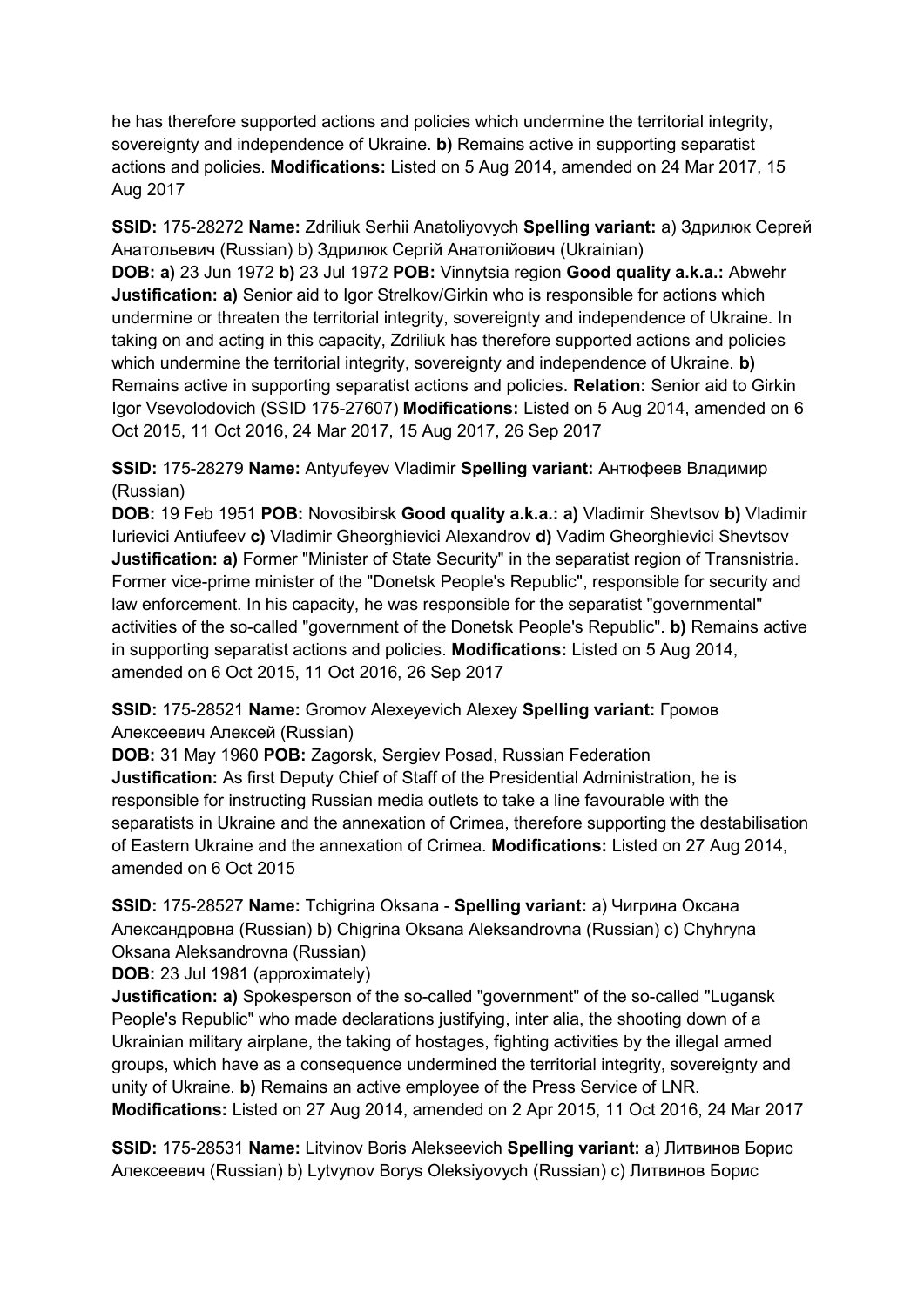he has therefore supported actions and policies which undermine the territorial integrity, sovereignty and independence of Ukraine. **b)** Remains active in supporting separatist actions and policies. **Modifications:** Listed on 5 Aug 2014, amended on 24 Mar 2017, 15 Aug 2017

**SSID:** 175-28272 **Name:** Zdriliuk Serhii Anatoliyovych **Spelling variant:** a) Здрилюк Сергей Анатольевич (Russian) b) Здрилюк Сергій Анатолійович (Ukrainian)
**DOB:** **a)** 23 Jun 1972 **b)** 23 Jul 1972 **POB:** Vinnytsia region **Good quality a.k.a.:** Abwehr
**Justification:** **a)** Senior aid to Igor Strelkov/Girkin who is responsible for actions which undermine or threaten the territorial integrity, sovereignty and independence of Ukraine. In taking on and acting in this capacity, Zdriliuk has therefore supported actions and policies which undermine the territorial integrity, sovereignty and independence of Ukraine. **b)** Remains active in supporting separatist actions and policies. **Relation:** Senior aid to Girkin Igor Vsevolodovich (SSID 175-27607) **Modifications:** Listed on 5 Aug 2014, amended on 6 Oct 2015, 11 Oct 2016, 24 Mar 2017, 15 Aug 2017, 26 Sep 2017

**SSID:** 175-28279 **Name:** Antyufeyev Vladimir **Spelling variant:** Антюфеев Владимир (Russian)
**DOB:** 19 Feb 1951 **POB:** Novosibirsk **Good quality a.k.a.:** **a)** Vladimir Shevtsov **b)** Vladimir Iurievici Antiufeev **c)** Vladimir Gheorghievici Alexandrov **d)** Vadim Gheorghievici Shevtsov
**Justification:** **a)** Former "Minister of State Security" in the separatist region of Transnistria. Former vice-prime minister of the "Donetsk People's Republic", responsible for security and law enforcement. In his capacity, he was responsible for the separatist "governmental" activities of the so-called "government of the Donetsk People's Republic". **b)** Remains active in supporting separatist actions and policies. **Modifications:** Listed on 5 Aug 2014, amended on 6 Oct 2015, 11 Oct 2016, 26 Sep 2017

**SSID:** 175-28521 **Name:** Gromov Alexeyevich Alexey **Spelling variant:** Громов Алексеевич Алексей (Russian)
**DOB:** 31 May 1960 **POB:** Zagorsk, Sergiev Posad, Russian Federation
**Justification:** As first Deputy Chief of Staff of the Presidential Administration, he is responsible for instructing Russian media outlets to take a line favourable with the separatists in Ukraine and the annexation of Crimea, therefore supporting the destabilisation of Eastern Ukraine and the annexation of Crimea. **Modifications:** Listed on 27 Aug 2014, amended on 6 Oct 2015

**SSID:** 175-28527 **Name:** Tchigrina Oksana - **Spelling variant:** a) Чигрина Оксана Александровна (Russian) b) Chigrina Oksana Aleksandrovna (Russian) c) Chyhryna Oksana Aleksandrovna (Russian)
**DOB:** 23 Jul 1981 (approximately)
**Justification:** **a)** Spokesperson of the so-called "government" of the so-called "Lugansk People's Republic" who made declarations justifying, inter alia, the shooting down of a Ukrainian military airplane, the taking of hostages, fighting activities by the illegal armed groups, which have as a consequence undermined the territorial integrity, sovereignty and unity of Ukraine. **b)** Remains an active employee of the Press Service of LNR.
**Modifications:** Listed on 27 Aug 2014, amended on 2 Apr 2015, 11 Oct 2016, 24 Mar 2017

**SSID:** 175-28531 **Name:** Litvinov Boris Alekseevich **Spelling variant:** a) Литвинов Борис Алексеевич (Russian) b) Lytvynov Borys Oleksiyovych (Russian) c) Литвинов Борис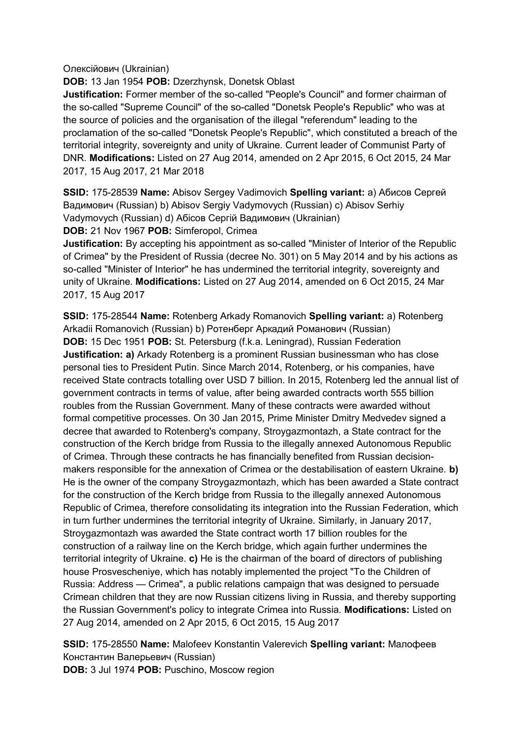Олексійович (Ukrainian)

**DOB:** 13 Jan 1954 **POB:** Dzerzhynsk, Donetsk Oblast

**Justification:** Former member of the so-called "People's Council" and former chairman of the so-called "Supreme Council" of the so-called "Donetsk People's Republic" who was at the source of policies and the organisation of the illegal "referendum" leading to the proclamation of the so-called "Donetsk People's Republic", which constituted a breach of the territorial integrity, sovereignty and unity of Ukraine. Current leader of Communist Party of DNR. **Modifications:** Listed on 27 Aug 2014, amended on 2 Apr 2015, 6 Oct 2015, 24 Mar 2017, 15 Aug 2017, 21 Mar 2018

**SSID:** 175-28539 **Name:** Abisov Sergey Vadimovich **Spelling variant:** a) Абисов Сергей Вадимович (Russian) b) Abisov Sergiy Vadymovych (Russian) c) Abisov Serhiy Vadymovych (Russian) d) Абісов Сергій Вадимович (Ukrainian)

**DOB:** 21 Nov 1967 **POB:** Simferopol, Crimea

**Justification:** By accepting his appointment as so-called "Minister of Interior of the Republic of Crimea" by the President of Russia (decree No. 301) on 5 May 2014 and by his actions as so-called "Minister of Interior" he has undermined the territorial integrity, sovereignty and unity of Ukraine. **Modifications:** Listed on 27 Aug 2014, amended on 6 Oct 2015, 24 Mar 2017, 15 Aug 2017

**SSID:** 175-28544 **Name:** Rotenberg Arkady Romanovich **Spelling variant:** a) Rotenberg Arkadii Romanovich (Russian) b) Ротенберг Аркадий Романович (Russian)

**DOB:** 15 Dec 1951 **POB:** St. Petersburg (f.k.a. Leningrad), Russian Federation

**Justification: a)** Arkady Rotenberg is a prominent Russian businessman who has close personal ties to President Putin. Since March 2014, Rotenberg, or his companies, have received State contracts totalling over USD 7 billion. In 2015, Rotenberg led the annual list of government contracts in terms of value, after being awarded contracts worth 555 billion roubles from the Russian Government. Many of these contracts were awarded without formal competitive processes. On 30 Jan 2015, Prime Minister Dmitry Medvedev signed a decree that awarded to Rotenberg's company, Stroygazmontazh, a State contract for the construction of the Kerch bridge from Russia to the illegally annexed Autonomous Republic of Crimea. Through these contracts he has financially benefited from Russian decision-makers responsible for the annexation of Crimea or the destabilisation of eastern Ukraine. **b)** He is the owner of the company Stroygazmontazh, which has been awarded a State contract for the construction of the Kerch bridge from Russia to the illegally annexed Autonomous Republic of Crimea, therefore consolidating its integration into the Russian Federation, which in turn further undermines the territorial integrity of Ukraine. Similarly, in January 2017, Stroygazmontazh was awarded the State contract worth 17 billion roubles for the construction of a railway line on the Kerch bridge, which again further undermines the territorial integrity of Ukraine. **c)** He is the chairman of the board of directors of publishing house Prosvescheniye, which has notably implemented the project "To the Children of Russia: Address — Crimea", a public relations campaign that was designed to persuade Crimean children that they are now Russian citizens living in Russia, and thereby supporting the Russian Government's policy to integrate Crimea into Russia. **Modifications:** Listed on 27 Aug 2014, amended on 2 Apr 2015, 6 Oct 2015, 15 Aug 2017

**SSID:** 175-28550 **Name:** Malofeev Konstantin Valerevich **Spelling variant:** Малофеев Константин Валерьевич (Russian)

**DOB:** 3 Jul 1974 **POB:** Puschino, Moscow region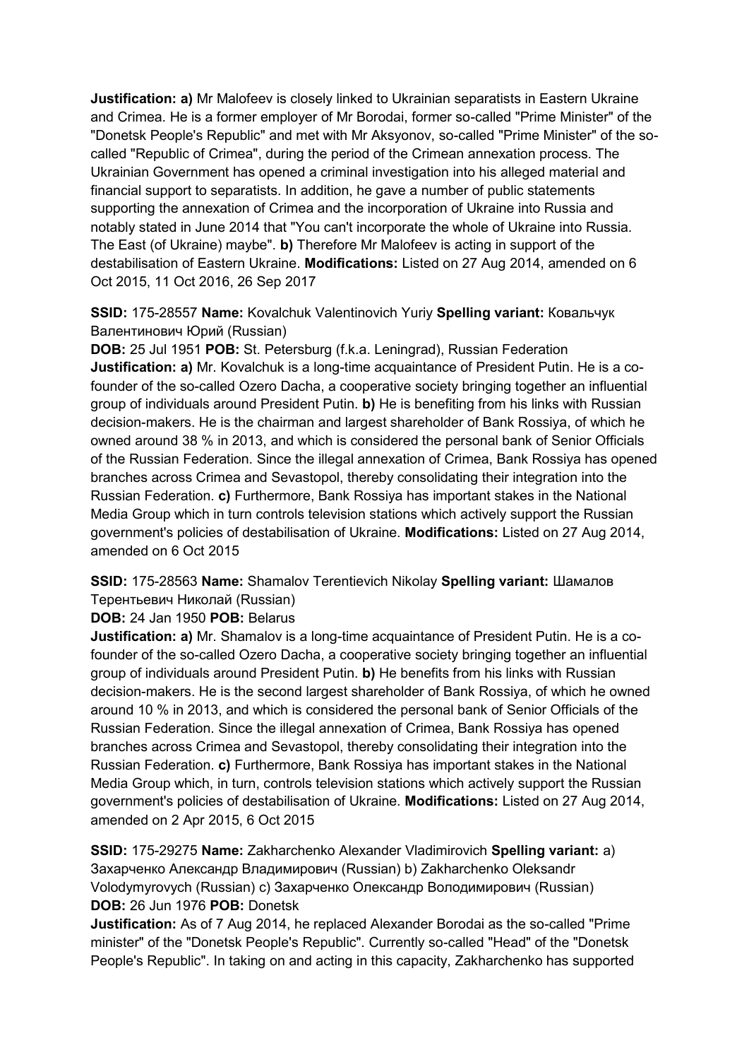**Justification: a)** Mr Malofeev is closely linked to Ukrainian separatists in Eastern Ukraine and Crimea. He is a former employer of Mr Borodai, former so-called "Prime Minister" of the "Donetsk People's Republic" and met with Mr Aksyonov, so-called "Prime Minister" of the so-called "Republic of Crimea", during the period of the Crimean annexation process. The Ukrainian Government has opened a criminal investigation into his alleged material and financial support to separatists. In addition, he gave a number of public statements supporting the annexation of Crimea and the incorporation of Ukraine into Russia and notably stated in June 2014 that "You can't incorporate the whole of Ukraine into Russia. The East (of Ukraine) maybe". **b)** Therefore Mr Malofeev is acting in support of the destabilisation of Eastern Ukraine. **Modifications:** Listed on 27 Aug 2014, amended on 6 Oct 2015, 11 Oct 2016, 26 Sep 2017

**SSID:** 175-28557 **Name:** Kovalchuk Valentinovich Yuriy **Spelling variant:** Ковальчук Валентинович Юрий (Russian)
**DOB:** 25 Jul 1951 **POB:** St. Petersburg (f.k.a. Leningrad), Russian Federation
**Justification: a)** Mr. Kovalchuk is a long-time acquaintance of President Putin. He is a co-founder of the so-called Ozero Dacha, a cooperative society bringing together an influential group of individuals around President Putin. **b)** He is benefiting from his links with Russian decision-makers. He is the chairman and largest shareholder of Bank Rossiya, of which he owned around 38 % in 2013, and which is considered the personal bank of Senior Officials of the Russian Federation. Since the illegal annexation of Crimea, Bank Rossiya has opened branches across Crimea and Sevastopol, thereby consolidating their integration into the Russian Federation. **c)** Furthermore, Bank Rossiya has important stakes in the National Media Group which in turn controls television stations which actively support the Russian government's policies of destabilisation of Ukraine. **Modifications:** Listed on 27 Aug 2014, amended on 6 Oct 2015

**SSID:** 175-28563 **Name:** Shamalov Terentievich Nikolay **Spelling variant:** Шамалов Терентьевич Николай (Russian)
**DOB:** 24 Jan 1950 **POB:** Belarus
**Justification: a)** Mr. Shamalov is a long-time acquaintance of President Putin. He is a co-founder of the so-called Ozero Dacha, a cooperative society bringing together an influential group of individuals around President Putin. **b)** He benefits from his links with Russian decision-makers. He is the second largest shareholder of Bank Rossiya, of which he owned around 10 % in 2013, and which is considered the personal bank of Senior Officials of the Russian Federation. Since the illegal annexation of Crimea, Bank Rossiya has opened branches across Crimea and Sevastopol, thereby consolidating their integration into the Russian Federation. **c)** Furthermore, Bank Rossiya has important stakes in the National Media Group which, in turn, controls television stations which actively support the Russian government's policies of destabilisation of Ukraine. **Modifications:** Listed on 27 Aug 2014, amended on 2 Apr 2015, 6 Oct 2015

**SSID:** 175-29275 **Name:** Zakharchenko Alexander Vladimirovich **Spelling variant:** a) Захарченко Александр Владимирович (Russian) b) Zakharchenko Oleksandr Volodymyrovych (Russian) c) Захарченко Олександр Володимирович (Russian)
**DOB:** 26 Jun 1976 **POB:** Donetsk
**Justification:** As of 7 Aug 2014, he replaced Alexander Borodai as the so-called "Prime minister" of the "Donetsk People's Republic". Currently so-called "Head" of the "Donetsk People's Republic". In taking on and acting in this capacity, Zakharchenko has supported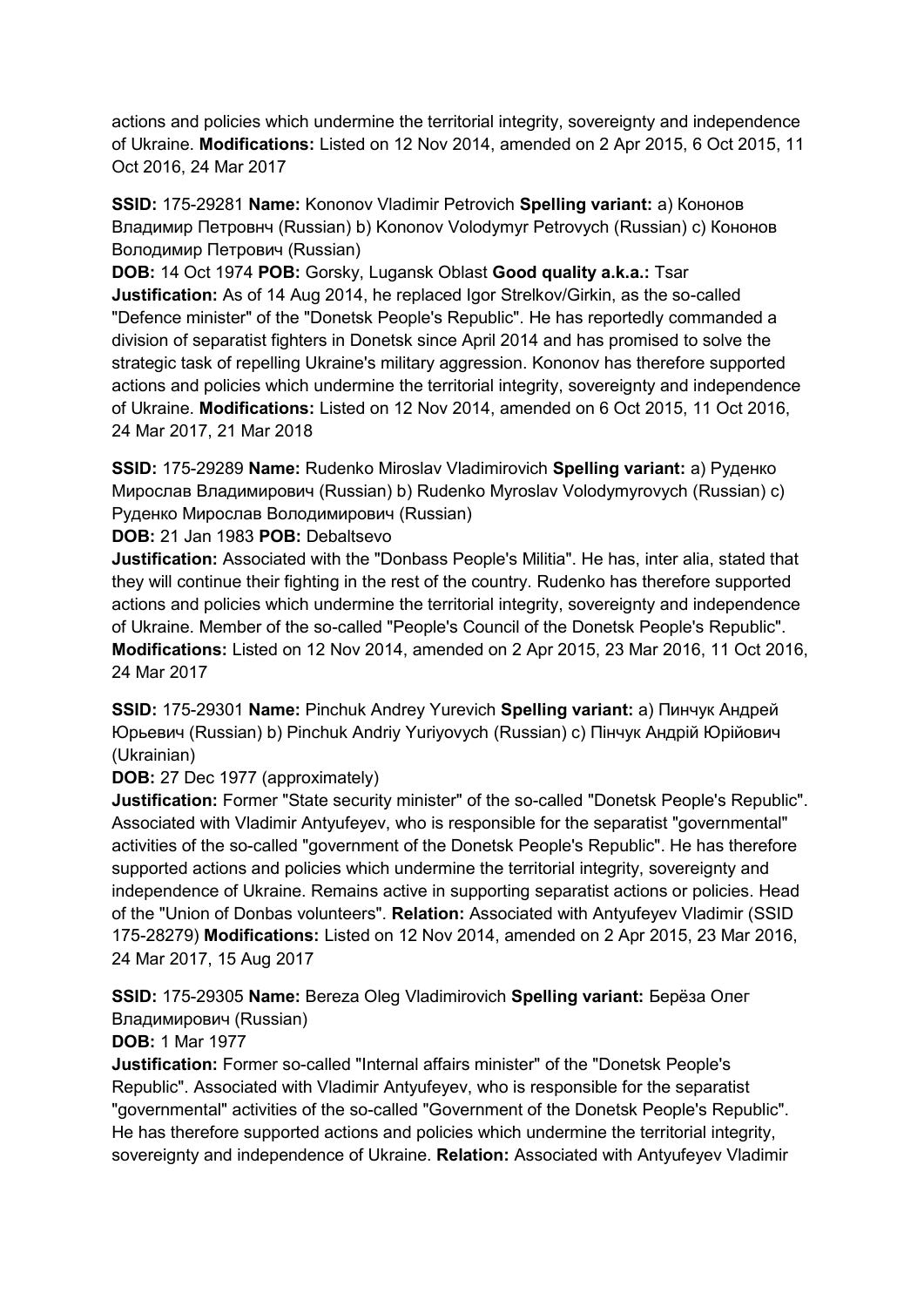actions and policies which undermine the territorial integrity, sovereignty and independence of Ukraine. **Modifications:** Listed on 12 Nov 2014, amended on 2 Apr 2015, 6 Oct 2015, 11 Oct 2016, 24 Mar 2017

**SSID:** 175-29281 **Name:** Kononov Vladimir Petrovich **Spelling variant:** a) Кононов Владимир Петровнч (Russian) b) Kononov Volodymyr Petrovych (Russian) c) Кононов Володимир Петрович (Russian)
**DOB:** 14 Oct 1974 **POB:** Gorsky, Lugansk Oblast **Good quality a.k.a.:** Tsar
**Justification:** As of 14 Aug 2014, he replaced Igor Strelkov/Girkin, as the so-called "Defence minister" of the "Donetsk People's Republic". He has reportedly commanded a division of separatist fighters in Donetsk since April 2014 and has promised to solve the strategic task of repelling Ukraine's military aggression. Kononov has therefore supported actions and policies which undermine the territorial integrity, sovereignty and independence of Ukraine. **Modifications:** Listed on 12 Nov 2014, amended on 6 Oct 2015, 11 Oct 2016, 24 Mar 2017, 21 Mar 2018

**SSID:** 175-29289 **Name:** Rudenko Miroslav Vladimirovich **Spelling variant:** a) Руденко Мирослав Владимирович (Russian) b) Rudenko Myroslav Volodymyrovych (Russian) c) Руденко Мирослав Володимирович (Russian)
**DOB:** 21 Jan 1983 **POB:** Debaltsevo
**Justification:** Associated with the "Donbass People's Militia". He has, inter alia, stated that they will continue their fighting in the rest of the country. Rudenko has therefore supported actions and policies which undermine the territorial integrity, sovereignty and independence of Ukraine. Member of the so-called "People's Council of the Donetsk People's Republic". **Modifications:** Listed on 12 Nov 2014, amended on 2 Apr 2015, 23 Mar 2016, 11 Oct 2016, 24 Mar 2017

**SSID:** 175-29301 **Name:** Pinchuk Andrey Yurevich **Spelling variant:** a) Пинчук Андрей Юрьевич (Russian) b) Pinchuk Andriy Yuriyovych (Russian) c) Пінчук Андрій Юрійович (Ukrainian)
**DOB:** 27 Dec 1977 (approximately)
**Justification:** Former "State security minister" of the so-called "Donetsk People's Republic". Associated with Vladimir Antyufeyev, who is responsible for the separatist "governmental" activities of the so-called "government of the Donetsk People's Republic". He has therefore supported actions and policies which undermine the territorial integrity, sovereignty and independence of Ukraine. Remains active in supporting separatist actions or policies. Head of the "Union of Donbas volunteers". **Relation:** Associated with Antyufeyev Vladimir (SSID 175-28279) **Modifications:** Listed on 12 Nov 2014, amended on 2 Apr 2015, 23 Mar 2016, 24 Mar 2017, 15 Aug 2017

**SSID:** 175-29305 **Name:** Bereza Oleg Vladimirovich **Spelling variant:** Берёза Олег Владимирович (Russian)
**DOB:** 1 Mar 1977
**Justification:** Former so-called "Internal affairs minister" of the "Donetsk People's Republic". Associated with Vladimir Antyufeyev, who is responsible for the separatist "governmental" activities of the so-called "Government of the Donetsk People's Republic". He has therefore supported actions and policies which undermine the territorial integrity, sovereignty and independence of Ukraine. **Relation:** Associated with Antyufeyev Vladimir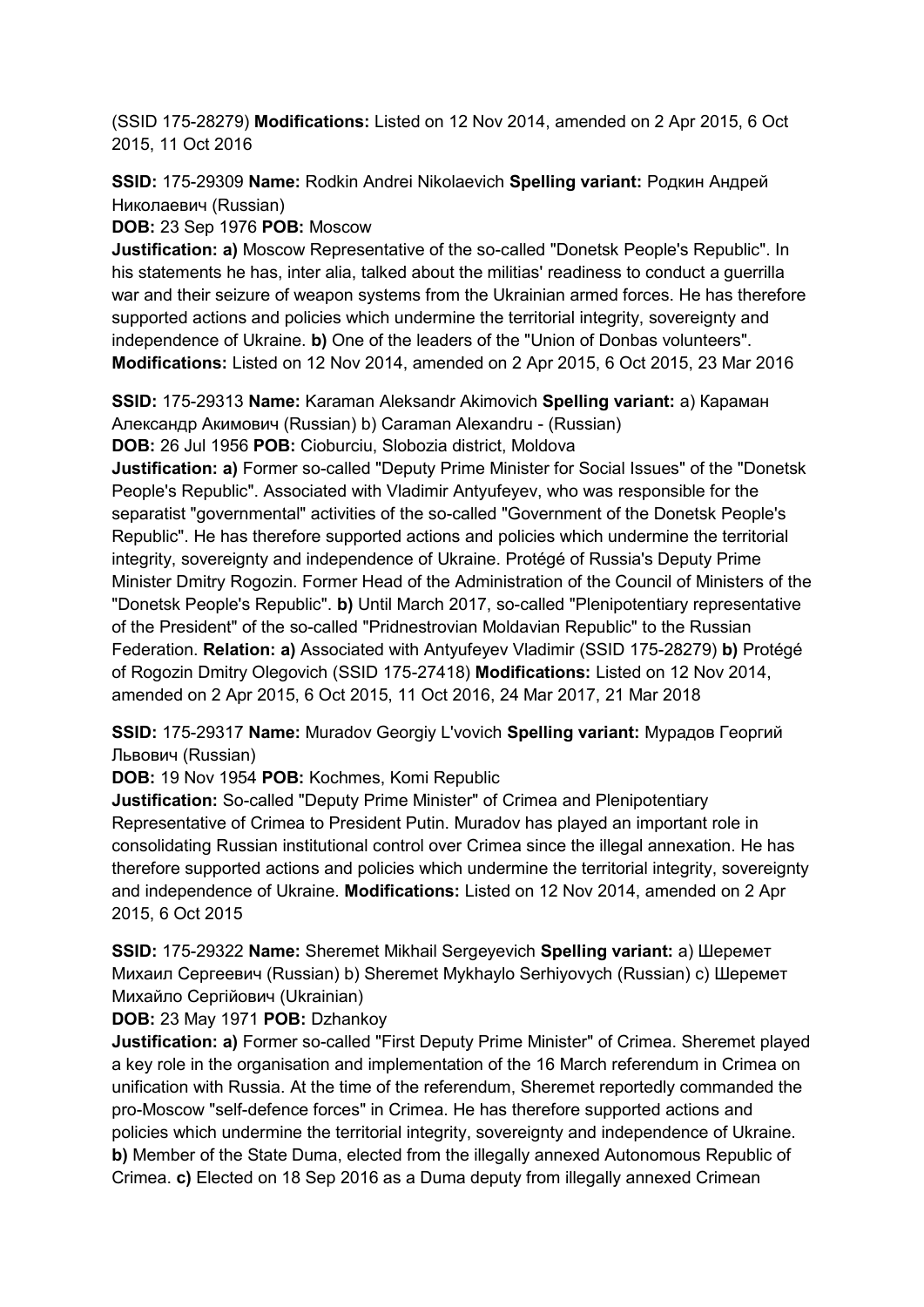(SSID 175-28279) **Modifications:** Listed on 12 Nov 2014, amended on 2 Apr 2015, 6 Oct 2015, 11 Oct 2016

**SSID:** 175-29309 **Name:** Rodkin Andrei Nikolaevich **Spelling variant:** Родкин Андрей Николаевич (Russian)

**DOB:** 23 Sep 1976 **POB:** Moscow

**Justification: a)** Moscow Representative of the so-called "Donetsk People's Republic". In his statements he has, inter alia, talked about the militias' readiness to conduct a guerrilla war and their seizure of weapon systems from the Ukrainian armed forces. He has therefore supported actions and policies which undermine the territorial integrity, sovereignty and independence of Ukraine. **b)** One of the leaders of the "Union of Donbas volunteers". **Modifications:** Listed on 12 Nov 2014, amended on 2 Apr 2015, 6 Oct 2015, 23 Mar 2016

**SSID:** 175-29313 **Name:** Karaman Aleksandr Akimovich **Spelling variant:** a) Караман Александр Акимович (Russian) b) Caraman Alexandru - (Russian)

**DOB:** 26 Jul 1956 **POB:** Cioburciu, Slobozia district, Moldova

**Justification: a)** Former so-called "Deputy Prime Minister for Social Issues" of the "Donetsk People's Republic". Associated with Vladimir Antyufeyev, who was responsible for the separatist "governmental" activities of the so-called "Government of the Donetsk People's Republic". He has therefore supported actions and policies which undermine the territorial integrity, sovereignty and independence of Ukraine. Protégé of Russia's Deputy Prime Minister Dmitry Rogozin. Former Head of the Administration of the Council of Ministers of the "Donetsk People's Republic". **b)** Until March 2017, so-called "Plenipotentiary representative of the President" of the so-called "Pridnestrovian Moldavian Republic" to the Russian Federation. **Relation: a)** Associated with Antyufeyev Vladimir (SSID 175-28279) **b)** Protégé of Rogozin Dmitry Olegovich (SSID 175-27418) **Modifications:** Listed on 12 Nov 2014, amended on 2 Apr 2015, 6 Oct 2015, 11 Oct 2016, 24 Mar 2017, 21 Mar 2018

**SSID:** 175-29317 **Name:** Muradov Georgiy L'vovich **Spelling variant:** Мурадов Георгий Львович (Russian)

**DOB:** 19 Nov 1954 **POB:** Kochmes, Komi Republic

**Justification:** So-called "Deputy Prime Minister" of Crimea and Plenipotentiary Representative of Crimea to President Putin. Muradov has played an important role in consolidating Russian institutional control over Crimea since the illegal annexation. He has therefore supported actions and policies which undermine the territorial integrity, sovereignty and independence of Ukraine. **Modifications:** Listed on 12 Nov 2014, amended on 2 Apr 2015, 6 Oct 2015

**SSID:** 175-29322 **Name:** Sheremet Mikhail Sergeyevich **Spelling variant:** a) Шеремет Михаил Сергеевич (Russian) b) Sheremet Mykhaylo Serhiyovych (Russian) c) Шеремет Михайло Сергійович (Ukrainian)

**DOB:** 23 May 1971 **POB:** Dzhankoy

**Justification: a)** Former so-called "First Deputy Prime Minister" of Crimea. Sheremet played a key role in the organisation and implementation of the 16 March referendum in Crimea on unification with Russia. At the time of the referendum, Sheremet reportedly commanded the pro-Moscow "self-defence forces" in Crimea. He has therefore supported actions and policies which undermine the territorial integrity, sovereignty and independence of Ukraine. **b)** Member of the State Duma, elected from the illegally annexed Autonomous Republic of Crimea. **c)** Elected on 18 Sep 2016 as a Duma deputy from illegally annexed Crimean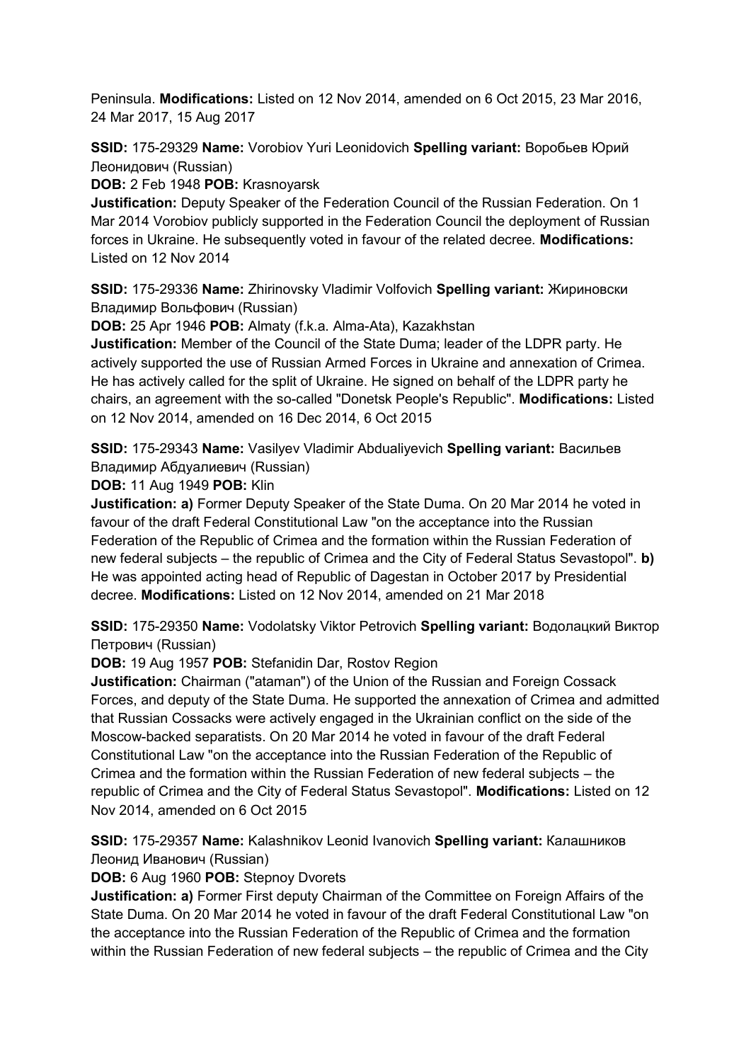Peninsula. **Modifications:** Listed on 12 Nov 2014, amended on 6 Oct 2015, 23 Mar 2016, 24 Mar 2017, 15 Aug 2017

**SSID:** 175-29329 **Name:** Vorobiov Yuri Leonidovich **Spelling variant:** Воробьев Юрий Леонидович (Russian)

**DOB:** 2 Feb 1948 **POB:** Krasnoyarsk

**Justification:** Deputy Speaker of the Federation Council of the Russian Federation. On 1 Mar 2014 Vorobiov publicly supported in the Federation Council the deployment of Russian forces in Ukraine. He subsequently voted in favour of the related decree. **Modifications:** Listed on 12 Nov 2014

**SSID:** 175-29336 **Name:** Zhirinovsky Vladimir Volfovich **Spelling variant:** Жириновски Владимир Вольфович (Russian)

**DOB:** 25 Apr 1946 **POB:** Almaty (f.k.a. Alma-Ata), Kazakhstan

**Justification:** Member of the Council of the State Duma; leader of the LDPR party. He actively supported the use of Russian Armed Forces in Ukraine and annexation of Crimea. He has actively called for the split of Ukraine. He signed on behalf of the LDPR party he chairs, an agreement with the so-called "Donetsk People's Republic". **Modifications:** Listed on 12 Nov 2014, amended on 16 Dec 2014, 6 Oct 2015

**SSID:** 175-29343 **Name:** Vasilyev Vladimir Abdualiyevich **Spelling variant:** Васильев Владимир Абдуалиевич (Russian)

**DOB:** 11 Aug 1949 **POB:** Klin

**Justification: a)** Former Deputy Speaker of the State Duma. On 20 Mar 2014 he voted in favour of the draft Federal Constitutional Law "on the acceptance into the Russian Federation of the Republic of Crimea and the formation within the Russian Federation of new federal subjects – the republic of Crimea and the City of Federal Status Sevastopol". **b)** He was appointed acting head of Republic of Dagestan in October 2017 by Presidential decree. **Modifications:** Listed on 12 Nov 2014, amended on 21 Mar 2018

**SSID:** 175-29350 **Name:** Vodolatsky Viktor Petrovich **Spelling variant:** Водолацкий Виктор Петрович (Russian)

**DOB:** 19 Aug 1957 **POB:** Stefanidin Dar, Rostov Region

**Justification:** Chairman ("ataman") of the Union of the Russian and Foreign Cossack Forces, and deputy of the State Duma. He supported the annexation of Crimea and admitted that Russian Cossacks were actively engaged in the Ukrainian conflict on the side of the Moscow-backed separatists. On 20 Mar 2014 he voted in favour of the draft Federal Constitutional Law "on the acceptance into the Russian Federation of the Republic of Crimea and the formation within the Russian Federation of new federal subjects – the republic of Crimea and the City of Federal Status Sevastopol". **Modifications:** Listed on 12 Nov 2014, amended on 6 Oct 2015

**SSID:** 175-29357 **Name:** Kalashnikov Leonid Ivanovich **Spelling variant:** Калашников Леонид Иванович (Russian)

**DOB:** 6 Aug 1960 **POB:** Stepnoy Dvorets

**Justification: a)** Former First deputy Chairman of the Committee on Foreign Affairs of the State Duma. On 20 Mar 2014 he voted in favour of the draft Federal Constitutional Law "on the acceptance into the Russian Federation of the Republic of Crimea and the formation within the Russian Federation of new federal subjects – the republic of Crimea and the City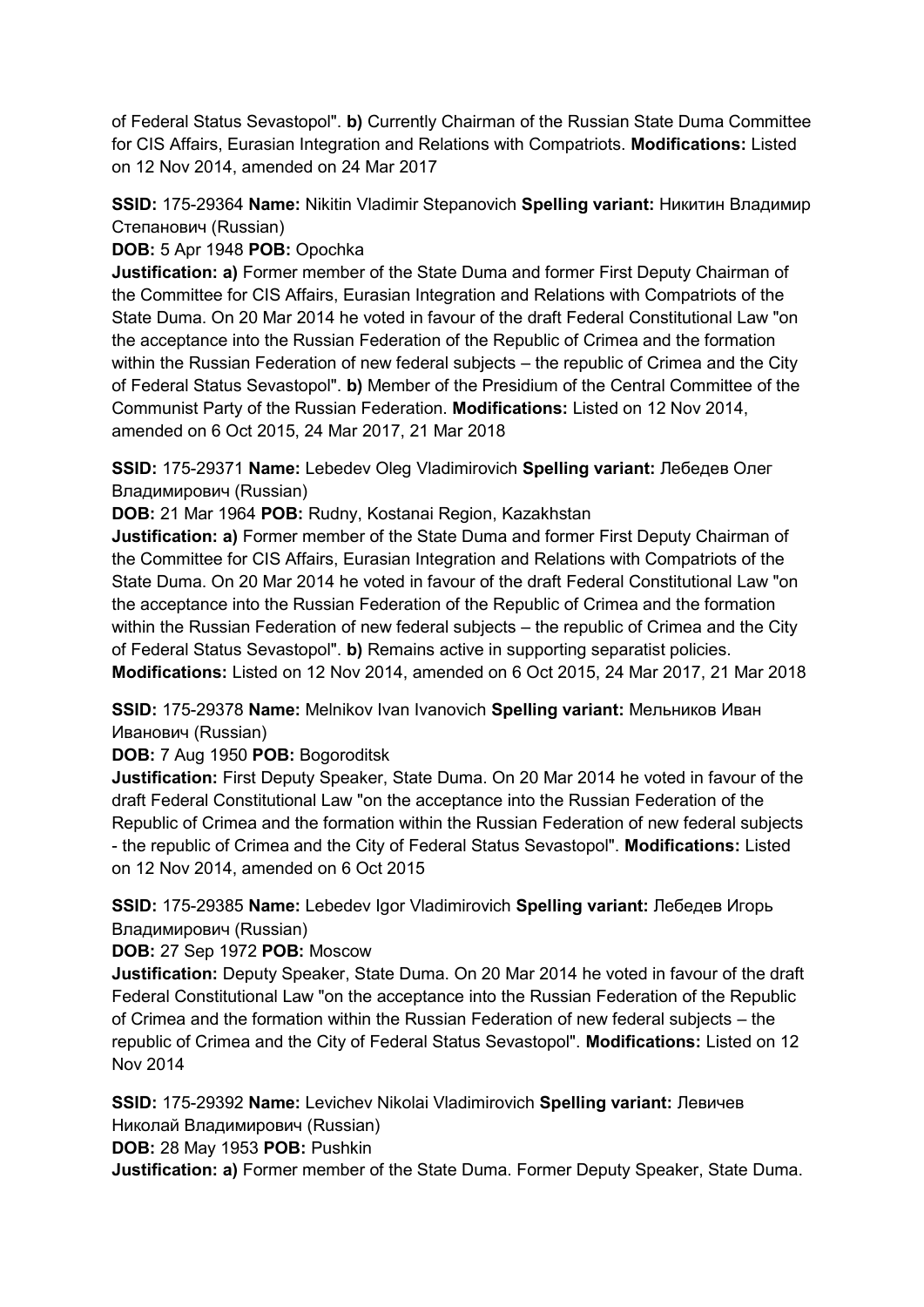of Federal Status Sevastopol". **b)** Currently Chairman of the Russian State Duma Committee for CIS Affairs, Eurasian Integration and Relations with Compatriots. **Modifications:** Listed on 12 Nov 2014, amended on 24 Mar 2017

**SSID:** 175-29364 **Name:** Nikitin Vladimir Stepanovich **Spelling variant:** Никитин Владимир Степанович (Russian)
**DOB:** 5 Apr 1948 **POB:** Opochka
**Justification: a)** Former member of the State Duma and former First Deputy Chairman of the Committee for CIS Affairs, Eurasian Integration and Relations with Compatriots of the State Duma. On 20 Mar 2014 he voted in favour of the draft Federal Constitutional Law "on the acceptance into the Russian Federation of the Republic of Crimea and the formation within the Russian Federation of new federal subjects – the republic of Crimea and the City of Federal Status Sevastopol". **b)** Member of the Presidium of the Central Committee of the Communist Party of the Russian Federation. **Modifications:** Listed on 12 Nov 2014, amended on 6 Oct 2015, 24 Mar 2017, 21 Mar 2018

**SSID:** 175-29371 **Name:** Lebedev Oleg Vladimirovich **Spelling variant:** Лебедев Олег Владимирович (Russian)
**DOB:** 21 Mar 1964 **POB:** Rudny, Kostanai Region, Kazakhstan
**Justification: a)** Former member of the State Duma and former First Deputy Chairman of the Committee for CIS Affairs, Eurasian Integration and Relations with Compatriots of the State Duma. On 20 Mar 2014 he voted in favour of the draft Federal Constitutional Law "on the acceptance into the Russian Federation of the Republic of Crimea and the formation within the Russian Federation of new federal subjects – the republic of Crimea and the City of Federal Status Sevastopol". **b)** Remains active in supporting separatist policies. **Modifications:** Listed on 12 Nov 2014, amended on 6 Oct 2015, 24 Mar 2017, 21 Mar 2018

**SSID:** 175-29378 **Name:** Melnikov Ivan Ivanovich **Spelling variant:** Мельников Иван Иванович (Russian)
**DOB:** 7 Aug 1950 **POB:** Bogoroditsk
**Justification:** First Deputy Speaker, State Duma. On 20 Mar 2014 he voted in favour of the draft Federal Constitutional Law "on the acceptance into the Russian Federation of the Republic of Crimea and the formation within the Russian Federation of new federal subjects - the republic of Crimea and the City of Federal Status Sevastopol". **Modifications:** Listed on 12 Nov 2014, amended on 6 Oct 2015

**SSID:** 175-29385 **Name:** Lebedev Igor Vladimirovich **Spelling variant:** Лебедев Игорь Владимирович (Russian)
**DOB:** 27 Sep 1972 **POB:** Moscow
**Justification:** Deputy Speaker, State Duma. On 20 Mar 2014 he voted in favour of the draft Federal Constitutional Law "on the acceptance into the Russian Federation of the Republic of Crimea and the formation within the Russian Federation of new federal subjects – the republic of Crimea and the City of Federal Status Sevastopol". **Modifications:** Listed on 12 Nov 2014

**SSID:** 175-29392 **Name:** Levichev Nikolai Vladimirovich **Spelling variant:** Левичев Николай Владимирович (Russian)
**DOB:** 28 May 1953 **POB:** Pushkin
**Justification: a)** Former member of the State Duma. Former Deputy Speaker, State Duma.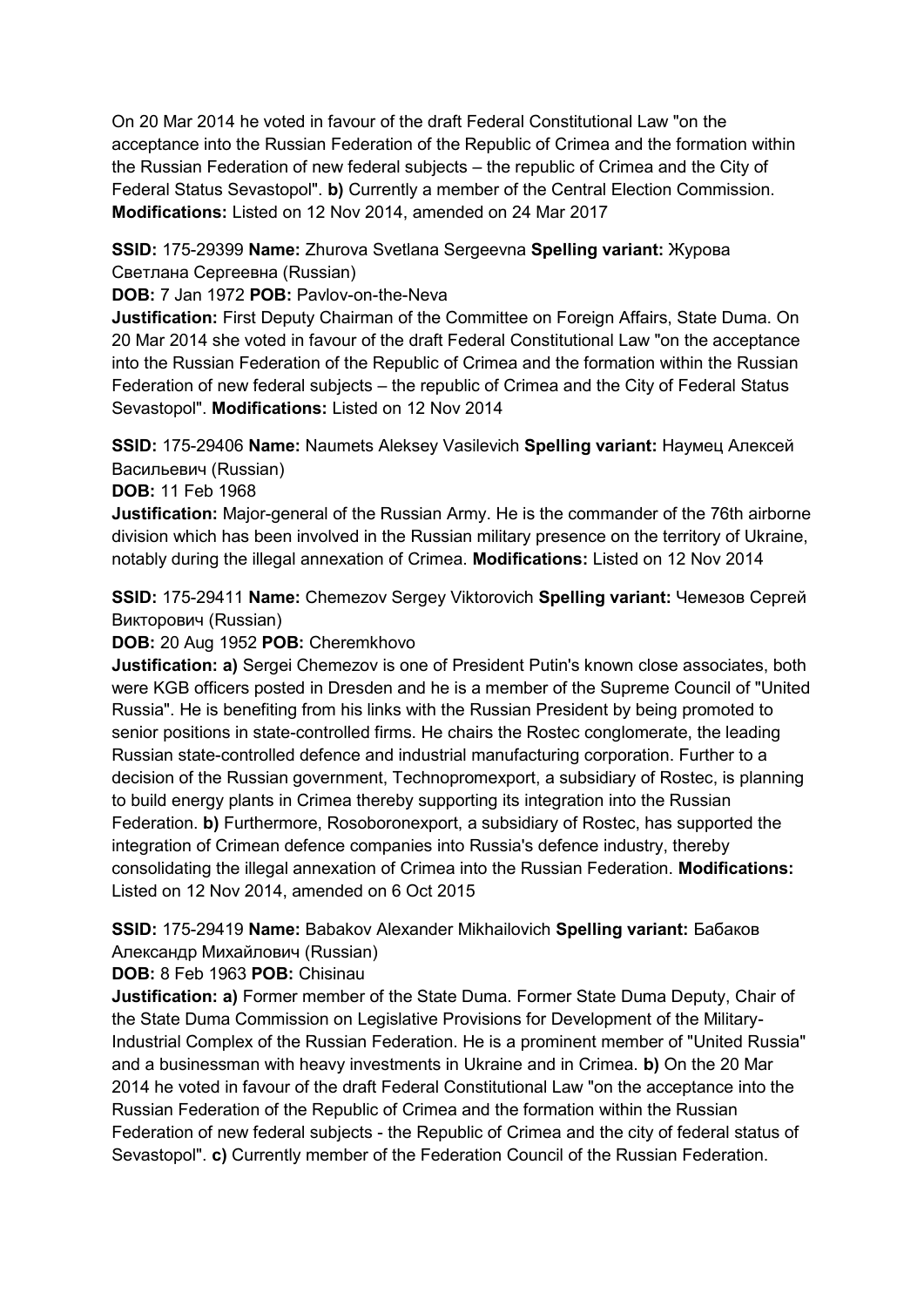On 20 Mar 2014 he voted in favour of the draft Federal Constitutional Law "on the acceptance into the Russian Federation of the Republic of Crimea and the formation within the Russian Federation of new federal subjects – the republic of Crimea and the City of Federal Status Sevastopol". **b)** Currently a member of the Central Election Commission. **Modifications:** Listed on 12 Nov 2014, amended on 24 Mar 2017

**SSID:** 175-29399 **Name:** Zhurova Svetlana Sergeevna **Spelling variant:** Журова Светлана Сергеевна (Russian)
**DOB:** 7 Jan 1972 **POB:** Pavlov-on-the-Neva
**Justification:** First Deputy Chairman of the Committee on Foreign Affairs, State Duma. On 20 Mar 2014 she voted in favour of the draft Federal Constitutional Law "on the acceptance into the Russian Federation of the Republic of Crimea and the formation within the Russian Federation of new federal subjects – the republic of Crimea and the City of Federal Status Sevastopol". **Modifications:** Listed on 12 Nov 2014

**SSID:** 175-29406 **Name:** Naumets Aleksey Vasilevich **Spelling variant:** Наумец Алексей Васильевич (Russian)
**DOB:** 11 Feb 1968
**Justification:** Major-general of the Russian Army. He is the commander of the 76th airborne division which has been involved in the Russian military presence on the territory of Ukraine, notably during the illegal annexation of Crimea. **Modifications:** Listed on 12 Nov 2014

**SSID:** 175-29411 **Name:** Chemezov Sergey Viktorovich **Spelling variant:** Чемезов Сергей Викторович (Russian)
**DOB:** 20 Aug 1952 **POB:** Cheremkhovo
**Justification: a)** Sergei Chemezov is one of President Putin's known close associates, both were KGB officers posted in Dresden and he is a member of the Supreme Council of "United Russia". He is benefiting from his links with the Russian President by being promoted to senior positions in state-controlled firms. He chairs the Rostec conglomerate, the leading Russian state-controlled defence and industrial manufacturing corporation. Further to a decision of the Russian government, Technopromexport, a subsidiary of Rostec, is planning to build energy plants in Crimea thereby supporting its integration into the Russian Federation. **b)** Furthermore, Rosoboronexport, a subsidiary of Rostec, has supported the integration of Crimean defence companies into Russia's defence industry, thereby consolidating the illegal annexation of Crimea into the Russian Federation. **Modifications:** Listed on 12 Nov 2014, amended on 6 Oct 2015

**SSID:** 175-29419 **Name:** Babakov Alexander Mikhailovich **Spelling variant:** Бабаков Александр Михайлович (Russian)
**DOB:** 8 Feb 1963 **POB:** Chisinau
**Justification: a)** Former member of the State Duma. Former State Duma Deputy, Chair of the State Duma Commission on Legislative Provisions for Development of the Military-Industrial Complex of the Russian Federation. He is a prominent member of "United Russia" and a businessman with heavy investments in Ukraine and in Crimea. **b)** On the 20 Mar 2014 he voted in favour of the draft Federal Constitutional Law "on the acceptance into the Russian Federation of the Republic of Crimea and the formation within the Russian Federation of new federal subjects - the Republic of Crimea and the city of federal status of Sevastopol". **c)** Currently member of the Federation Council of the Russian Federation.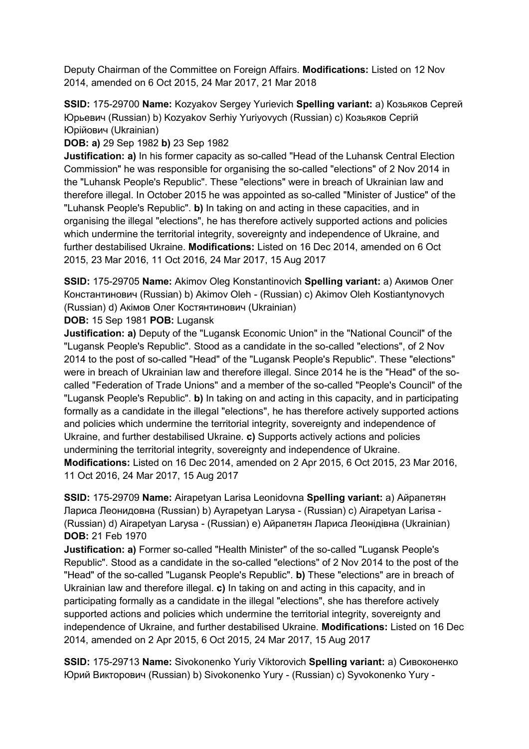Deputy Chairman of the Committee on Foreign Affairs. **Modifications:** Listed on 12 Nov 2014, amended on 6 Oct 2015, 24 Mar 2017, 21 Mar 2018

**SSID:** 175-29700 **Name:** Kozyakov Sergey Yurievich **Spelling variant:** a) Козьяков Сергей Юрьевич (Russian) b) Kozyakov Serhiy Yuriyovych (Russian) c) Козьяков Сергій Юрійович (Ukrainian)

**DOB: a)** 29 Sep 1982 **b)** 23 Sep 1982

**Justification: a)** In his former capacity as so-called "Head of the Luhansk Central Election Commission" he was responsible for organising the so-called "elections" of 2 Nov 2014 in the "Luhansk People's Republic". These "elections" were in breach of Ukrainian law and therefore illegal. In October 2015 he was appointed as so-called "Minister of Justice" of the "Luhansk People's Republic". **b)** In taking on and acting in these capacities, and in organising the illegal "elections", he has therefore actively supported actions and policies which undermine the territorial integrity, sovereignty and independence of Ukraine, and further destabilised Ukraine. **Modifications:** Listed on 16 Dec 2014, amended on 6 Oct 2015, 23 Mar 2016, 11 Oct 2016, 24 Mar 2017, 15 Aug 2017

**SSID:** 175-29705 **Name:** Akimov Oleg Konstantinovich **Spelling variant:** a) Акимов Олег Константинович (Russian) b) Akimov Oleh - (Russian) c) Akimov Oleh Kostiantynovych (Russian) d) Акiмов Олег Костянтинович (Ukrainian)

**DOB:** 15 Sep 1981 **POB:** Lugansk

**Justification: a)** Deputy of the "Lugansk Economic Union" in the "National Council" of the "Lugansk People's Republic". Stood as a candidate in the so-called "elections", of 2 Nov 2014 to the post of so-called "Head" of the "Lugansk People's Republic". These "elections" were in breach of Ukrainian law and therefore illegal. Since 2014 he is the "Head" of the so-called "Federation of Trade Unions" and a member of the so-called "People's Council" of the "Lugansk People's Republic". **b)** In taking on and acting in this capacity, and in participating formally as a candidate in the illegal "elections", he has therefore actively supported actions and policies which undermine the territorial integrity, sovereignty and independence of Ukraine, and further destabilised Ukraine. **c)** Supports actively actions and policies undermining the territorial integrity, sovereignty and independence of Ukraine. **Modifications:** Listed on 16 Dec 2014, amended on 2 Apr 2015, 6 Oct 2015, 23 Mar 2016, 11 Oct 2016, 24 Mar 2017, 15 Aug 2017

**SSID:** 175-29709 **Name:** Airapetyan Larisa Leonidovna **Spelling variant:** a) Айрапетян Лариса Леонидовна (Russian) b) Ayrapetyan Larysa - (Russian) c) Airapetyan Larisa - (Russian) d) Airapetyan Larysa - (Russian) e) Айрапетян Лариса Леонідівна (Ukrainian)

**DOB:** 21 Feb 1970

**Justification: a)** Former so-called "Health Minister" of the so-called "Lugansk People's Republic". Stood as a candidate in the so-called "elections" of 2 Nov 2014 to the post of the "Head" of the so-called "Lugansk People's Republic". **b)** These "elections" are in breach of Ukrainian law and therefore illegal. **c)** In taking on and acting in this capacity, and in participating formally as a candidate in the illegal "elections", she has therefore actively supported actions and policies which undermine the territorial integrity, sovereignty and independence of Ukraine, and further destabilised Ukraine. **Modifications:** Listed on 16 Dec 2014, amended on 2 Apr 2015, 6 Oct 2015, 24 Mar 2017, 15 Aug 2017

**SSID:** 175-29713 **Name:** Sivokonenko Yuriy Viktorovich **Spelling variant:** a) Сивоконенко Юрий Викторович (Russian) b) Sivokonenko Yury - (Russian) c) Syvokonenko Yury -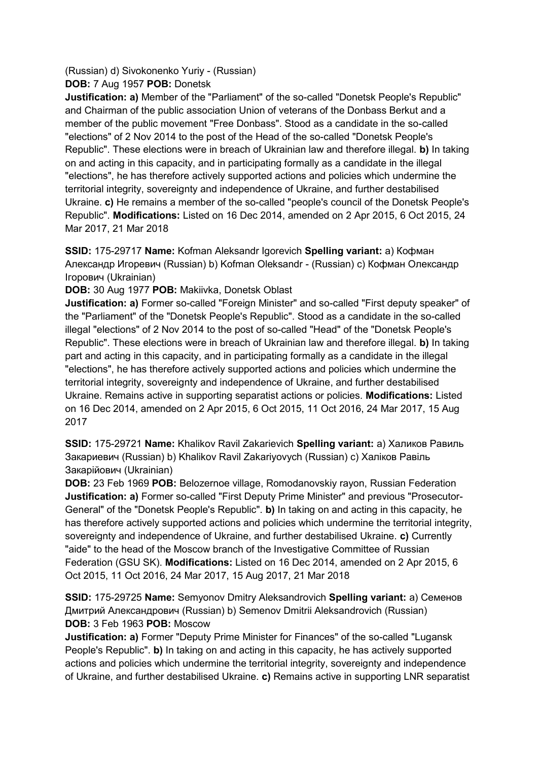(Russian) d) Sivokonenko Yuriy - (Russian)
**DOB:** 7 Aug 1957 **POB:** Donetsk
**Justification: a)** Member of the "Parliament" of the so-called "Donetsk People's Republic" and Chairman of the public association Union of veterans of the Donbass Berkut and a member of the public movement "Free Donbass". Stood as a candidate in the so-called "elections" of 2 Nov 2014 to the post of the Head of the so-called "Donetsk People's Republic". These elections were in breach of Ukrainian law and therefore illegal. **b)** In taking on and acting in this capacity, and in participating formally as a candidate in the illegal "elections", he has therefore actively supported actions and policies which undermine the territorial integrity, sovereignty and independence of Ukraine, and further destabilised Ukraine. **c)** He remains a member of the so-called "people's council of the Donetsk People's Republic". **Modifications:** Listed on 16 Dec 2014, amended on 2 Apr 2015, 6 Oct 2015, 24 Mar 2017, 21 Mar 2018

**SSID:** 175-29717 **Name:** Kofman Aleksandr Igorevich **Spelling variant:** a) Кофман Александр Игоревич (Russian) b) Kofman Oleksandr - (Russian) c) Кофман Олександр Ігорович (Ukrainian)
**DOB:** 30 Aug 1977 **POB:** Makiivka, Donetsk Oblast
**Justification: a)** Former so-called "Foreign Minister" and so-called "First deputy speaker" of the "Parliament" of the "Donetsk People's Republic". Stood as a candidate in the so-called illegal "elections" of 2 Nov 2014 to the post of so-called "Head" of the "Donetsk People's Republic". These elections were in breach of Ukrainian law and therefore illegal. **b)** In taking part and acting in this capacity, and in participating formally as a candidate in the illegal "elections", he has therefore actively supported actions and policies which undermine the territorial integrity, sovereignty and independence of Ukraine, and further destabilised Ukraine. Remains active in supporting separatist actions or policies. **Modifications:** Listed on 16 Dec 2014, amended on 2 Apr 2015, 6 Oct 2015, 11 Oct 2016, 24 Mar 2017, 15 Aug 2017

**SSID:** 175-29721 **Name:** Khalikov Ravil Zakarievich **Spelling variant:** a) Халиков Равиль Закариевич (Russian) b) Khalikov Ravil Zakariyovych (Russian) c) Халіков Равіль Закарійович (Ukrainian)
**DOB:** 23 Feb 1969 **POB:** Belozernoe village, Romodanovskiy rayon, Russian Federation
**Justification: a)** Former so-called "First Deputy Prime Minister" and previous "Prosecutor-General" of the "Donetsk People's Republic". **b)** In taking on and acting in this capacity, he has therefore actively supported actions and policies which undermine the territorial integrity, sovereignty and independence of Ukraine, and further destabilised Ukraine. **c)** Currently "aide" to the head of the Moscow branch of the Investigative Committee of Russian Federation (GSU SK). **Modifications:** Listed on 16 Dec 2014, amended on 2 Apr 2015, 6 Oct 2015, 11 Oct 2016, 24 Mar 2017, 15 Aug 2017, 21 Mar 2018

**SSID:** 175-29725 **Name:** Semyonov Dmitry Aleksandrovich **Spelling variant:** a) Семенов Дмитрий Александрович (Russian) b) Semenov Dmitrii Aleksandrovich (Russian)
**DOB:** 3 Feb 1963 **POB:** Moscow
**Justification: a)** Former "Deputy Prime Minister for Finances" of the so-called "Lugansk People's Republic". **b)** In taking on and acting in this capacity, he has actively supported actions and policies which undermine the territorial integrity, sovereignty and independence of Ukraine, and further destabilised Ukraine. **c)** Remains active in supporting LNR separatist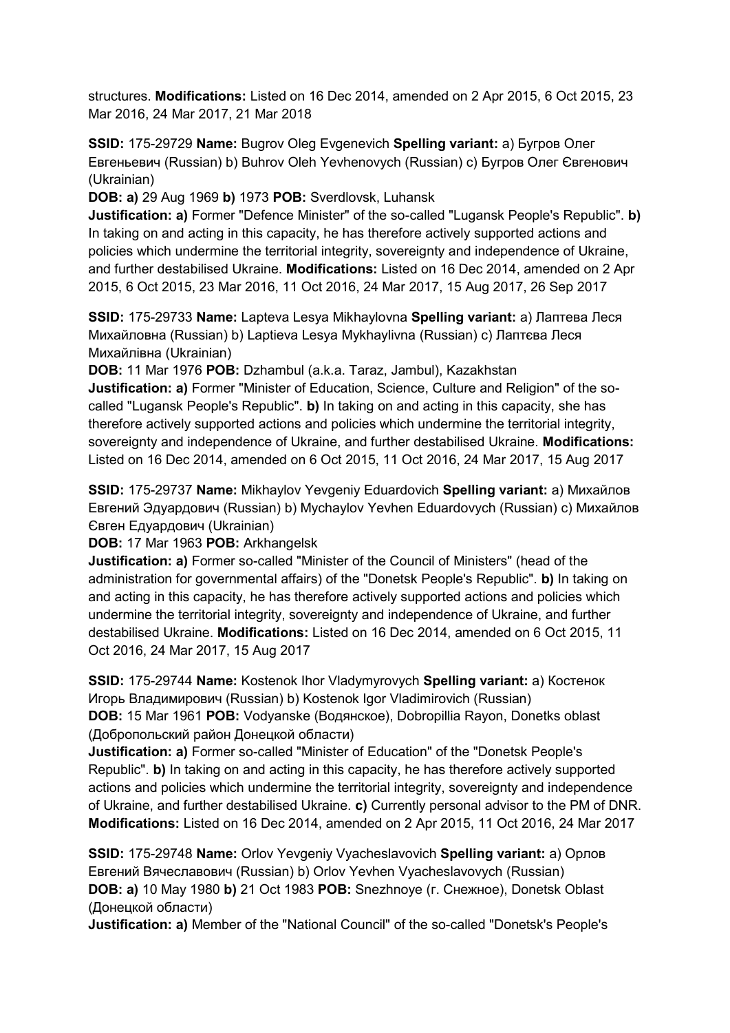structures. **Modifications:** Listed on 16 Dec 2014, amended on 2 Apr 2015, 6 Oct 2015, 23 Mar 2016, 24 Mar 2017, 21 Mar 2018

**SSID:** 175-29729 **Name:** Bugrov Oleg Evgenevich **Spelling variant:** a) Бугров Олег Евгеньевич (Russian) b) Buhrov Oleh Yevhenovych (Russian) c) Бугров Олег Євгенович (Ukrainian)

**DOB: a)** 29 Aug 1969 **b)** 1973 **POB:** Sverdlovsk, Luhansk

**Justification: a)** Former "Defence Minister" of the so-called "Lugansk People's Republic". **b)** In taking on and acting in this capacity, he has therefore actively supported actions and policies which undermine the territorial integrity, sovereignty and independence of Ukraine, and further destabilised Ukraine. **Modifications:** Listed on 16 Dec 2014, amended on 2 Apr 2015, 6 Oct 2015, 23 Mar 2016, 11 Oct 2016, 24 Mar 2017, 15 Aug 2017, 26 Sep 2017

**SSID:** 175-29733 **Name:** Lapteva Lesya Mikhaylovna **Spelling variant:** a) Лаптева Леся Михайловна (Russian) b) Laptieva Lesya Mykhaylivna (Russian) c) Лаптєва Леся Михайлівна (Ukrainian)

**DOB:** 11 Mar 1976 **POB:** Dzhambul (a.k.a. Taraz, Jambul), Kazakhstan

**Justification: a)** Former "Minister of Education, Science, Culture and Religion" of the so-called "Lugansk People's Republic". **b)** In taking on and acting in this capacity, she has therefore actively supported actions and policies which undermine the territorial integrity, sovereignty and independence of Ukraine, and further destabilised Ukraine. **Modifications:** Listed on 16 Dec 2014, amended on 6 Oct 2015, 11 Oct 2016, 24 Mar 2017, 15 Aug 2017

**SSID:** 175-29737 **Name:** Mikhaylov Yevgeniy Eduardovich **Spelling variant:** a) Михайлов Евгений Эдуардович (Russian) b) Mychaylov Yevhen Eduardovych (Russian) c) Михайлов Євген Едуардович (Ukrainian)

**DOB:** 17 Mar 1963 **POB:** Arkhangelsk

**Justification: a)** Former so-called "Minister of the Council of Ministers" (head of the administration for governmental affairs) of the "Donetsk People's Republic". **b)** In taking on and acting in this capacity, he has therefore actively supported actions and policies which undermine the territorial integrity, sovereignty and independence of Ukraine, and further destabilised Ukraine. **Modifications:** Listed on 16 Dec 2014, amended on 6 Oct 2015, 11 Oct 2016, 24 Mar 2017, 15 Aug 2017

**SSID:** 175-29744 **Name:** Kostenok Ihor Vladymyrovych **Spelling variant:** a) Костенок Игорь Владимирович (Russian) b) Kostenok Igor Vladimirovich (Russian)

**DOB:** 15 Mar 1961 **POB:** Vodyanske (Водянское), Dobropillia Rayon, Donetks oblast (Добропольский район Донецкой области)

**Justification: a)** Former so-called "Minister of Education" of the "Donetsk People's Republic". **b)** In taking on and acting in this capacity, he has therefore actively supported actions and policies which undermine the territorial integrity, sovereignty and independence of Ukraine, and further destabilised Ukraine. **c)** Currently personal advisor to the PM of DNR. **Modifications:** Listed on 16 Dec 2014, amended on 2 Apr 2015, 11 Oct 2016, 24 Mar 2017

**SSID:** 175-29748 **Name:** Orlov Yevgeniy Vyacheslavovich **Spelling variant:** a) Орлов Евгений Вячеславович (Russian) b) Orlov Yevhen Vyacheslavovych (Russian)

**DOB: a)** 10 May 1980 **b)** 21 Oct 1983 **POB:** Snezhnoye (г. Снежное), Donetsk Oblast (Донецкой области)

**Justification: a)** Member of the "National Council" of the so-called "Donetsk's People's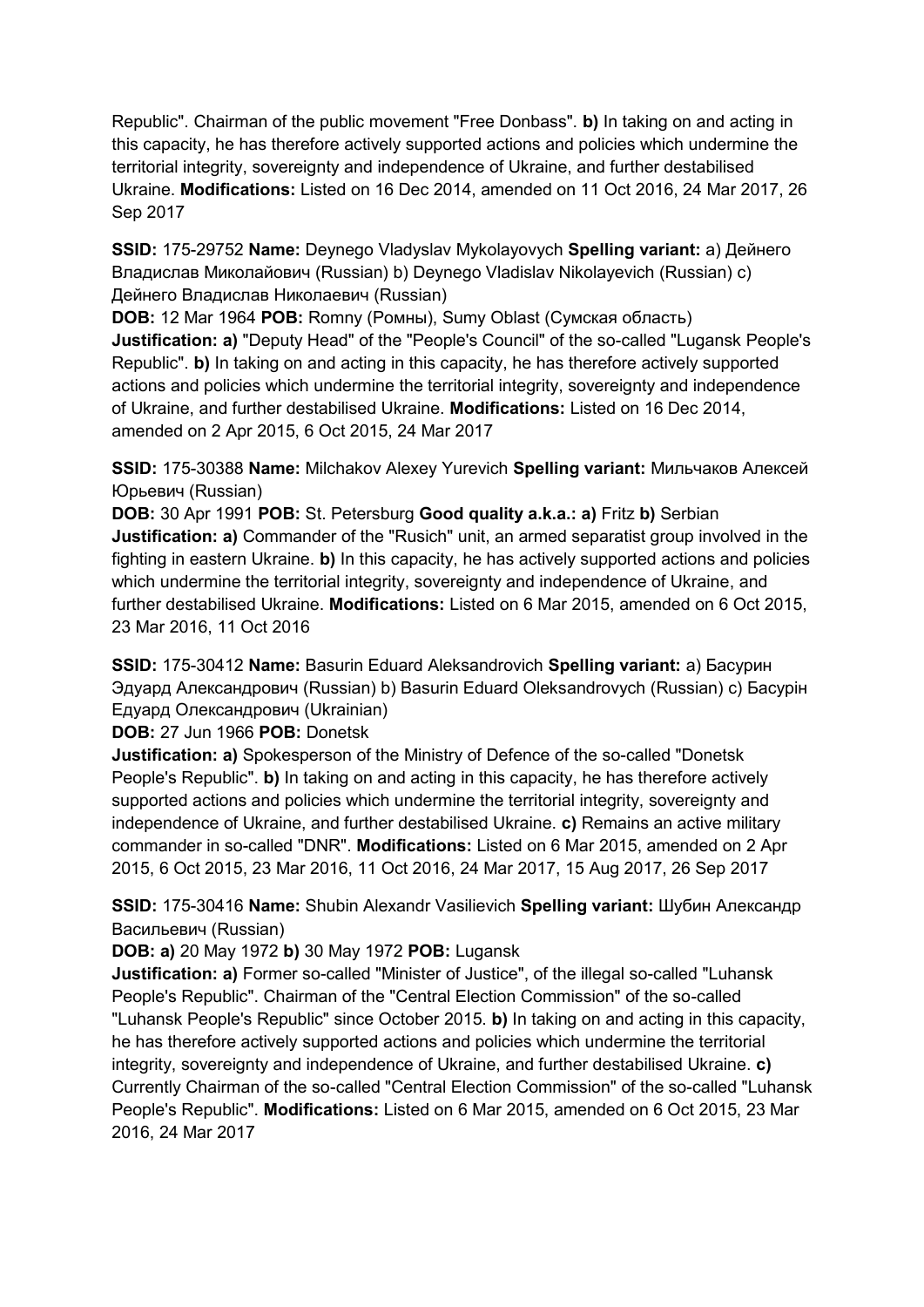Republic". Chairman of the public movement "Free Donbass". **b)** In taking on and acting in this capacity, he has therefore actively supported actions and policies which undermine the territorial integrity, sovereignty and independence of Ukraine, and further destabilised Ukraine. **Modifications:** Listed on 16 Dec 2014, amended on 11 Oct 2016, 24 Mar 2017, 26 Sep 2017

**SSID:** 175-29752 **Name:** Deynego Vladyslav Mykolayovych **Spelling variant:** a) Дейнего Владислав Миколайович (Russian) b) Deynego Vladislav Nikolayevich (Russian) c) Дейнего Владислав Николаевич (Russian)
**DOB:** 12 Mar 1964 **POB:** Romny (Ромны), Sumy Oblast (Сумская область)
**Justification: a)** "Deputy Head" of the "People's Council" of the so-called "Lugansk People's Republic". **b)** In taking on and acting in this capacity, he has therefore actively supported actions and policies which undermine the territorial integrity, sovereignty and independence of Ukraine, and further destabilised Ukraine. **Modifications:** Listed on 16 Dec 2014, amended on 2 Apr 2015, 6 Oct 2015, 24 Mar 2017

**SSID:** 175-30388 **Name:** Milchakov Alexey Yurevich **Spelling variant:** Мильчаков Алексей Юрьевич (Russian)
**DOB:** 30 Apr 1991 **POB:** St. Petersburg **Good quality a.k.a.: a)** Fritz **b)** Serbian
**Justification: a)** Commander of the "Rusich" unit, an armed separatist group involved in the fighting in eastern Ukraine. **b)** In this capacity, he has actively supported actions and policies which undermine the territorial integrity, sovereignty and independence of Ukraine, and further destabilised Ukraine. **Modifications:** Listed on 6 Mar 2015, amended on 6 Oct 2015, 23 Mar 2016, 11 Oct 2016

**SSID:** 175-30412 **Name:** Basurin Eduard Aleksandrovich **Spelling variant:** a) Басурин Эдуард Александрович (Russian) b) Basurin Eduard Oleksandrovych (Russian) c) Басурін Едуард Олександрович (Ukrainian)
**DOB:** 27 Jun 1966 **POB:** Donetsk
**Justification: a)** Spokesperson of the Ministry of Defence of the so-called "Donetsk People's Republic". **b)** In taking on and acting in this capacity, he has therefore actively supported actions and policies which undermine the territorial integrity, sovereignty and independence of Ukraine, and further destabilised Ukraine. **c)** Remains an active military commander in so-called "DNR". **Modifications:** Listed on 6 Mar 2015, amended on 2 Apr 2015, 6 Oct 2015, 23 Mar 2016, 11 Oct 2016, 24 Mar 2017, 15 Aug 2017, 26 Sep 2017

**SSID:** 175-30416 **Name:** Shubin Alexandr Vasilievich **Spelling variant:** Шубин Александр Васильевич (Russian)
**DOB: a)** 20 May 1972 **b)** 30 May 1972 **POB:** Lugansk
**Justification: a)** Former so-called "Minister of Justice", of the illegal so-called "Luhansk People's Republic". Chairman of the "Central Election Commission" of the so-called "Luhansk People's Republic" since October 2015. **b)** In taking on and acting in this capacity, he has therefore actively supported actions and policies which undermine the territorial integrity, sovereignty and independence of Ukraine, and further destabilised Ukraine. **c)** Currently Chairman of the so-called "Central Election Commission" of the so-called "Luhansk People's Republic". **Modifications:** Listed on 6 Mar 2015, amended on 6 Oct 2015, 23 Mar 2016, 24 Mar 2017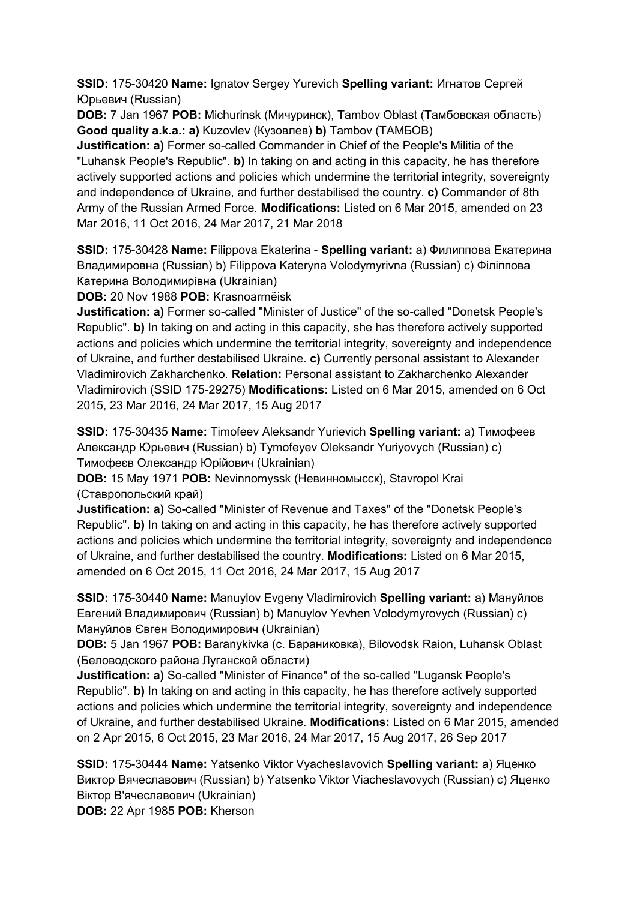**SSID:** 175-30420 **Name:** Ignatov Sergey Yurevich **Spelling variant:** Игнатов Сергей Юрьевич (Russian)
**DOB:** 7 Jan 1967 **POB:** Michurinsk (Мичуринск), Tambov Oblast (Тамбовская область) **Good quality a.k.a.: a)** Kuzovlev (Кузовлев) **b)** Tambov (ТАМБОВ)
**Justification: a)** Former so-called Commander in Chief of the People's Militia of the "Luhansk People's Republic". **b)** In taking on and acting in this capacity, he has therefore actively supported actions and policies which undermine the territorial integrity, sovereignty and independence of Ukraine, and further destabilised the country. **c)** Commander of 8th Army of the Russian Armed Force. **Modifications:** Listed on 6 Mar 2015, amended on 23 Mar 2016, 11 Oct 2016, 24 Mar 2017, 21 Mar 2018

**SSID:** 175-30428 **Name:** Filippova Ekaterina - **Spelling variant:** a) Филиппова Екатерина Владимировна (Russian) b) Filippova Kateryna Volodymyrivna (Russian) c) Філіппова Катерина Володимирівна (Ukrainian)
**DOB:** 20 Nov 1988 **POB:** Krasnoarmëisk
**Justification: a)** Former so-called "Minister of Justice" of the so-called "Donetsk People's Republic". **b)** In taking on and acting in this capacity, she has therefore actively supported actions and policies which undermine the territorial integrity, sovereignty and independence of Ukraine, and further destabilised Ukraine. **c)** Currently personal assistant to Alexander Vladimirovich Zakharchenko. **Relation:** Personal assistant to Zakharchenko Alexander Vladimirovich (SSID 175-29275) **Modifications:** Listed on 6 Mar 2015, amended on 6 Oct 2015, 23 Mar 2016, 24 Mar 2017, 15 Aug 2017

**SSID:** 175-30435 **Name:** Timofeev Aleksandr Yurievich **Spelling variant:** a) Тимофеев Александр Юрьевич (Russian) b) Tymofeyev Oleksandr Yuriyovych (Russian) c) Тимофеєв Олександр Юрійович (Ukrainian)
**DOB:** 15 May 1971 **POB:** Nevinnomyssk (Невинномысск), Stavropol Krai (Ставропольский край)
**Justification: a)** So-called "Minister of Revenue and Taxes" of the "Donetsk People's Republic". **b)** In taking on and acting in this capacity, he has therefore actively supported actions and policies which undermine the territorial integrity, sovereignty and independence of Ukraine, and further destabilised the country. **Modifications:** Listed on 6 Mar 2015, amended on 6 Oct 2015, 11 Oct 2016, 24 Mar 2017, 15 Aug 2017

**SSID:** 175-30440 **Name:** Manuylov Evgeny Vladimirovich **Spelling variant:** a) Мануйлов Евгений Владимирович (Russian) b) Manuylov Yevhen Volodymyrovych (Russian) c) Мануйлов Євген Володимирович (Ukrainian)
**DOB:** 5 Jan 1967 **POB:** Baranykivka (с. Бараниковка), Bilovodsk Raion, Luhansk Oblast (Беловодского района Луганской области)
**Justification: a)** So-called "Minister of Finance" of the so-called "Lugansk People's Republic". **b)** In taking on and acting in this capacity, he has therefore actively supported actions and policies which undermine the territorial integrity, sovereignty and independence of Ukraine, and further destabilised Ukraine. **Modifications:** Listed on 6 Mar 2015, amended on 2 Apr 2015, 6 Oct 2015, 23 Mar 2016, 24 Mar 2017, 15 Aug 2017, 26 Sep 2017

**SSID:** 175-30444 **Name:** Yatsenko Viktor Vyacheslavovich **Spelling variant:** a) Яценко Виктор Вячеславович (Russian) b) Yatsenko Viktor Viacheslavovych (Russian) c) Яценко Віктор В'ячеславович (Ukrainian)
**DOB:** 22 Apr 1985 **POB:** Kherson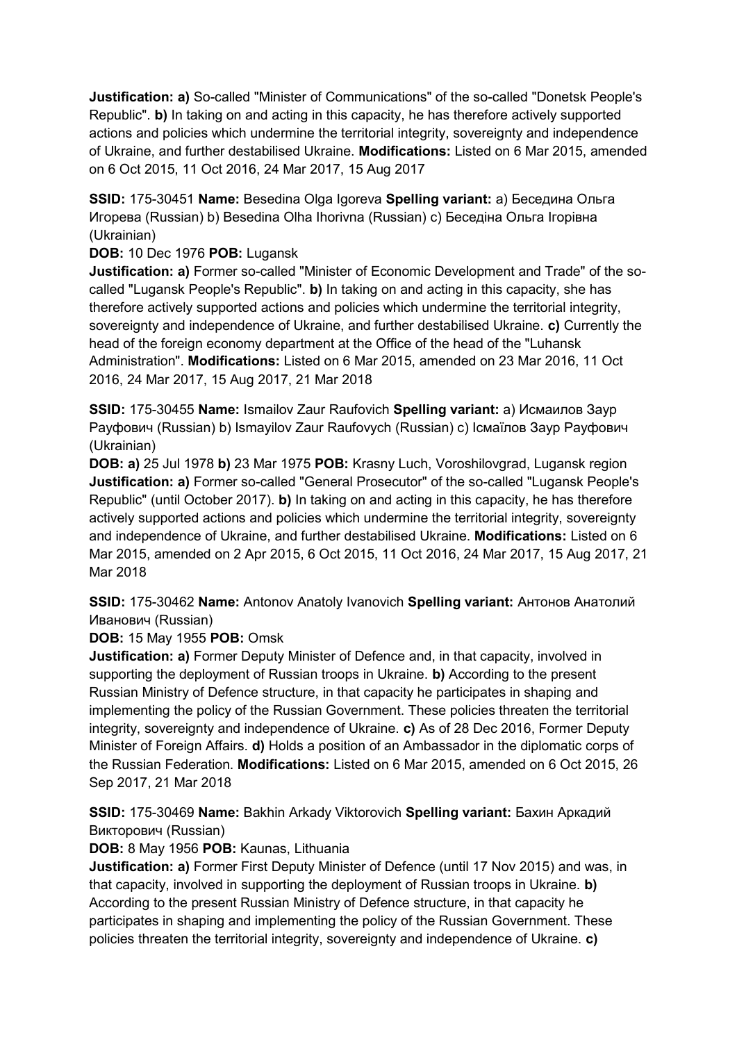**Justification: a)** So-called "Minister of Communications" of the so-called "Donetsk People's Republic". **b)** In taking on and acting in this capacity, he has therefore actively supported actions and policies which undermine the territorial integrity, sovereignty and independence of Ukraine, and further destabilised Ukraine. **Modifications:** Listed on 6 Mar 2015, amended on 6 Oct 2015, 11 Oct 2016, 24 Mar 2017, 15 Aug 2017

**SSID:** 175-30451 **Name:** Besedina Olga Igoreva **Spelling variant:** a) Беседина Ольга Игорева (Russian) b) Besedina Olha Ihorivna (Russian) c) Беседіна Ольга Ігорівна (Ukrainian)
**DOB:** 10 Dec 1976 **POB:** Lugansk
**Justification: a)** Former so-called "Minister of Economic Development and Trade" of the so-called "Lugansk People's Republic". **b)** In taking on and acting in this capacity, she has therefore actively supported actions and policies which undermine the territorial integrity, sovereignty and independence of Ukraine, and further destabilised Ukraine. **c)** Currently the head of the foreign economy department at the Office of the head of the "Luhansk Administration". **Modifications:** Listed on 6 Mar 2015, amended on 23 Mar 2016, 11 Oct 2016, 24 Mar 2017, 15 Aug 2017, 21 Mar 2018

**SSID:** 175-30455 **Name:** Ismailov Zaur Raufovich **Spelling variant:** a) Исмаилов Заур Рауфович (Russian) b) Ismayilov Zaur Raufovych (Russian) c) Ісмаїлов Заур Рауфович (Ukrainian)
**DOB: a)** 25 Jul 1978 **b)** 23 Mar 1975 **POB:** Krasny Luch, Voroshilovgrad, Lugansk region
**Justification: a)** Former so-called "General Prosecutor" of the so-called "Lugansk People's Republic" (until October 2017). **b)** In taking on and acting in this capacity, he has therefore actively supported actions and policies which undermine the territorial integrity, sovereignty and independence of Ukraine, and further destabilised Ukraine. **Modifications:** Listed on 6 Mar 2015, amended on 2 Apr 2015, 6 Oct 2015, 11 Oct 2016, 24 Mar 2017, 15 Aug 2017, 21 Mar 2018

**SSID:** 175-30462 **Name:** Antonov Anatoly Ivanovich **Spelling variant:** Антонов Анатолий Иванович (Russian)
**DOB:** 15 May 1955 **POB:** Omsk
**Justification: a)** Former Deputy Minister of Defence and, in that capacity, involved in supporting the deployment of Russian troops in Ukraine. **b)** According to the present Russian Ministry of Defence structure, in that capacity he participates in shaping and implementing the policy of the Russian Government. These policies threaten the territorial integrity, sovereignty and independence of Ukraine. **c)** As of 28 Dec 2016, Former Deputy Minister of Foreign Affairs. **d)** Holds a position of an Ambassador in the diplomatic corps of the Russian Federation. **Modifications:** Listed on 6 Mar 2015, amended on 6 Oct 2015, 26 Sep 2017, 21 Mar 2018

**SSID:** 175-30469 **Name:** Bakhin Arkady Viktorovich **Spelling variant:** Бахин Аркадий Викторович (Russian)
**DOB:** 8 May 1956 **POB:** Kaunas, Lithuania
**Justification: a)** Former First Deputy Minister of Defence (until 17 Nov 2015) and was, in that capacity, involved in supporting the deployment of Russian troops in Ukraine. **b)** According to the present Russian Ministry of Defence structure, in that capacity he participates in shaping and implementing the policy of the Russian Government. These policies threaten the territorial integrity, sovereignty and independence of Ukraine. **c)**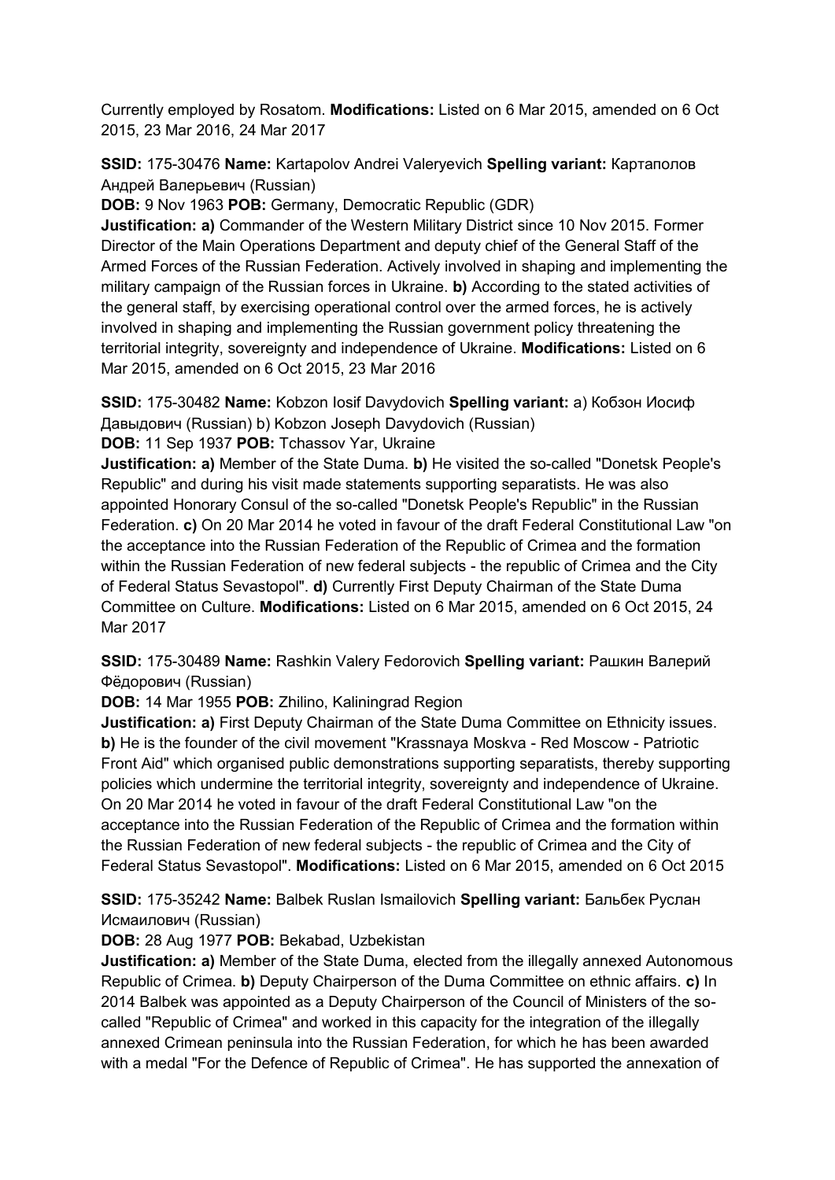Currently employed by Rosatom. **Modifications:** Listed on 6 Mar 2015, amended on 6 Oct 2015, 23 Mar 2016, 24 Mar 2017

**SSID:** 175-30476 **Name:** Kartapolov Andrei Valeryevich **Spelling variant:** Картаполов Андрей Валерьевич (Russian)
**DOB:** 9 Nov 1963 **POB:** Germany, Democratic Republic (GDR)
**Justification: a)** Commander of the Western Military District since 10 Nov 2015. Former Director of the Main Operations Department and deputy chief of the General Staff of the Armed Forces of the Russian Federation. Actively involved in shaping and implementing the military campaign of the Russian forces in Ukraine. **b)** According to the stated activities of the general staff, by exercising operational control over the armed forces, he is actively involved in shaping and implementing the Russian government policy threatening the territorial integrity, sovereignty and independence of Ukraine. **Modifications:** Listed on 6 Mar 2015, amended on 6 Oct 2015, 23 Mar 2016

**SSID:** 175-30482 **Name:** Kobzon Iosif Davydovich **Spelling variant:** a) Кобзон Иосиф Давыдович (Russian) b) Kobzon Joseph Davydovich (Russian)
**DOB:** 11 Sep 1937 **POB:** Tchassov Yar, Ukraine
**Justification: a)** Member of the State Duma. **b)** He visited the so-called "Donetsk People's Republic" and during his visit made statements supporting separatists. He was also appointed Honorary Consul of the so-called "Donetsk People's Republic" in the Russian Federation. **c)** On 20 Mar 2014 he voted in favour of the draft Federal Constitutional Law "on the acceptance into the Russian Federation of the Republic of Crimea and the formation within the Russian Federation of new federal subjects - the republic of Crimea and the City of Federal Status Sevastopol". **d)** Currently First Deputy Chairman of the State Duma Committee on Culture. **Modifications:** Listed on 6 Mar 2015, amended on 6 Oct 2015, 24 Mar 2017

**SSID:** 175-30489 **Name:** Rashkin Valery Fedorovich **Spelling variant:** Рашкин Валерий Фёдорович (Russian)
**DOB:** 14 Mar 1955 **POB:** Zhilino, Kaliningrad Region
**Justification: a)** First Deputy Chairman of the State Duma Committee on Ethnicity issues. **b)** He is the founder of the civil movement "Krassnaya Moskva - Red Moscow - Patriotic Front Aid" which organised public demonstrations supporting separatists, thereby supporting policies which undermine the territorial integrity, sovereignty and independence of Ukraine. On 20 Mar 2014 he voted in favour of the draft Federal Constitutional Law "on the acceptance into the Russian Federation of the Republic of Crimea and the formation within the Russian Federation of new federal subjects - the republic of Crimea and the City of Federal Status Sevastopol". **Modifications:** Listed on 6 Mar 2015, amended on 6 Oct 2015

**SSID:** 175-35242 **Name:** Balbek Ruslan Ismailovich **Spelling variant:** Бальбек Руслан Исмаилович (Russian)
**DOB:** 28 Aug 1977 **POB:** Bekabad, Uzbekistan
**Justification: a)** Member of the State Duma, elected from the illegally annexed Autonomous Republic of Crimea. **b)** Deputy Chairperson of the Duma Committee on ethnic affairs. **c)** In 2014 Balbek was appointed as a Deputy Chairperson of the Council of Ministers of the so-called "Republic of Crimea" and worked in this capacity for the integration of the illegally annexed Crimean peninsula into the Russian Federation, for which he has been awarded with a medal "For the Defence of Republic of Crimea". He has supported the annexation of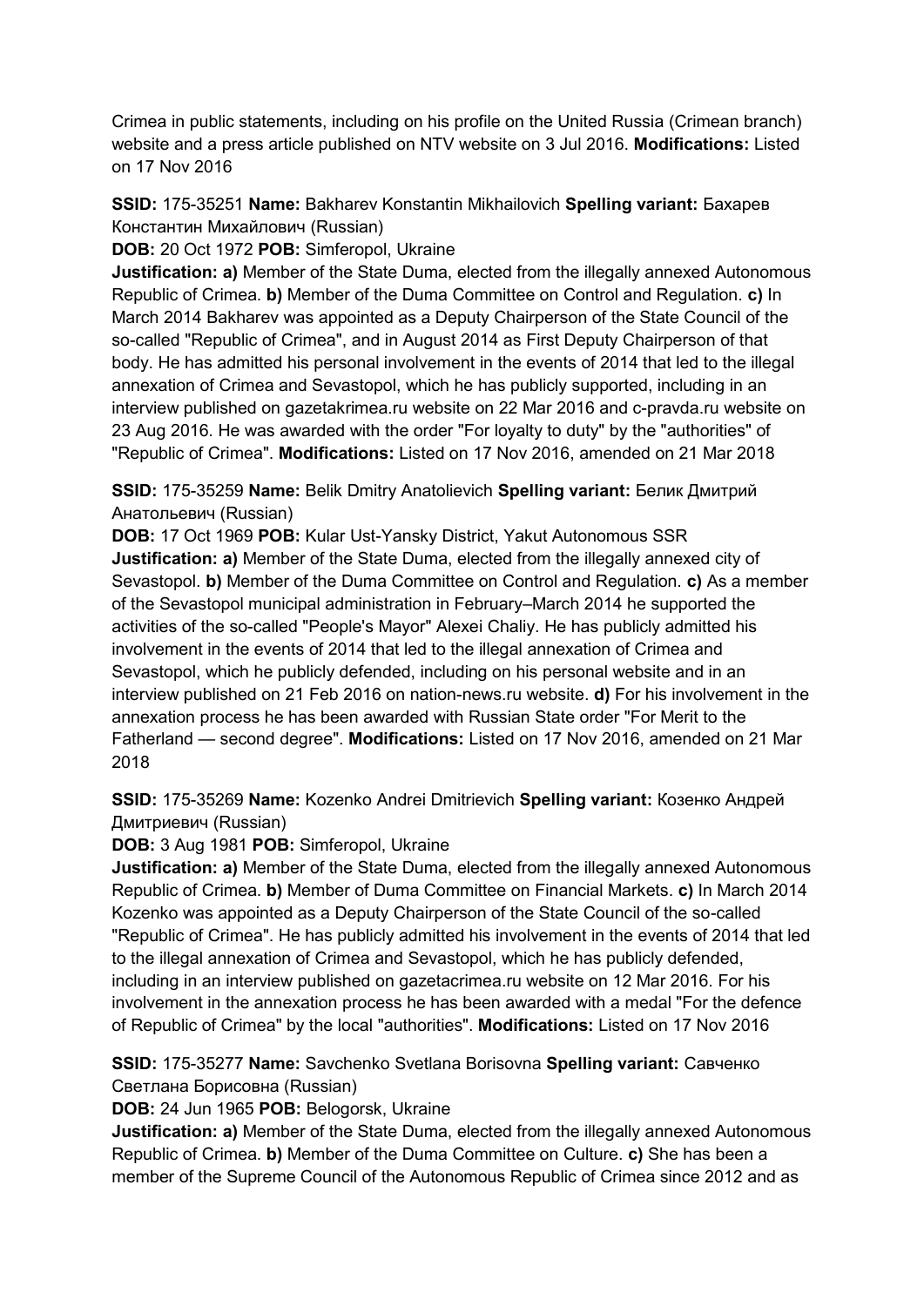Crimea in public statements, including on his profile on the United Russia (Crimean branch) website and a press article published on NTV website on 3 Jul 2016. **Modifications:** Listed on 17 Nov 2016

**SSID:** 175-35251 **Name:** Bakharev Konstantin Mikhailovich **Spelling variant:** Бахарев Константин Михайлович (Russian)

**DOB:** 20 Oct 1972 **POB:** Simferopol, Ukraine

**Justification: a)** Member of the State Duma, elected from the illegally annexed Autonomous Republic of Crimea. **b)** Member of the Duma Committee on Control and Regulation. **c)** In March 2014 Bakharev was appointed as a Deputy Chairperson of the State Council of the so-called "Republic of Crimea", and in August 2014 as First Deputy Chairperson of that body. He has admitted his personal involvement in the events of 2014 that led to the illegal annexation of Crimea and Sevastopol, which he has publicly supported, including in an interview published on gazetakrimea.ru website on 22 Mar 2016 and c-pravda.ru website on 23 Aug 2016. He was awarded with the order "For loyalty to duty" by the "authorities" of "Republic of Crimea". **Modifications:** Listed on 17 Nov 2016, amended on 21 Mar 2018

**SSID:** 175-35259 **Name:** Belik Dmitry Anatolievich **Spelling variant:** Белик Дмитрий Анатольевич (Russian)

**DOB:** 17 Oct 1969 **POB:** Kular Ust-Yansky District, Yakut Autonomous SSR

**Justification: a)** Member of the State Duma, elected from the illegally annexed city of Sevastopol. **b)** Member of the Duma Committee on Control and Regulation. **c)** As a member of the Sevastopol municipal administration in February–March 2014 he supported the activities of the so-called "People's Mayor" Alexei Chaliy. He has publicly admitted his involvement in the events of 2014 that led to the illegal annexation of Crimea and Sevastopol, which he publicly defended, including on his personal website and in an interview published on 21 Feb 2016 on nation-news.ru website. **d)** For his involvement in the annexation process he has been awarded with Russian State order "For Merit to the Fatherland — second degree". **Modifications:** Listed on 17 Nov 2016, amended on 21 Mar 2018

**SSID:** 175-35269 **Name:** Kozenko Andrei Dmitrievich **Spelling variant:** Козенко Андрей Дмитриевич (Russian)

**DOB:** 3 Aug 1981 **POB:** Simferopol, Ukraine

**Justification: a)** Member of the State Duma, elected from the illegally annexed Autonomous Republic of Crimea. **b)** Member of Duma Committee on Financial Markets. **c)** In March 2014 Kozenko was appointed as a Deputy Chairperson of the State Council of the so-called "Republic of Crimea". He has publicly admitted his involvement in the events of 2014 that led to the illegal annexation of Crimea and Sevastopol, which he has publicly defended, including in an interview published on gazetacrimea.ru website on 12 Mar 2016. For his involvement in the annexation process he has been awarded with a medal "For the defence of Republic of Crimea" by the local "authorities". **Modifications:** Listed on 17 Nov 2016

**SSID:** 175-35277 **Name:** Savchenko Svetlana Borisovna **Spelling variant:** Савченко Светлана Борисовна (Russian)

**DOB:** 24 Jun 1965 **POB:** Belogorsk, Ukraine

**Justification: a)** Member of the State Duma, elected from the illegally annexed Autonomous Republic of Crimea. **b)** Member of the Duma Committee on Culture. **c)** She has been a member of the Supreme Council of the Autonomous Republic of Crimea since 2012 and as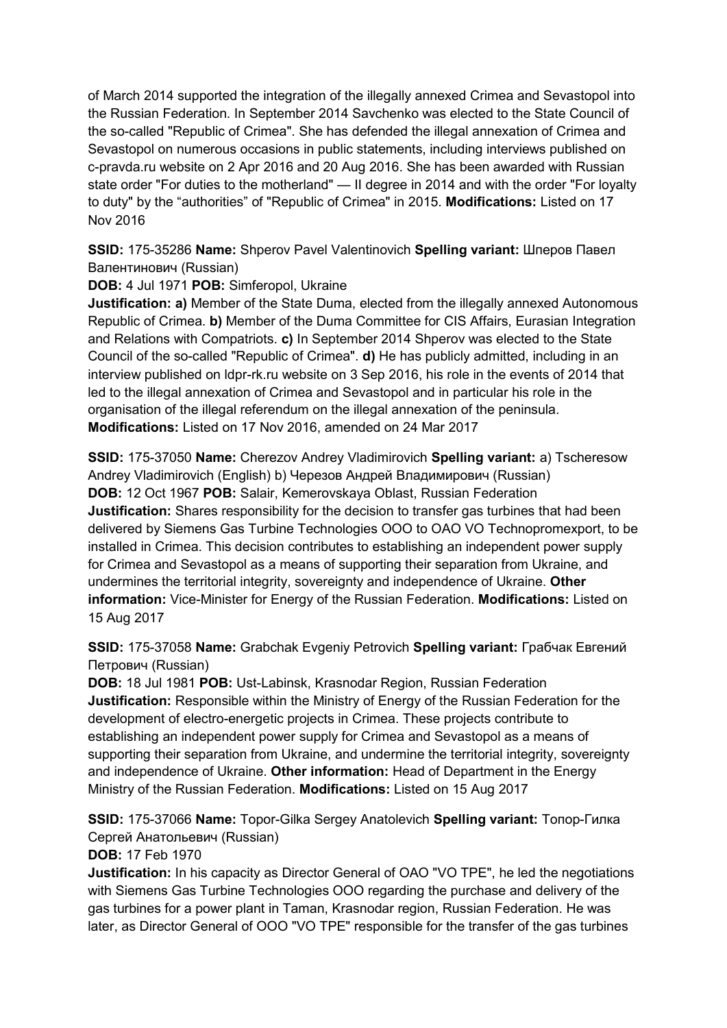of March 2014 supported the integration of the illegally annexed Crimea and Sevastopol into the Russian Federation. In September 2014 Savchenko was elected to the State Council of the so-called "Republic of Crimea". She has defended the illegal annexation of Crimea and Sevastopol on numerous occasions in public statements, including interviews published on c-pravda.ru website on 2 Apr 2016 and 20 Aug 2016. She has been awarded with Russian state order "For duties to the motherland" — II degree in 2014 and with the order "For loyalty to duty" by the “authorities” of "Republic of Crimea" in 2015. **Modifications:** Listed on 17 Nov 2016

**SSID:** 175-35286 **Name:** Shperov Pavel Valentinovich **Spelling variant:** Шперов Павел Валентинович (Russian)
**DOB:** 4 Jul 1971 **POB:** Simferopol, Ukraine
**Justification:** **a)** Member of the State Duma, elected from the illegally annexed Autonomous Republic of Crimea. **b)** Member of the Duma Committee for CIS Affairs, Eurasian Integration and Relations with Compatriots. **c)** In September 2014 Shperov was elected to the State Council of the so-called "Republic of Crimea". **d)** He has publicly admitted, including in an interview published on ldpr-rk.ru website on 3 Sep 2016, his role in the events of 2014 that led to the illegal annexation of Crimea and Sevastopol and in particular his role in the organisation of the illegal referendum on the illegal annexation of the peninsula. **Modifications:** Listed on 17 Nov 2016, amended on 24 Mar 2017

**SSID:** 175-37050 **Name:** Cherezov Andrey Vladimirovich **Spelling variant:** a) Tscheresow Andrey Vladimirovich (English) b) Черезов Андрей Владимирович (Russian)
**DOB:** 12 Oct 1967 **POB:** Salair, Kemerovskaya Oblast, Russian Federation
**Justification:** Shares responsibility for the decision to transfer gas turbines that had been delivered by Siemens Gas Turbine Technologies OOO to OAO VO Technopromexport, to be installed in Crimea. This decision contributes to establishing an independent power supply for Crimea and Sevastopol as a means of supporting their separation from Ukraine, and undermines the territorial integrity, sovereignty and independence of Ukraine. **Other information:** Vice-Minister for Energy of the Russian Federation. **Modifications:** Listed on 15 Aug 2017

**SSID:** 175-37058 **Name:** Grabchak Evgeniy Petrovich **Spelling variant:** Грабчак Евгений Петрович (Russian)
**DOB:** 18 Jul 1981 **POB:** Ust-Labinsk, Krasnodar Region, Russian Federation
**Justification:** Responsible within the Ministry of Energy of the Russian Federation for the development of electro-energetic projects in Crimea. These projects contribute to establishing an independent power supply for Crimea and Sevastopol as a means of supporting their separation from Ukraine, and undermine the territorial integrity, sovereignty and independence of Ukraine. **Other information:** Head of Department in the Energy Ministry of the Russian Federation. **Modifications:** Listed on 15 Aug 2017

**SSID:** 175-37066 **Name:** Topor-Gilka Sergey Anatolevich **Spelling variant:** Топор-Гилка Сергей Анатольевич (Russian)
**DOB:** 17 Feb 1970
**Justification:** In his capacity as Director General of OAO "VO TPE", he led the negotiations with Siemens Gas Turbine Technologies OOO regarding the purchase and delivery of the gas turbines for a power plant in Taman, Krasnodar region, Russian Federation. He was later, as Director General of OOO "VO TPE" responsible for the transfer of the gas turbines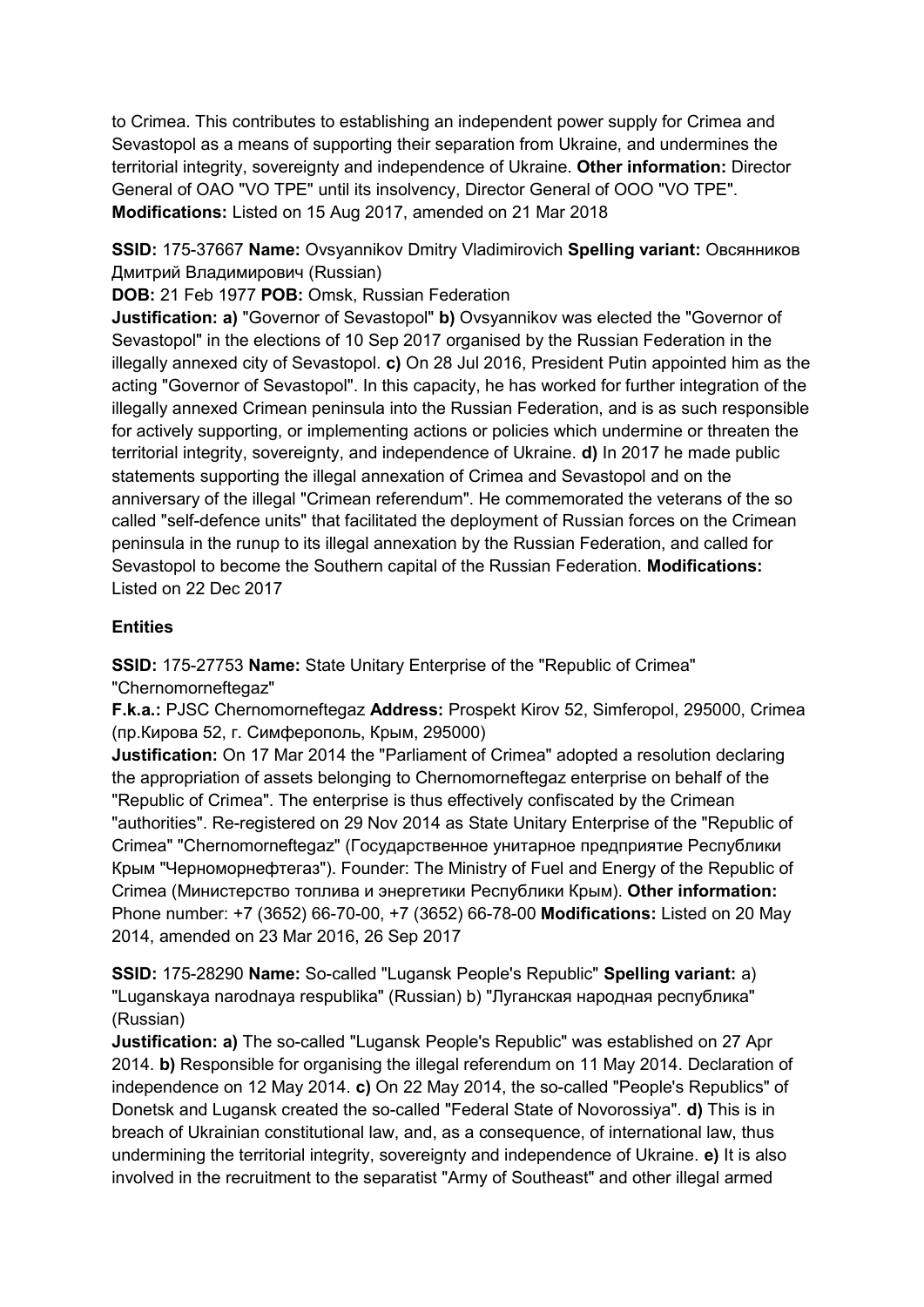to Crimea. This contributes to establishing an independent power supply for Crimea and Sevastopol as a means of supporting their separation from Ukraine, and undermines the territorial integrity, sovereignty and independence of Ukraine. **Other information:** Director General of OAO "VO TPE" until its insolvency, Director General of OOO "VO TPE". **Modifications:** Listed on 15 Aug 2017, amended on 21 Mar 2018

**SSID:** 175-37667 **Name:** Ovsyannikov Dmitry Vladimirovich **Spelling variant:** Овсянников Дмитрий Владимирович (Russian)
**DOB:** 21 Feb 1977 **POB:** Omsk, Russian Federation
**Justification: a)** "Governor of Sevastopol" **b)** Ovsyannikov was elected the "Governor of Sevastopol" in the elections of 10 Sep 2017 organised by the Russian Federation in the illegally annexed city of Sevastopol. **c)** On 28 Jul 2016, President Putin appointed him as the acting "Governor of Sevastopol". In this capacity, he has worked for further integration of the illegally annexed Crimean peninsula into the Russian Federation, and is as such responsible for actively supporting, or implementing actions or policies which undermine or threaten the territorial integrity, sovereignty, and independence of Ukraine. **d)** In 2017 he made public statements supporting the illegal annexation of Crimea and Sevastopol and on the anniversary of the illegal "Crimean referendum". He commemorated the veterans of the so called "self-defence units" that facilitated the deployment of Russian forces on the Crimean peninsula in the runup to its illegal annexation by the Russian Federation, and called for Sevastopol to become the Southern capital of the Russian Federation. **Modifications:** Listed on 22 Dec 2017

## Entities

**SSID:** 175-27753 **Name:** State Unitary Enterprise of the "Republic of Crimea" "Chernomorneftegaz"
**F.k.a.:** PJSC Chernomorneftegaz **Address:** Prospekt Kirov 52, Simferopol, 295000, Crimea (пр.Кирова 52, г. Симферополь, Крым, 295000)
**Justification:** On 17 Mar 2014 the "Parliament of Crimea" adopted a resolution declaring the appropriation of assets belonging to Chernomorneftegaz enterprise on behalf of the "Republic of Crimea". The enterprise is thus effectively confiscated by the Crimean "authorities". Re-registered on 29 Nov 2014 as State Unitary Enterprise of the "Republic of Crimea" "Chernomorneftegaz" (Государственное унитарное предприятие Республики Крым "Черноморнефтегаз"). Founder: The Ministry of Fuel and Energy of the Republic of Crimea (Министерство топлива и энергетики Республики Крым). **Other information:** Phone number: +7 (3652) 66-70-00, +7 (3652) 66-78-00 **Modifications:** Listed on 20 May 2014, amended on 23 Mar 2016, 26 Sep 2017

**SSID:** 175-28290 **Name:** So-called "Lugansk People's Republic" **Spelling variant:** a) "Luganskaya narodnaya respublika" (Russian) b) "Луганская народная республика" (Russian)
**Justification: a)** The so-called "Lugansk People's Republic" was established on 27 Apr 2014. **b)** Responsible for organising the illegal referendum on 11 May 2014. Declaration of independence on 12 May 2014. **c)** On 22 May 2014, the so-called "People's Republics" of Donetsk and Lugansk created the so-called "Federal State of Novorossiya". **d)** This is in breach of Ukrainian constitutional law, and, as a consequence, of international law, thus undermining the territorial integrity, sovereignty and independence of Ukraine. **e)** It is also involved in the recruitment to the separatist "Army of Southeast" and other illegal armed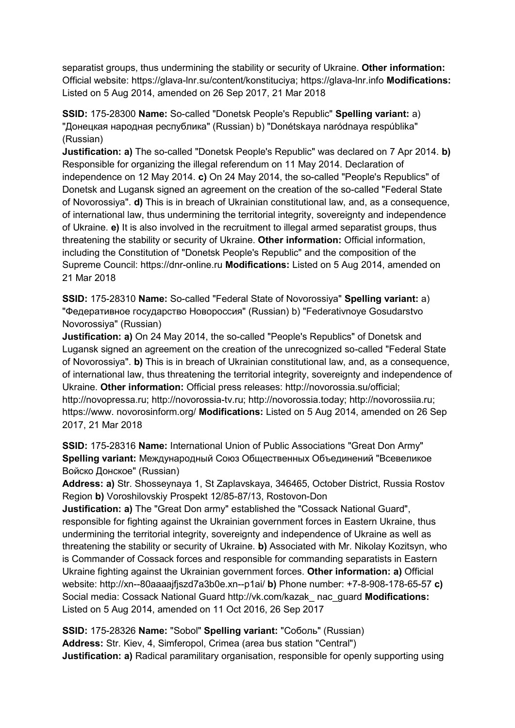separatist groups, thus undermining the stability or security of Ukraine. **Other information:** Official website: https://glava-lnr.su/content/konstituciya; https://glava-lnr.info **Modifications:** Listed on 5 Aug 2014, amended on 26 Sep 2017, 21 Mar 2018

**SSID:** 175-28300 **Name:** So-called "Donetsk People's Republic" **Spelling variant:** a) "Донецкая народная республика" (Russian) b) "Donétskaya naródnaya respúblika" (Russian)
**Justification: a)** The so-called "Donetsk People's Republic" was declared on 7 Apr 2014. **b)** Responsible for organizing the illegal referendum on 11 May 2014. Declaration of independence on 12 May 2014. **c)** On 24 May 2014, the so-called "People's Republics" of Donetsk and Lugansk signed an agreement on the creation of the so-called "Federal State of Novorossiya". **d)** This is in breach of Ukrainian constitutional law, and, as a consequence, of international law, thus undermining the territorial integrity, sovereignty and independence of Ukraine. **e)** It is also involved in the recruitment to illegal armed separatist groups, thus threatening the stability or security of Ukraine. **Other information:** Official information, including the Constitution of "Donetsk People's Republic" and the composition of the Supreme Council: https://dnr-online.ru **Modifications:** Listed on 5 Aug 2014, amended on 21 Mar 2018

**SSID:** 175-28310 **Name:** So-called "Federal State of Novorossiya" **Spelling variant:** a) "Федеративное государство Новороссия" (Russian) b) "Federativnoye Gosudarstvo Novorossiya" (Russian)
**Justification: a)** On 24 May 2014, the so-called "People's Republics" of Donetsk and Lugansk signed an agreement on the creation of the unrecognized so-called "Federal State of Novorossiya". **b)** This is in breach of Ukrainian constitutional law, and, as a consequence, of international law, thus threatening the territorial integrity, sovereignty and independence of Ukraine. **Other information:** Official press releases: http://novorossia.su/official; http://novopressa.ru; http://novorossia-tv.ru; http://novorossia.today; http://novorossiia.ru; https://www. novorosinform.org/ **Modifications:** Listed on 5 Aug 2014, amended on 26 Sep 2017, 21 Mar 2018

**SSID:** 175-28316 **Name:** International Union of Public Associations "Great Don Army" **Spelling variant:** Международный Союз Общественных Объединений "Всевеликое Войско Донское" (Russian)
**Address: a)** Str. Shosseynaya 1, St Zaplavskaya, 346465, October District, Russia Rostov Region **b)** Voroshilovskiy Prospekt 12/85-87/13, Rostovon-Don
**Justification: a)** The "Great Don army" established the "Cossack National Guard", responsible for fighting against the Ukrainian government forces in Eastern Ukraine, thus undermining the territorial integrity, sovereignty and independence of Ukraine as well as threatening the stability or security of Ukraine. **b)** Associated with Mr. Nikolay Kozitsyn, who is Commander of Cossack forces and responsible for commanding separatists in Eastern Ukraine fighting against the Ukrainian government forces. **Other information: a)** Official website: http://xn--80aaaajfjszd7a3b0e.xn--p1ai/ **b)** Phone number: +7-8-908-178-65-57 **c)** Social media: Cossack National Guard http://vk.com/kazak_ nac_guard **Modifications:** Listed on 5 Aug 2014, amended on 11 Oct 2016, 26 Sep 2017

**SSID:** 175-28326 **Name:** "Sobol" **Spelling variant:** "Соболь" (Russian)
**Address:** Str. Kiev, 4, Simferopol, Crimea (area bus station "Central")
**Justification: a)** Radical paramilitary organisation, responsible for openly supporting using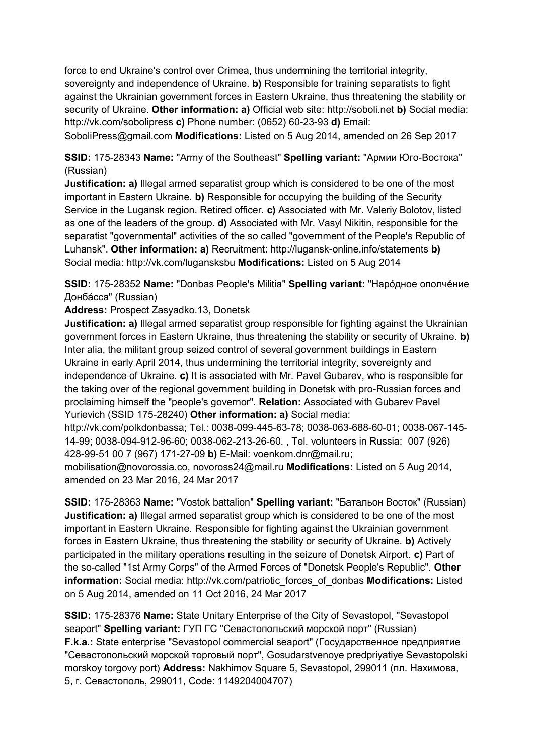force to end Ukraine's control over Crimea, thus undermining the territorial integrity, sovereignty and independence of Ukraine. **b)** Responsible for training separatists to fight against the Ukrainian government forces in Eastern Ukraine, thus threatening the stability or security of Ukraine. **Other information: a)** Official web site: http://soboli.net **b)** Social media: http://vk.com/sobolipress **c)** Phone number: (0652) 60-23-93 **d)** Email: SoboliPress@gmail.com **Modifications:** Listed on 5 Aug 2014, amended on 26 Sep 2017

**SSID:** 175-28343 **Name:** "Army of the Southeast" **Spelling variant:** "Армии Юго-Востока" (Russian)
**Justification: a)** Illegal armed separatist group which is considered to be one of the most important in Eastern Ukraine. **b)** Responsible for occupying the building of the Security Service in the Lugansk region. Retired officer. **c)** Associated with Mr. Valeriy Bolotov, listed as one of the leaders of the group. **d)** Associated with Mr. Vasyl Nikitin, responsible for the separatist "governmental" activities of the so called "government of the People's Republic of Luhansk". **Other information: a)** Recruitment: http://lugansk-online.info/statements **b)** Social media: http://vk.com/lugansksbu **Modifications:** Listed on 5 Aug 2014

**SSID:** 175-28352 **Name:** "Donbas People's Militia" **Spelling variant:** "Нарóдное ополчéние Донбáсса" (Russian)
**Address:** Prospect Zasyadko.13, Donetsk
**Justification: a)** Illegal armed separatist group responsible for fighting against the Ukrainian government forces in Eastern Ukraine, thus threatening the stability or security of Ukraine. **b)** Inter alia, the militant group seized control of several government buildings in Eastern Ukraine in early April 2014, thus undermining the territorial integrity, sovereignty and independence of Ukraine. **c)** It is associated with Mr. Pavel Gubarev, who is responsible for the taking over of the regional government building in Donetsk with pro-Russian forces and proclaiming himself the "people's governor". **Relation:** Associated with Gubarev Pavel Yurievich (SSID 175-28240) **Other information: a)** Social media: http://vk.com/polkdonbassa; Tel.: 0038-099-445-63-78; 0038-063-688-60-01; 0038-067-145-14-99; 0038-094-912-96-60; 0038-062-213-26-60. , Tel. volunteers in Russia: 007 (926) 428-99-51 00 7 (967) 171-27-09 **b)** E-Mail: voenkom.dnr@mail.ru; mobilisation@novorossia.co, novoross24@mail.ru **Modifications:** Listed on 5 Aug 2014, amended on 23 Mar 2016, 24 Mar 2017

**SSID:** 175-28363 **Name:** "Vostok battalion" **Spelling variant:** "Батальон Восток" (Russian)
**Justification: a)** Illegal armed separatist group which is considered to be one of the most important in Eastern Ukraine. Responsible for fighting against the Ukrainian government forces in Eastern Ukraine, thus threatening the stability or security of Ukraine. **b)** Actively participated in the military operations resulting in the seizure of Donetsk Airport. **c)** Part of the so-called "1st Army Corps" of the Armed Forces of "Donetsk People's Republic". **Other information:** Social media: http://vk.com/patriotic_forces_of_donbas **Modifications:** Listed on 5 Aug 2014, amended on 11 Oct 2016, 24 Mar 2017

**SSID:** 175-28376 **Name:** State Unitary Enterprise of the City of Sevastopol, "Sevastopol seaport" **Spelling variant:** ГУП ГС "Севастопольский морской порт" (Russian)
**F.k.a.:** State enterprise "Sevastopol commercial seaport" (Государственное предприятие "Севастопольский морской торговый порт", Gosudarstvenoye predpriyatiye Sevastopolski morskoy torgovy port) **Address:** Nakhimov Square 5, Sevastopol, 299011 (пл. Нахимова, 5, г. Севастополь, 299011, Code: 1149204004707)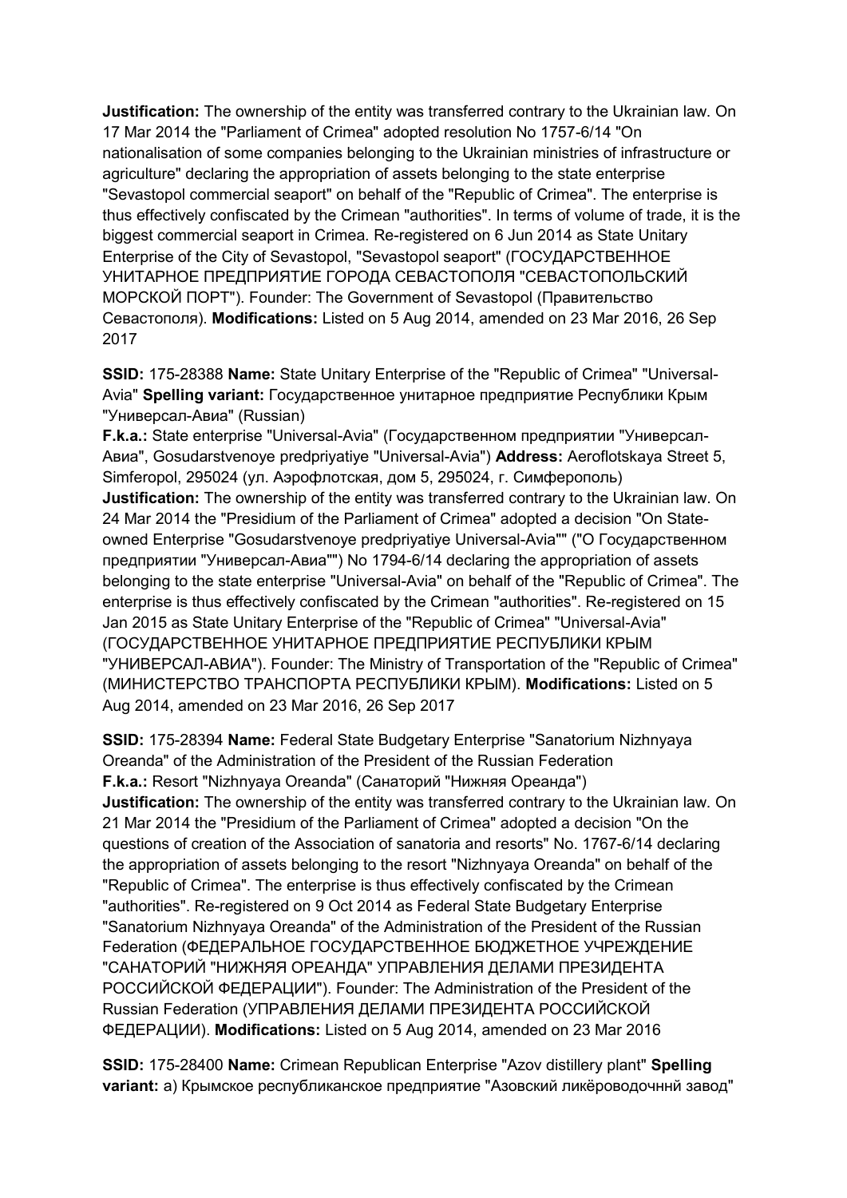**Justification:** The ownership of the entity was transferred contrary to the Ukrainian law. On 17 Mar 2014 the "Parliament of Crimea" adopted resolution No 1757-6/14 "On nationalisation of some companies belonging to the Ukrainian ministries of infrastructure or agriculture" declaring the appropriation of assets belonging to the state enterprise "Sevastopol commercial seaport" on behalf of the "Republic of Crimea". The enterprise is thus effectively confiscated by the Crimean "authorities". In terms of volume of trade, it is the biggest commercial seaport in Crimea. Re-registered on 6 Jun 2014 as State Unitary Enterprise of the City of Sevastopol, "Sevastopol seaport" (ГОСУДАРСТВЕННОЕ УНИТАРНОЕ ПРЕДПРИЯТИЕ ГОРОДА СЕВАСТОПОЛЯ "СЕВАСТОПОЛЬСКИЙ МОРСКОЙ ПОРТ"). Founder: The Government of Sevastopol (Правительство Севастополя). **Modifications:** Listed on 5 Aug 2014, amended on 23 Mar 2016, 26 Sep 2017

**SSID:** 175-28388 **Name:** State Unitary Enterprise of the "Republic of Crimea" "Universal-Avia" **Spelling variant:** Государственное унитарное предприятие Республики Крым "Универсал-Авиа" (Russian)
**F.k.a.:** State enterprise "Universal-Avia" (Государственном предприятии "Универсал-Авиа", Gosudarstvenoye predpriyatiye "Universal-Avia") **Address:** Aeroflotskaya Street 5, Simferopol, 295024 (ул. Аэрофлотская, дом 5, 295024, г. Симферополь)
**Justification:** The ownership of the entity was transferred contrary to the Ukrainian law. On 24 Mar 2014 the "Presidium of the Parliament of Crimea" adopted a decision "On State-owned Enterprise "Gosudarstvenoye predpriyatiye Universal-Avia"" ("О Государственном предприятии "Универсал-Авиа"") No 1794-6/14 declaring the appropriation of assets belonging to the state enterprise "Universal-Avia" on behalf of the "Republic of Crimea". The enterprise is thus effectively confiscated by the Crimean "authorities". Re-registered on 15 Jan 2015 as State Unitary Enterprise of the "Republic of Crimea" "Universal-Avia" (ГОСУДАРСТВЕННОЕ УНИТАРНОЕ ПРЕДПРИЯТИЕ РЕСПУБЛИКИ КРЫМ "УНИВЕРСАЛ-АВИА"). Founder: The Ministry of Transportation of the "Republic of Crimea" (МИНИСТЕРСТВО ТРАНСПОРТА РЕСПУБЛИКИ КРЫМ). **Modifications:** Listed on 5 Aug 2014, amended on 23 Mar 2016, 26 Sep 2017

**SSID:** 175-28394 **Name:** Federal State Budgetary Enterprise "Sanatorium Nizhnyaya Oreanda" of the Administration of the President of the Russian Federation
**F.k.a.:** Resort "Nizhnyaya Oreanda" (Санаторий "Нижняя Ореанда")
**Justification:** The ownership of the entity was transferred contrary to the Ukrainian law. On 21 Mar 2014 the "Presidium of the Parliament of Crimea" adopted a decision "On the questions of creation of the Association of sanatoria and resorts" No. 1767-6/14 declaring the appropriation of assets belonging to the resort "Nizhnyaya Oreanda" on behalf of the "Republic of Crimea". The enterprise is thus effectively confiscated by the Crimean "authorities". Re-registered on 9 Oct 2014 as Federal State Budgetary Enterprise "Sanatorium Nizhnyaya Oreanda" of the Administration of the President of the Russian Federation (ФЕДЕРАЛЬНОЕ ГОСУДАРСТВЕННОЕ БЮДЖЕТНОЕ УЧРЕЖДЕНИЕ "САНАТОРИЙ "НИЖНЯЯ ОРЕАНДА" УПРАВЛЕНИЯ ДЕЛАМИ ПРЕЗИДЕНТА РОССИЙСКОЙ ФЕДЕРАЦИИ"). Founder: The Administration of the President of the Russian Federation (УПРАВЛЕНИЯ ДЕЛАМИ ПРЕЗИДЕНТА РОССИЙСКОЙ ФЕДЕРАЦИИ). **Modifications:** Listed on 5 Aug 2014, amended on 23 Mar 2016

**SSID:** 175-28400 **Name:** Crimean Republican Enterprise "Azov distillery plant" **Spelling variant:** a) Крымское республиканское предприятие "Азовский ликёроводочннй завод"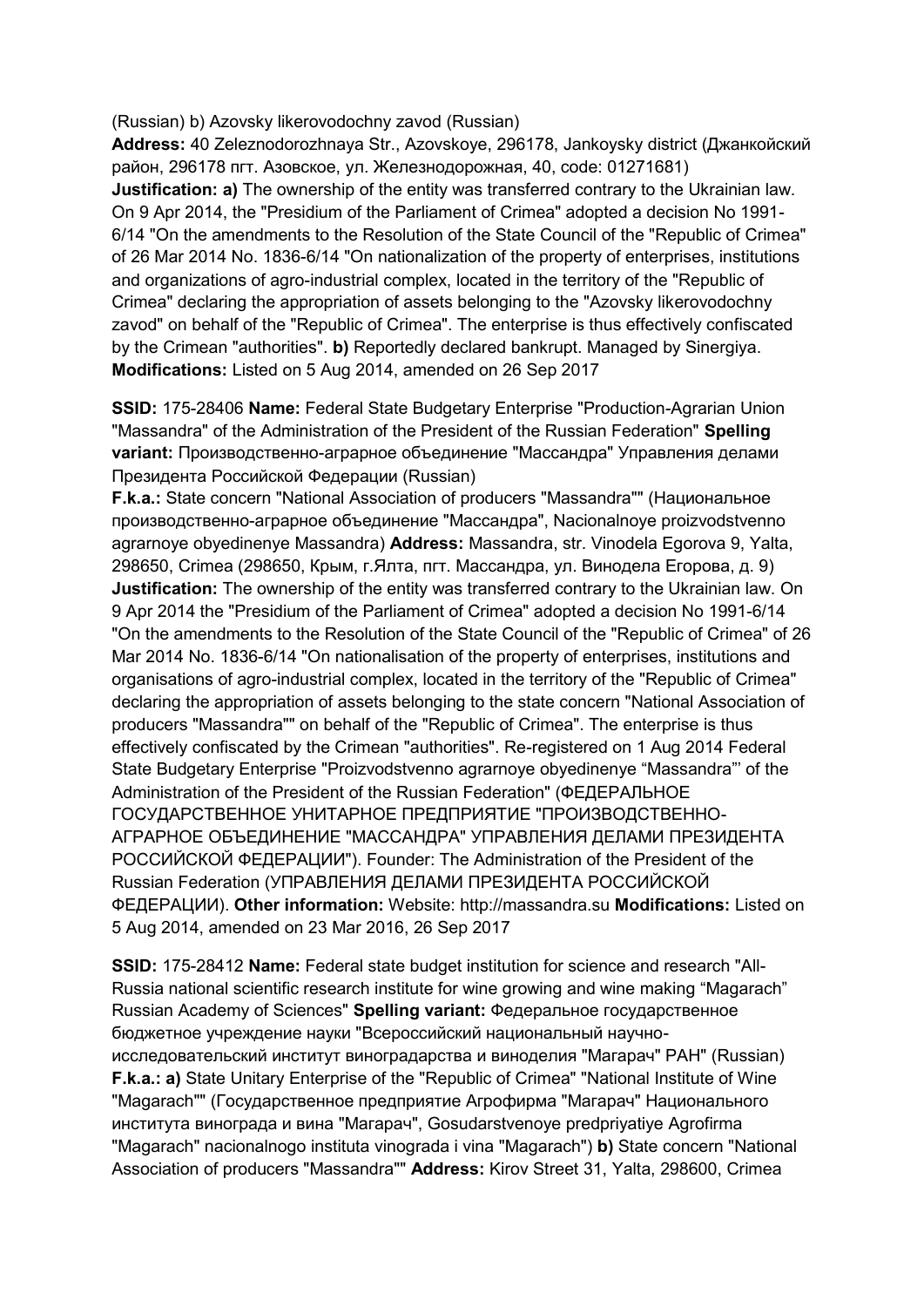(Russian) b) Azovsky likerovodochny zavod (Russian)

**Address:** 40 Zeleznodorozhnaya Str., Azovskoye, 296178, Jankoysky district (Джанкойский район, 296178 пгт. Азовское, ул. Железнодорожная, 40, code: 01271681)

**Justification: a)** The ownership of the entity was transferred contrary to the Ukrainian law. On 9 Apr 2014, the "Presidium of the Parliament of Crimea" adopted a decision No 1991-6/14 "On the amendments to the Resolution of the State Council of the "Republic of Crimea" of 26 Mar 2014 No. 1836-6/14 "On nationalization of the property of enterprises, institutions and organizations of agro-industrial complex, located in the territory of the "Republic of Crimea" declaring the appropriation of assets belonging to the "Azovsky likerovodochny zavod" on behalf of the "Republic of Crimea". The enterprise is thus effectively confiscated by the Crimean "authorities". **b)** Reportedly declared bankrupt. Managed by Sinergiya.

**Modifications:** Listed on 5 Aug 2014, amended on 26 Sep 2017

**SSID:** 175-28406 **Name:** Federal State Budgetary Enterprise "Production-Agrarian Union "Massandra" of the Administration of the President of the Russian Federation" **Spelling variant:** Производственно-аграрное объединение "Массандра" Управления делами Президента Российской Федерации (Russian)

**F.k.a.:** State concern "National Association of producers "Massandra"" (Национальное производственно-аграрное объединение "Массандра", Nacionalnoye proizvodstvenno agrarnoye obyedinenye Massandra) **Address:** Massandra, str. Vinodela Egorova 9, Yalta, 298650, Crimea (298650, Крым, г.Ялта, пгт. Массандра, ул. Винодела Егорова, д. 9)

**Justification:** The ownership of the entity was transferred contrary to the Ukrainian law. On 9 Apr 2014 the "Presidium of the Parliament of Crimea" adopted a decision No 1991-6/14 "On the amendments to the Resolution of the State Council of the "Republic of Crimea" of 26 Mar 2014 No. 1836-6/14 "On nationalisation of the property of enterprises, institutions and organisations of agro-industrial complex, located in the territory of the "Republic of Crimea" declaring the appropriation of assets belonging to the state concern "National Association of producers "Massandra"" on behalf of the "Republic of Crimea". The enterprise is thus effectively confiscated by the Crimean "authorities". Re-registered on 1 Aug 2014 Federal State Budgetary Enterprise "Proizvodstvenno agrarnoye obyedinenye "Massandra"' of the Administration of the President of the Russian Federation" (ФЕДЕРАЛЬНОЕ ГОСУДАРСТВЕННОЕ УНИТАРНОЕ ПРЕДПРИЯТИЕ "ПРОИЗВОДСТВЕННО-АГРАРНОЕ ОБЪЕДИНЕНИЕ "МАССАНДРА" УПРАВЛЕНИЯ ДЕЛАМИ ПРЕЗИДЕНТА РОССИЙСКОЙ ФЕДЕРАЦИИ"). Founder: The Administration of the President of the Russian Federation (УПРАВЛЕНИЯ ДЕЛАМИ ПРЕЗИДЕНТА РОССИЙСКОЙ ФЕДЕРАЦИИ). **Other information:** Website: http://massandra.su **Modifications:** Listed on 5 Aug 2014, amended on 23 Mar 2016, 26 Sep 2017

**SSID:** 175-28412 **Name:** Federal state budget institution for science and research "All-Russia national scientific research institute for wine growing and wine making "Magarach" Russian Academy of Sciences" **Spelling variant:** Федеральное государственное бюджетное учреждение науки "Всероссийский национальный научно-исследовательский институт виноградарства и виноделия "Магарач" РАН" (Russian)

**F.k.a.: a)** State Unitary Enterprise of the "Republic of Crimea" "National Institute of Wine "Magarach"" (Государственное предприятие Агрофирма "Магарач" Национального института винограда и вина "Магарач", Gosudarstvenoye predpriyatiye Agrofirma "Magarach" nacionalnogo instituta vinograda i vina "Magarach") **b)** State concern "National Association of producers "Massandra"" **Address:** Kirov Street 31, Yalta, 298600, Crimea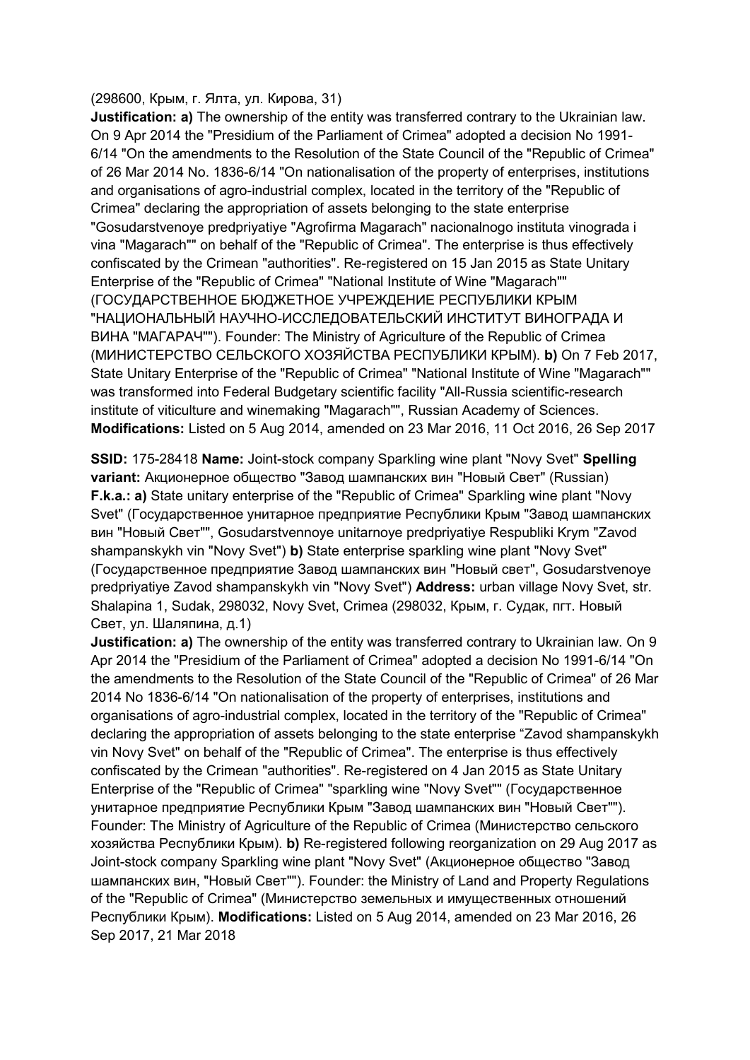(298600, Крым, г. Ялта, ул. Кирова, 31)

**Justification: a)** The ownership of the entity was transferred contrary to the Ukrainian law. On 9 Apr 2014 the "Presidium of the Parliament of Crimea" adopted a decision No 1991-6/14 "On the amendments to the Resolution of the State Council of the "Republic of Crimea" of 26 Mar 2014 No. 1836-6/14 "On nationalisation of the property of enterprises, institutions and organisations of agro-industrial complex, located in the territory of the "Republic of Crimea" declaring the appropriation of assets belonging to the state enterprise "Gosudarstvenoye predpriyatiye "Agrofirma Magarach" nacionalnogo instituta vinograda i vina "Magarach"" on behalf of the "Republic of Crimea". The enterprise is thus effectively confiscated by the Crimean "authorities". Re-registered on 15 Jan 2015 as State Unitary Enterprise of the "Republic of Crimea" "National Institute of Wine "Magarach"" (ГОСУДАРСТВЕННОЕ БЮДЖЕТНОЕ УЧРЕЖДЕНИЕ РЕСПУБЛИКИ КРЫМ "НАЦИОНАЛЬНЫЙ НАУЧНО-ИССЛЕДОВАТЕЛЬСКИЙ ИНСТИТУТ ВИНОГРАДА И ВИНА "МАГАРАЧ""). Founder: The Ministry of Agriculture of the Republic of Crimea (МИНИСТЕРСТВО СЕЛЬСКОГО ХОЗЯЙСТВА РЕСПУБЛИКИ КРЫМ). **b)** On 7 Feb 2017, State Unitary Enterprise of the "Republic of Crimea" "National Institute of Wine "Magarach"" was transformed into Federal Budgetary scientific facility "All-Russia scientific-research institute of viticulture and winemaking "Magarach"", Russian Academy of Sciences. **Modifications:** Listed on 5 Aug 2014, amended on 23 Mar 2016, 11 Oct 2016, 26 Sep 2017

**SSID:** 175-28418 **Name:** Joint-stock company Sparkling wine plant "Novy Svet" **Spelling variant:** Акционерное общество "Завод шампанских вин "Новый Свет" (Russian) **F.k.a.: a)** State unitary enterprise of the "Republic of Crimea" Sparkling wine plant "Novy Svet" (Государственное унитарное предприятие Республики Крым "Завод шампанских вин "Новый Свет"", Gosudarstvennoye unitarnoye predpriyatiye Respubliki Krym "Zavod shampanskykh vin "Novy Svet") **b)** State enterprise sparkling wine plant "Novy Svet" (Государственное предприятие Завод шампанских вин "Новый свет", Gosudarstvenoye predpriyatiye Zavod shampanskykh vin "Novy Svet") **Address:** urban village Novy Svet, str. Shalapina 1, Sudak, 298032, Novy Svet, Crimea (298032, Крым, г. Судак, пгт. Новый Свет, ул. Шаляпина, д.1)

**Justification: a)** The ownership of the entity was transferred contrary to Ukrainian law. On 9 Apr 2014 the "Presidium of the Parliament of Crimea" adopted a decision No 1991-6/14 "On the amendments to the Resolution of the State Council of the "Republic of Crimea" of 26 Mar 2014 No 1836-6/14 "On nationalisation of the property of enterprises, institutions and organisations of agro-industrial complex, located in the territory of the "Republic of Crimea" declaring the appropriation of assets belonging to the state enterprise "Zavod shampanskykh vin Novy Svet" on behalf of the "Republic of Crimea". The enterprise is thus effectively confiscated by the Crimean "authorities". Re-registered on 4 Jan 2015 as State Unitary Enterprise of the "Republic of Crimea" "sparkling wine "Novy Svet"" (Государственное унитарное предприятие Республики Крым "Завод шампанских вин "Новый Свет""). Founder: The Ministry of Agriculture of the Republic of Crimea (Министерство сельского хозяйства Республики Крым). **b)** Re-registered following reorganization on 29 Aug 2017 as Joint-stock company Sparkling wine plant "Novy Svet" (Акционерное общество "Завод шампанских вин, "Новый Свет""). Founder: the Ministry of Land and Property Regulations of the "Republic of Crimea" (Министерство земельных и имущественных отношений Республики Крым). **Modifications:** Listed on 5 Aug 2014, amended on 23 Mar 2016, 26 Sep 2017, 21 Mar 2018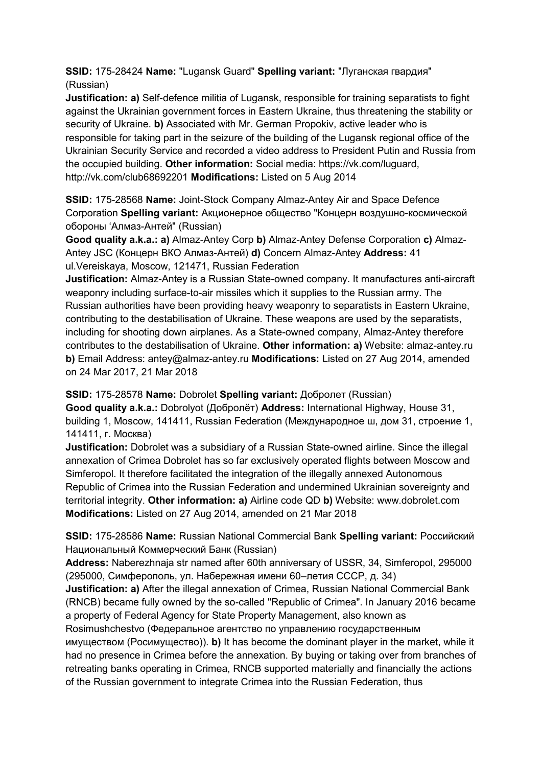**SSID:** 175-28424 **Name:** "Lugansk Guard" **Spelling variant:** "Луганская гвардия" (Russian)

**Justification: a)** Self-defence militia of Lugansk, responsible for training separatists to fight against the Ukrainian government forces in Eastern Ukraine, thus threatening the stability or security of Ukraine. **b)** Associated with Mr. German Propokiv, active leader who is responsible for taking part in the seizure of the building of the Lugansk regional office of the Ukrainian Security Service and recorded a video address to President Putin and Russia from the occupied building. **Other information:** Social media: https://vk.com/luguard, http://vk.com/club68692201 **Modifications:** Listed on 5 Aug 2014

**SSID:** 175-28568 **Name:** Joint-Stock Company Almaz-Antey Air and Space Defence Corporation **Spelling variant:** Акционерное общество "Концерн воздушно-космической обороны 'Алмаз-Антей" (Russian)

**Good quality a.k.a.: a)** Almaz-Antey Corp **b)** Almaz-Antey Defense Corporation **c)** Almaz-Antey JSC (Концерн ВКО Алмаз-Антей) **d)** Concern Almaz-Antey **Address:** 41 ul.Vereiskaya, Moscow, 121471, Russian Federation

**Justification:** Almaz-Antey is a Russian State-owned company. It manufactures anti-aircraft weaponry including surface-to-air missiles which it supplies to the Russian army. The Russian authorities have been providing heavy weaponry to separatists in Eastern Ukraine, contributing to the destabilisation of Ukraine. These weapons are used by the separatists, including for shooting down airplanes. As a State-owned company, Almaz-Antey therefore contributes to the destabilisation of Ukraine. **Other information: a)** Website: almaz-antey.ru **b)** Email Address: antey@almaz-antey.ru **Modifications:** Listed on 27 Aug 2014, amended on 24 Mar 2017, 21 Mar 2018

**SSID:** 175-28578 **Name:** Dobrolet **Spelling variant:** Добролет (Russian)

**Good quality a.k.a.:** Dobrolyot (Добролёт) **Address:** International Highway, House 31, building 1, Moscow, 141411, Russian Federation (Международное ш, дом 31, строение 1, 141411, г. Москва)

**Justification:** Dobrolet was a subsidiary of a Russian State-owned airline. Since the illegal annexation of Crimea Dobrolet has so far exclusively operated flights between Moscow and Simferopol. It therefore facilitated the integration of the illegally annexed Autonomous Republic of Crimea into the Russian Federation and undermined Ukrainian sovereignty and territorial integrity. **Other information: a)** Airline code QD **b)** Website: www.dobrolet.com **Modifications:** Listed on 27 Aug 2014, amended on 21 Mar 2018

**SSID:** 175-28586 **Name:** Russian National Commercial Bank **Spelling variant:** Российский Национальный Коммерческий Банк (Russian)

**Address:** Naberezhnaja str named after 60th anniversary of USSR, 34, Simferopol, 295000 (295000, Симферополь, ул. Набережная имени 60–летия СССР, д. 34)

**Justification: a)** After the illegal annexation of Crimea, Russian National Commercial Bank (RNCB) became fully owned by the so-called "Republic of Crimea". In January 2016 became a property of Federal Agency for State Property Management, also known as Rosimushchestvo (Федеральное агентство по управлению государственным имуществом (Росимущество)). **b)** It has become the dominant player in the market, while it had no presence in Crimea before the annexation. By buying or taking over from branches of retreating banks operating in Crimea, RNCB supported materially and financially the actions of the Russian government to integrate Crimea into the Russian Federation, thus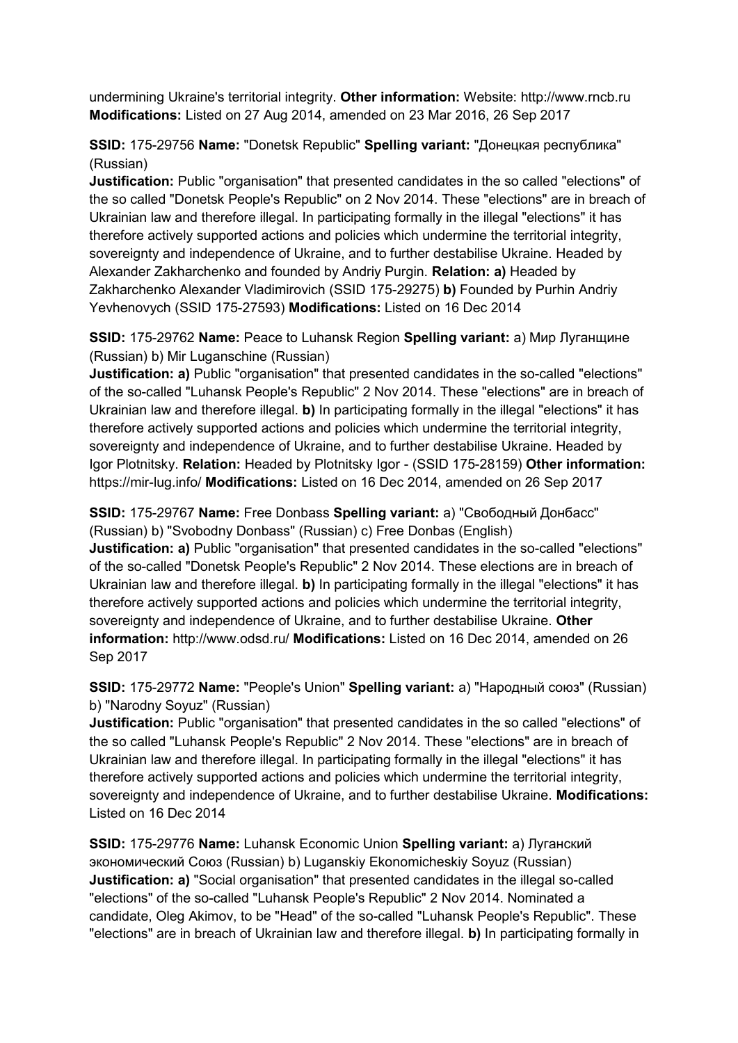undermining Ukraine's territorial integrity. **Other information:** Website: http://www.rncb.ru **Modifications:** Listed on 27 Aug 2014, amended on 23 Mar 2016, 26 Sep 2017

**SSID:** 175-29756 **Name:** "Donetsk Republic" **Spelling variant:** "Донецкая республика" (Russian)
**Justification:** Public "organisation" that presented candidates in the so called "elections" of the so called "Donetsk People's Republic" on 2 Nov 2014. These "elections" are in breach of Ukrainian law and therefore illegal. In participating formally in the illegal "elections" it has therefore actively supported actions and policies which undermine the territorial integrity, sovereignty and independence of Ukraine, and to further destabilise Ukraine. Headed by Alexander Zakharchenko and founded by Andriy Purgin. **Relation: a)** Headed by Zakharchenko Alexander Vladimirovich (SSID 175-29275) **b)** Founded by Purhin Andriy Yevhenovych (SSID 175-27593) **Modifications:** Listed on 16 Dec 2014

**SSID:** 175-29762 **Name:** Peace to Luhansk Region **Spelling variant:** a) Мир Луганщине (Russian) b) Mir Luganschine (Russian)
**Justification: a)** Public "organisation" that presented candidates in the so-called "elections" of the so-called "Luhansk People's Republic" 2 Nov 2014. These "elections" are in breach of Ukrainian law and therefore illegal. **b)** In participating formally in the illegal "elections" it has therefore actively supported actions and policies which undermine the territorial integrity, sovereignty and independence of Ukraine, and to further destabilise Ukraine. Headed by Igor Plotnitsky. **Relation:** Headed by Plotnitsky Igor - (SSID 175-28159) **Other information:** https://mir-lug.info/ **Modifications:** Listed on 16 Dec 2014, amended on 26 Sep 2017

**SSID:** 175-29767 **Name:** Free Donbass **Spelling variant:** a) "Свободный Донбасс" (Russian) b) "Svobodny Donbass" (Russian) c) Free Donbas (English)
**Justification: a)** Public "organisation" that presented candidates in the so-called "elections" of the so-called "Donetsk People's Republic" 2 Nov 2014. These elections are in breach of Ukrainian law and therefore illegal. **b)** In participating formally in the illegal "elections" it has therefore actively supported actions and policies which undermine the territorial integrity, sovereignty and independence of Ukraine, and to further destabilise Ukraine. **Other information:** http://www.odsd.ru/ **Modifications:** Listed on 16 Dec 2014, amended on 26 Sep 2017

**SSID:** 175-29772 **Name:** "People's Union" **Spelling variant:** a) "Народный союз" (Russian) b) "Narodny Soyuz" (Russian)
**Justification:** Public "organisation" that presented candidates in the so called "elections" of the so called "Luhansk People's Republic" 2 Nov 2014. These "elections" are in breach of Ukrainian law and therefore illegal. In participating formally in the illegal "elections" it has therefore actively supported actions and policies which undermine the territorial integrity, sovereignty and independence of Ukraine, and to further destabilise Ukraine. **Modifications:** Listed on 16 Dec 2014

**SSID:** 175-29776 **Name:** Luhansk Economic Union **Spelling variant:** a) Луганский экономический Союз (Russian) b) Luganskiy Ekonomicheskiy Soyuz (Russian)
**Justification: a)** "Social organisation" that presented candidates in the illegal so-called "elections" of the so-called "Luhansk People's Republic" 2 Nov 2014. Nominated a candidate, Oleg Akimov, to be "Head" of the so-called "Luhansk People's Republic". These "elections" are in breach of Ukrainian law and therefore illegal. **b)** In participating formally in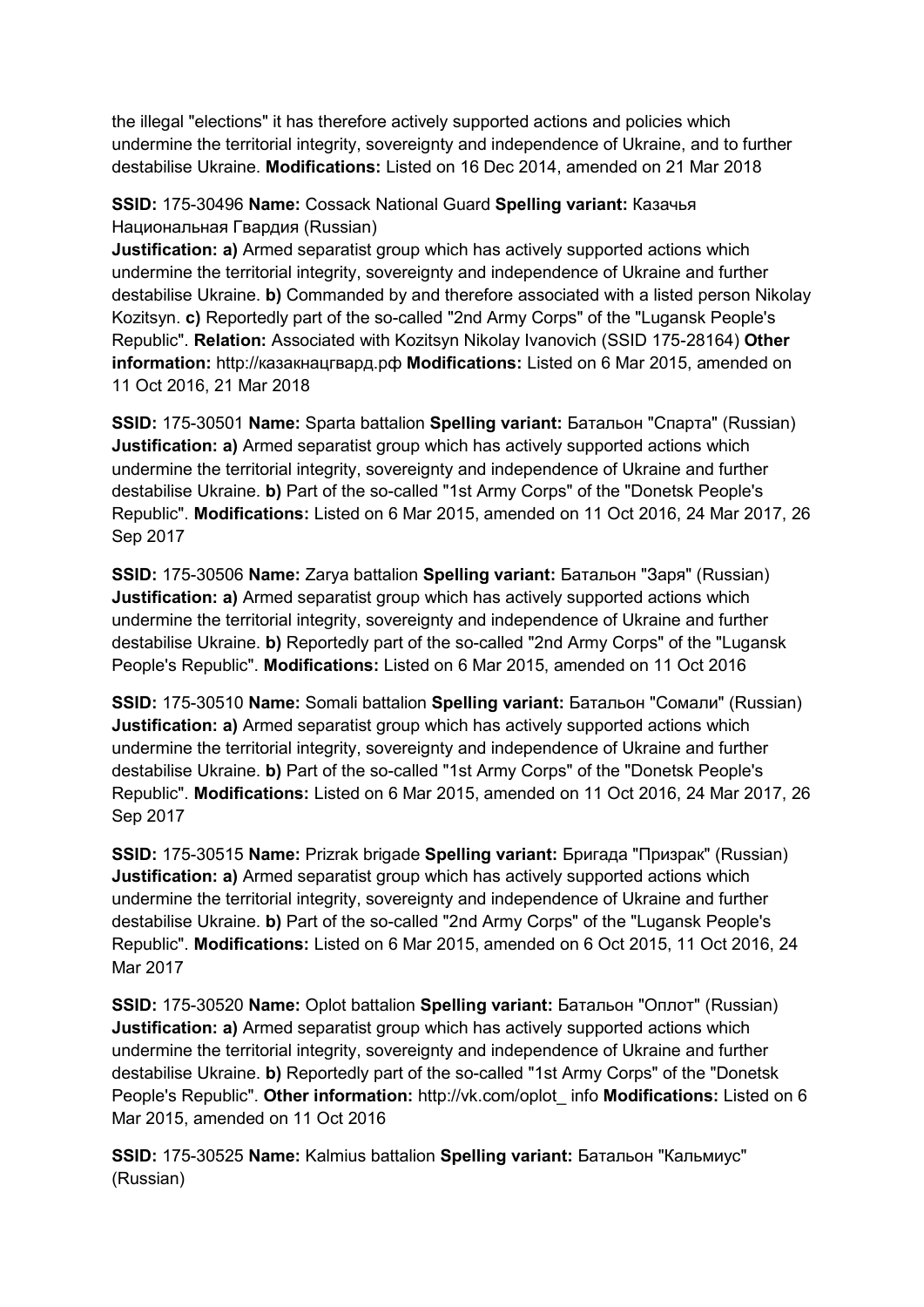the illegal "elections" it has therefore actively supported actions and policies which undermine the territorial integrity, sovereignty and independence of Ukraine, and to further destabilise Ukraine. **Modifications:** Listed on 16 Dec 2014, amended on 21 Mar 2018

**SSID:** 175-30496 **Name:** Cossack National Guard **Spelling variant:** Казачья Национальная Гвардия (Russian)
**Justification: a)** Armed separatist group which has actively supported actions which undermine the territorial integrity, sovereignty and independence of Ukraine and further destabilise Ukraine. **b)** Commanded by and therefore associated with a listed person Nikolay Kozitsyn. **c)** Reportedly part of the so-called "2nd Army Corps" of the "Lugansk People's Republic". **Relation:** Associated with Kozitsyn Nikolay Ivanovich (SSID 175-28164) **Other information:** http://казакнацгвард.рф **Modifications:** Listed on 6 Mar 2015, amended on 11 Oct 2016, 21 Mar 2018

**SSID:** 175-30501 **Name:** Sparta battalion **Spelling variant:** Батальон "Спарта" (Russian)
**Justification: a)** Armed separatist group which has actively supported actions which undermine the territorial integrity, sovereignty and independence of Ukraine and further destabilise Ukraine. **b)** Part of the so-called "1st Army Corps" of the "Donetsk People's Republic". **Modifications:** Listed on 6 Mar 2015, amended on 11 Oct 2016, 24 Mar 2017, 26 Sep 2017

**SSID:** 175-30506 **Name:** Zarya battalion **Spelling variant:** Батальон "Заря" (Russian)
**Justification: a)** Armed separatist group which has actively supported actions which undermine the territorial integrity, sovereignty and independence of Ukraine and further destabilise Ukraine. **b)** Reportedly part of the so-called "2nd Army Corps" of the "Lugansk People's Republic". **Modifications:** Listed on 6 Mar 2015, amended on 11 Oct 2016

**SSID:** 175-30510 **Name:** Somali battalion **Spelling variant:** Батальон "Сомали" (Russian)
**Justification: a)** Armed separatist group which has actively supported actions which undermine the territorial integrity, sovereignty and independence of Ukraine and further destabilise Ukraine. **b)** Part of the so-called "1st Army Corps" of the "Donetsk People's Republic". **Modifications:** Listed on 6 Mar 2015, amended on 11 Oct 2016, 24 Mar 2017, 26 Sep 2017

**SSID:** 175-30515 **Name:** Prizrak brigade **Spelling variant:** Бригада "Призрак" (Russian)
**Justification: a)** Armed separatist group which has actively supported actions which undermine the territorial integrity, sovereignty and independence of Ukraine and further destabilise Ukraine. **b)** Part of the so-called "2nd Army Corps" of the "Lugansk People's Republic". **Modifications:** Listed on 6 Mar 2015, amended on 6 Oct 2015, 11 Oct 2016, 24 Mar 2017

**SSID:** 175-30520 **Name:** Oplot battalion **Spelling variant:** Батальон "Оплот" (Russian)
**Justification: a)** Armed separatist group which has actively supported actions which undermine the territorial integrity, sovereignty and independence of Ukraine and further destabilise Ukraine. **b)** Reportedly part of the so-called "1st Army Corps" of the "Donetsk People's Republic". **Other information:** http://vk.com/oplot_ info **Modifications:** Listed on 6 Mar 2015, amended on 11 Oct 2016

**SSID:** 175-30525 **Name:** Kalmius battalion **Spelling variant:** Батальон "Кальмиус" (Russian)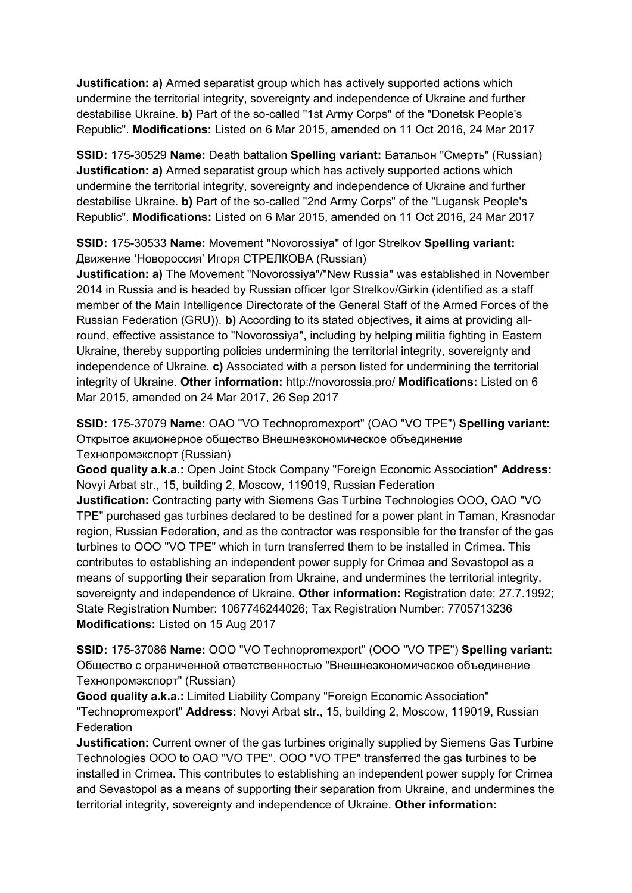**Justification: a)** Armed separatist group which has actively supported actions which undermine the territorial integrity, sovereignty and independence of Ukraine and further destabilise Ukraine. **b)** Part of the so-called "1st Army Corps" of the "Donetsk People's Republic". **Modifications:** Listed on 6 Mar 2015, amended on 11 Oct 2016, 24 Mar 2017

**SSID:** 175-30529 **Name:** Death battalion **Spelling variant:** Батальон "Смерть" (Russian) **Justification: a)** Armed separatist group which has actively supported actions which undermine the territorial integrity, sovereignty and independence of Ukraine and further destabilise Ukraine. **b)** Part of the so-called "2nd Army Corps" of the "Lugansk People's Republic". **Modifications:** Listed on 6 Mar 2015, amended on 11 Oct 2016, 24 Mar 2017

**SSID:** 175-30533 **Name:** Movement "Novorossiya" of Igor Strelkov **Spelling variant:** Движение 'Новороссия' Игоря СТРЕЛКОВА (Russian)
**Justification: a)** The Movement "Novorossiya"/"New Russia" was established in November 2014 in Russia and is headed by Russian officer Igor Strelkov/Girkin (identified as a staff member of the Main Intelligence Directorate of the General Staff of the Armed Forces of the Russian Federation (GRU)). **b)** According to its stated objectives, it aims at providing all-round, effective assistance to "Novorossiya", including by helping militia fighting in Eastern Ukraine, thereby supporting policies undermining the territorial integrity, sovereignty and independence of Ukraine. **c)** Associated with a person listed for undermining the territorial integrity of Ukraine. **Other information:** http://novorossia.pro/ **Modifications:** Listed on 6 Mar 2015, amended on 24 Mar 2017, 26 Sep 2017

**SSID:** 175-37079 **Name:** OAO "VO Technopromexport" (OAO "VO TPE") **Spelling variant:** Открытое акционерное общество Внешнеэкономическое объединение Технопромэкспорт (Russian)
**Good quality a.k.a.:** Open Joint Stock Company "Foreign Economic Association" **Address:** Novyi Arbat str., 15, building 2, Moscow, 119019, Russian Federation
**Justification:** Contracting party with Siemens Gas Turbine Technologies OOO, OAO "VO TPE" purchased gas turbines declared to be destined for a power plant in Taman, Krasnodar region, Russian Federation, and as the contractor was responsible for the transfer of the gas turbines to OOO "VO TPE" which in turn transferred them to be installed in Crimea. This contributes to establishing an independent power supply for Crimea and Sevastopol as a means of supporting their separation from Ukraine, and undermines the territorial integrity, sovereignty and independence of Ukraine. **Other information:** Registration date: 27.7.1992; State Registration Number: 1067746244026; Tax Registration Number: 7705713236
**Modifications:** Listed on 15 Aug 2017

**SSID:** 175-37086 **Name:** OOO "VO Technopromexport" (OOO "VO TPE") **Spelling variant:** Общество с ограниченной ответственностью "Внешнеэкономическое объединение Технопромэкспорт" (Russian)
**Good quality a.k.a.:** Limited Liability Company "Foreign Economic Association" "Technopromexport" **Address:** Novyi Arbat str., 15, building 2, Moscow, 119019, Russian Federation
**Justification:** Current owner of the gas turbines originally supplied by Siemens Gas Turbine Technologies OOO to OAO "VO TPE". OOO "VO TPE" transferred the gas turbines to be installed in Crimea. This contributes to establishing an independent power supply for Crimea and Sevastopol as a means of supporting their separation from Ukraine, and undermines the territorial integrity, sovereignty and independence of Ukraine. **Other information:**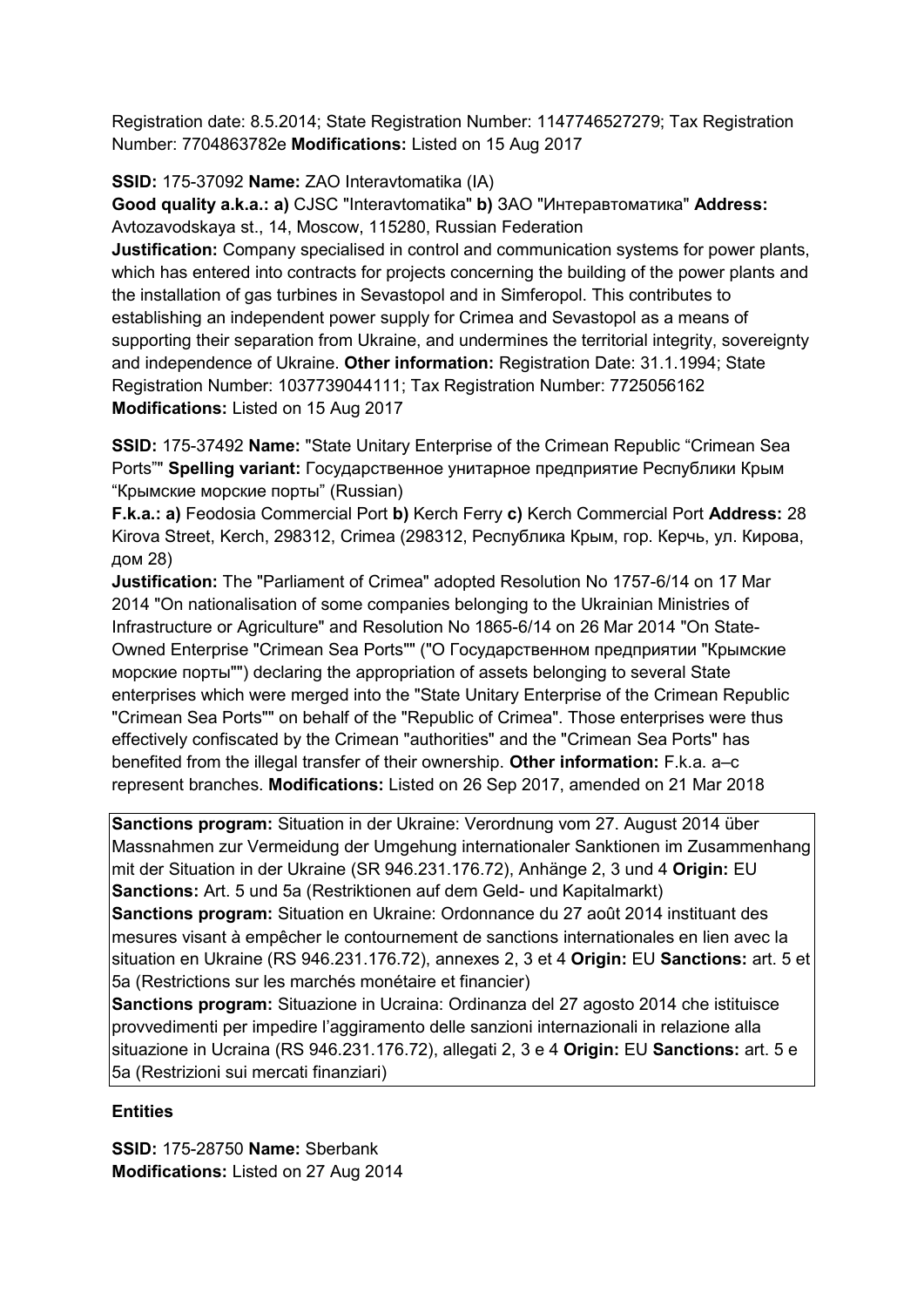Registration date: 8.5.2014; State Registration Number: 1147746527279; Tax Registration Number: 7704863782e **Modifications:** Listed on 15 Aug 2017

**SSID:** 175-37092 **Name:** ZAO Interavtomatika (IA)
**Good quality a.k.a.: a)** CJSC "Interavtomatika" **b)** ЗАО "Интеравтоматика" **Address:** Avtozavodskaya st., 14, Moscow, 115280, Russian Federation
**Justification:** Company specialised in control and communication systems for power plants, which has entered into contracts for projects concerning the building of the power plants and the installation of gas turbines in Sevastopol and in Simferopol. This contributes to establishing an independent power supply for Crimea and Sevastopol as a means of supporting their separation from Ukraine, and undermines the territorial integrity, sovereignty and independence of Ukraine. **Other information:** Registration Date: 31.1.1994; State Registration Number: 1037739044111; Tax Registration Number: 7725056162 **Modifications:** Listed on 15 Aug 2017

**SSID:** 175-37492 **Name:** "State Unitary Enterprise of the Crimean Republic "Crimean Sea Ports"" **Spelling variant:** Государственное унитарное предприятие Республики Крым "Крымские морские порты" (Russian)
**F.k.a.: a)** Feodosia Commercial Port **b)** Kerch Ferry **c)** Kerch Commercial Port **Address:** 28 Kirova Street, Kerch, 298312, Crimea (298312, Республика Крым, гор. Керчь, ул. Кирова, дом 28)
**Justification:** The "Parliament of Crimea" adopted Resolution No 1757-6/14 on 17 Mar 2014 "On nationalisation of some companies belonging to the Ukrainian Ministries of Infrastructure or Agriculture" and Resolution No 1865-6/14 on 26 Mar 2014 "On State-Owned Enterprise "Crimean Sea Ports"" ("О Государственном предприятии "Крымские морские порты"") declaring the appropriation of assets belonging to several State enterprises which were merged into the "State Unitary Enterprise of the Crimean Republic "Crimean Sea Ports"" on behalf of the "Republic of Crimea". Those enterprises were thus effectively confiscated by the Crimean "authorities" and the "Crimean Sea Ports" has benefited from the illegal transfer of their ownership. **Other information:** F.k.a. a–c represent branches. **Modifications:** Listed on 26 Sep 2017, amended on 21 Mar 2018

**Sanctions program:** Situation in der Ukraine: Verordnung vom 27. August 2014 über Massnahmen zur Vermeidung der Umgehung internationaler Sanktionen im Zusammenhang mit der Situation in der Ukraine (SR 946.231.176.72), Anhänge 2, 3 und 4 **Origin:** EU **Sanctions:** Art. 5 und 5a (Restriktionen auf dem Geld- und Kapitalmarkt)
**Sanctions program:** Situation en Ukraine: Ordonnance du 27 août 2014 instituant des mesures visant à empêcher le contournement de sanctions internationales en lien avec la situation en Ukraine (RS 946.231.176.72), annexes 2, 3 et 4 **Origin:** EU **Sanctions:** art. 5 et 5a (Restrictions sur les marchés monétaire et financier)
**Sanctions program:** Situazione in Ucraina: Ordinanza del 27 agosto 2014 che istituisce provvedimenti per impedire l'aggiramento delle sanzioni internazionali in relazione alla situazione in Ucraina (RS 946.231.176.72), allegati 2, 3 e 4 **Origin:** EU **Sanctions:** art. 5 e 5a (Restrizioni sui mercati finanziari)

**Entities**

**SSID:** 175-28750 **Name:** Sberbank
**Modifications:** Listed on 27 Aug 2014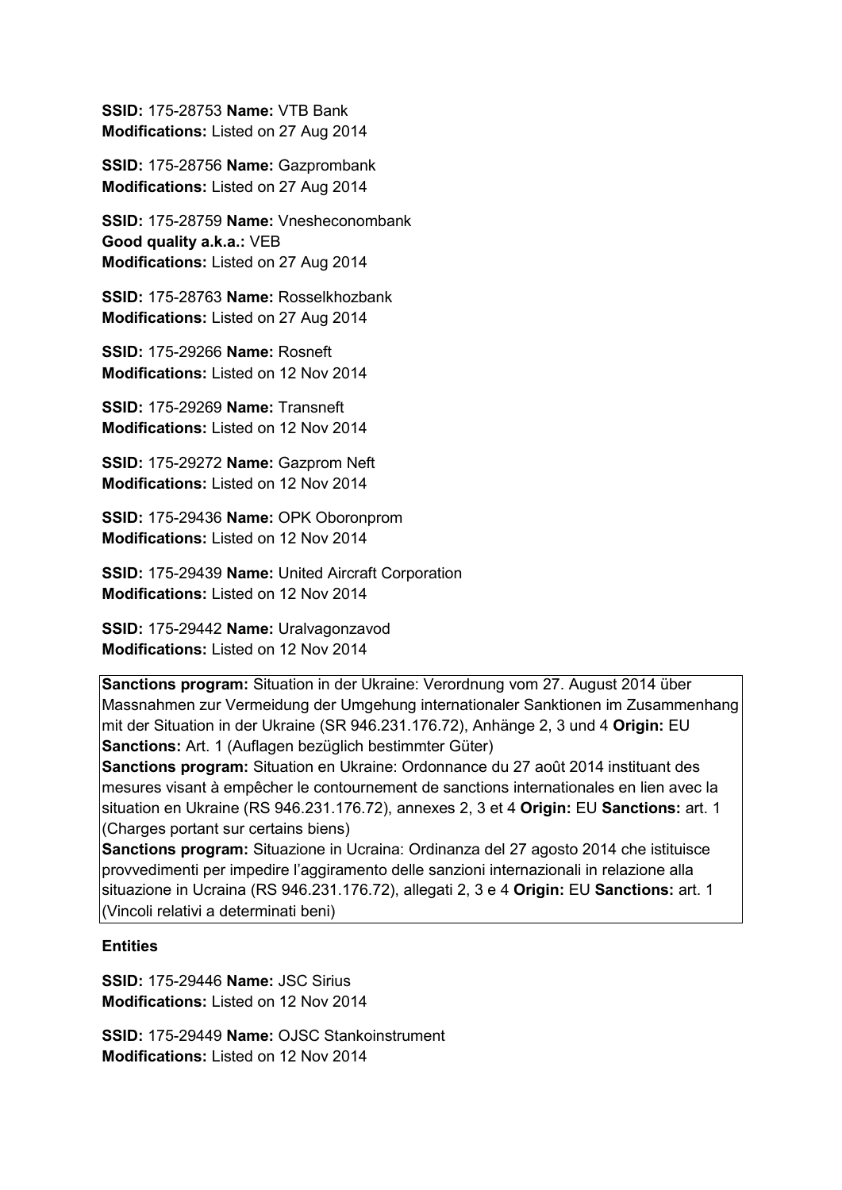**SSID:** 175-28753 **Name:** VTB Bank
**Modifications:** Listed on 27 Aug 2014

**SSID:** 175-28756 **Name:** Gazprombank
**Modifications:** Listed on 27 Aug 2014

**SSID:** 175-28759 **Name:** Vnesheconombank
**Good quality a.k.a.:** VEB
**Modifications:** Listed on 27 Aug 2014

**SSID:** 175-28763 **Name:** Rosselkhozbank
**Modifications:** Listed on 27 Aug 2014

**SSID:** 175-29266 **Name:** Rosneft
**Modifications:** Listed on 12 Nov 2014

**SSID:** 175-29269 **Name:** Transneft
**Modifications:** Listed on 12 Nov 2014

**SSID:** 175-29272 **Name:** Gazprom Neft
**Modifications:** Listed on 12 Nov 2014

**SSID:** 175-29436 **Name:** OPK Oboronprom
**Modifications:** Listed on 12 Nov 2014

**SSID:** 175-29439 **Name:** United Aircraft Corporation
**Modifications:** Listed on 12 Nov 2014

**SSID:** 175-29442 **Name:** Uralvagonzavod
**Modifications:** Listed on 12 Nov 2014

**Sanctions program:** Situation in der Ukraine: Verordnung vom 27. August 2014 über Massnahmen zur Vermeidung der Umgehung internationaler Sanktionen im Zusammenhang mit der Situation in der Ukraine (SR 946.231.176.72), Anhänge 2, 3 und 4 **Origin:** EU **Sanctions:** Art. 1 (Auflagen bezüglich bestimmter Güter)
**Sanctions program:** Situation en Ukraine: Ordonnance du 27 août 2014 instituant des mesures visant à empêcher le contournement de sanctions internationales en lien avec la situation en Ukraine (RS 946.231.176.72), annexes 2, 3 et 4 **Origin:** EU **Sanctions:** art. 1 (Charges portant sur certains biens)
**Sanctions program:** Situazione in Ucraina: Ordinanza del 27 agosto 2014 che istituisce provvedimenti per impedire l'aggiramento delle sanzioni internazionali in relazione alla situazione in Ucraina (RS 946.231.176.72), allegati 2, 3 e 4 **Origin:** EU **Sanctions:** art. 1 (Vincoli relativi a determinati beni)

**Entities**

**SSID:** 175-29446 **Name:** JSC Sirius
**Modifications:** Listed on 12 Nov 2014

**SSID:** 175-29449 **Name:** OJSC Stankoinstrument
**Modifications:** Listed on 12 Nov 2014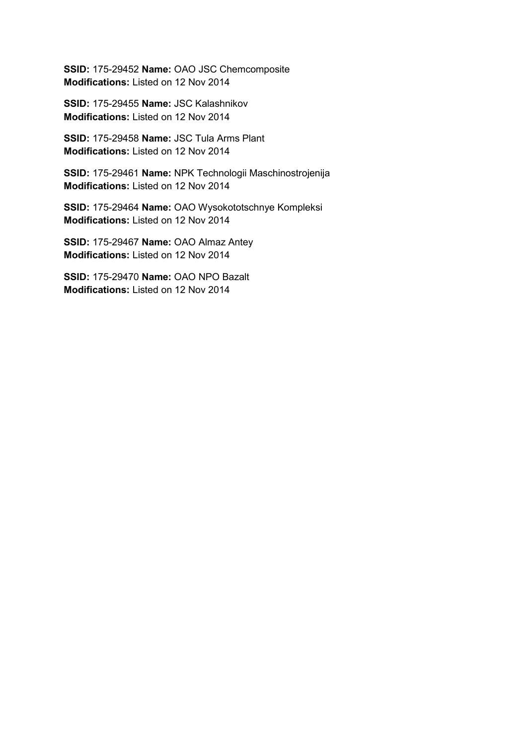**SSID:** 175-29452 **Name:** OAO JSC Chemcomposite
**Modifications:** Listed on 12 Nov 2014

**SSID:** 175-29455 **Name:** JSC Kalashnikov
**Modifications:** Listed on 12 Nov 2014

**SSID:** 175-29458 **Name:** JSC Tula Arms Plant
**Modifications:** Listed on 12 Nov 2014

**SSID:** 175-29461 **Name:** NPK Technologii Maschinostrojenija
**Modifications:** Listed on 12 Nov 2014

**SSID:** 175-29464 **Name:** OAO Wysokototschnye Kompleksi
**Modifications:** Listed on 12 Nov 2014

**SSID:** 175-29467 **Name:** OAO Almaz Antey
**Modifications:** Listed on 12 Nov 2014

**SSID:** 175-29470 **Name:** OAO NPO Bazalt
**Modifications:** Listed on 12 Nov 2014